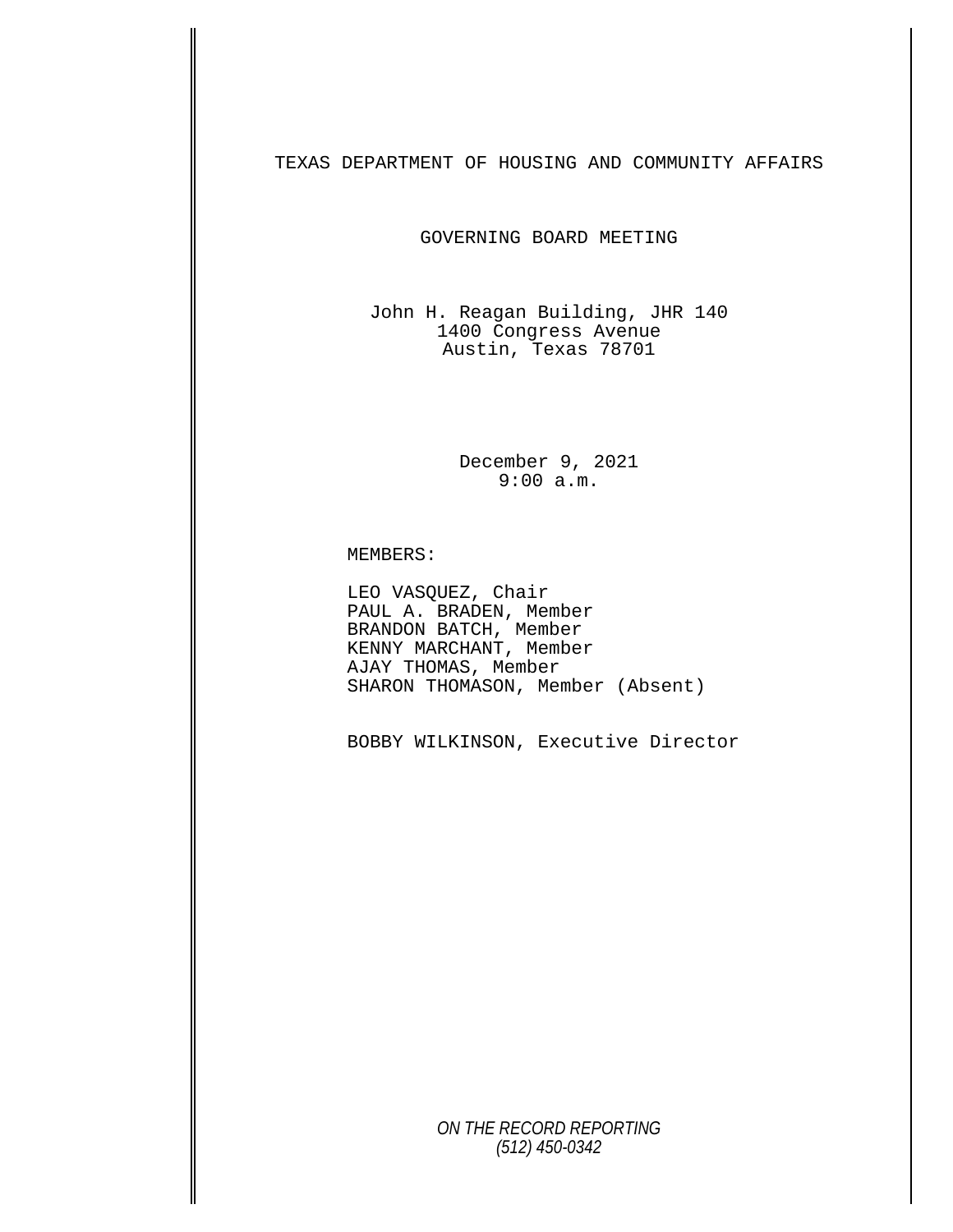# TEXAS DEPARTMENT OF HOUSING AND COMMUNITY AFFAIRS

## GOVERNING BOARD MEETING

John H. Reagan Building, JHR 140
1400 Congress Avenue
Austin, Texas 78701

December 9, 2021
9:00 a.m.

MEMBERS:

LEO VASQUEZ, Chair
PAUL A. BRADEN, Member
BRANDON BATCH, Member
KENNY MARCHANT, Member
AJAY THOMAS, Member
SHARON THOMASON, Member (Absent)

BOBBY WILKINSON, Executive Director

*ON THE RECORD REPORTING*
*(512) 450-0342*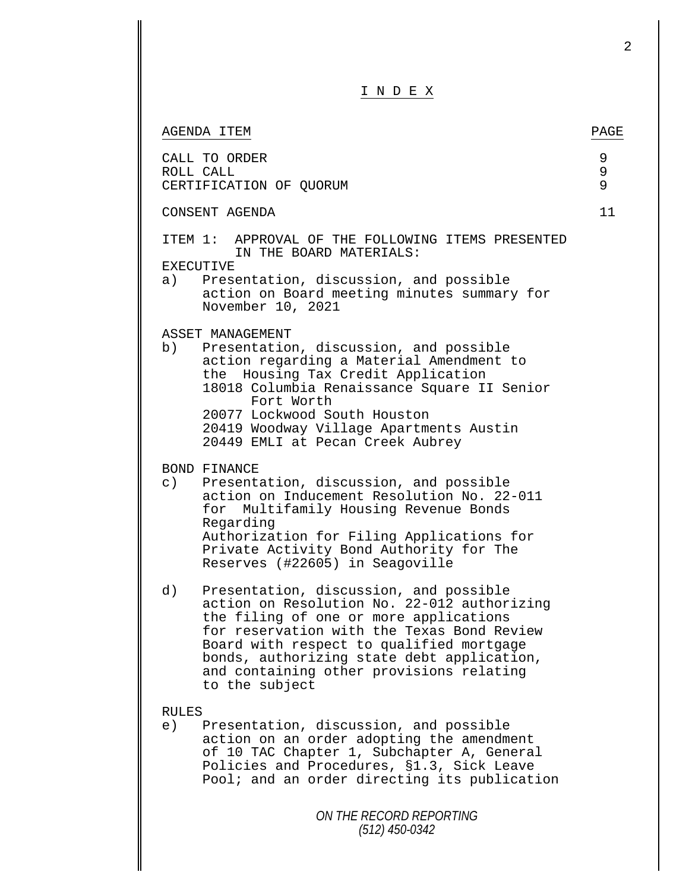# I N D E X

| AGENDA ITEM | PAGE |
|---|---|
| CALL TO ORDER | 9 |
| ROLL CALL | 9 |
| CERTIFICATION OF QUORUM | 9 |
| CONSENT AGENDA | 11 |

ITEM 1: APPROVAL OF THE FOLLOWING ITEMS PRESENTED IN THE BOARD MATERIALS:

EXECUTIVE

a) Presentation, discussion, and possible action on Board meeting minutes summary for November 10, 2021

ASSET MANAGEMENT

b) Presentation, discussion, and possible action regarding a Material Amendment to the Housing Tax Credit Application
18018 Columbia Renaissance Square II Senior Fort Worth
20077 Lockwood South Houston
20419 Woodway Village Apartments Austin
20449 EMLI at Pecan Creek Aubrey

BOND FINANCE

c) Presentation, discussion, and possible action on Inducement Resolution No. 22-011 for Multifamily Housing Revenue Bonds Regarding
Authorization for Filing Applications for Private Activity Bond Authority for The Reserves (#22605) in Seagoville

d) Presentation, discussion, and possible action on Resolution No. 22-012 authorizing the filing of one or more applications for reservation with the Texas Bond Review Board with respect to qualified mortgage bonds, authorizing state debt application, and containing other provisions relating to the subject

RULES

e) Presentation, discussion, and possible action on an order adopting the amendment of 10 TAC Chapter 1, Subchapter A, General Policies and Procedures, §1.3, Sick Leave Pool; and an order directing its publication

*ON THE RECORD REPORTING*
*(512) 450-0342*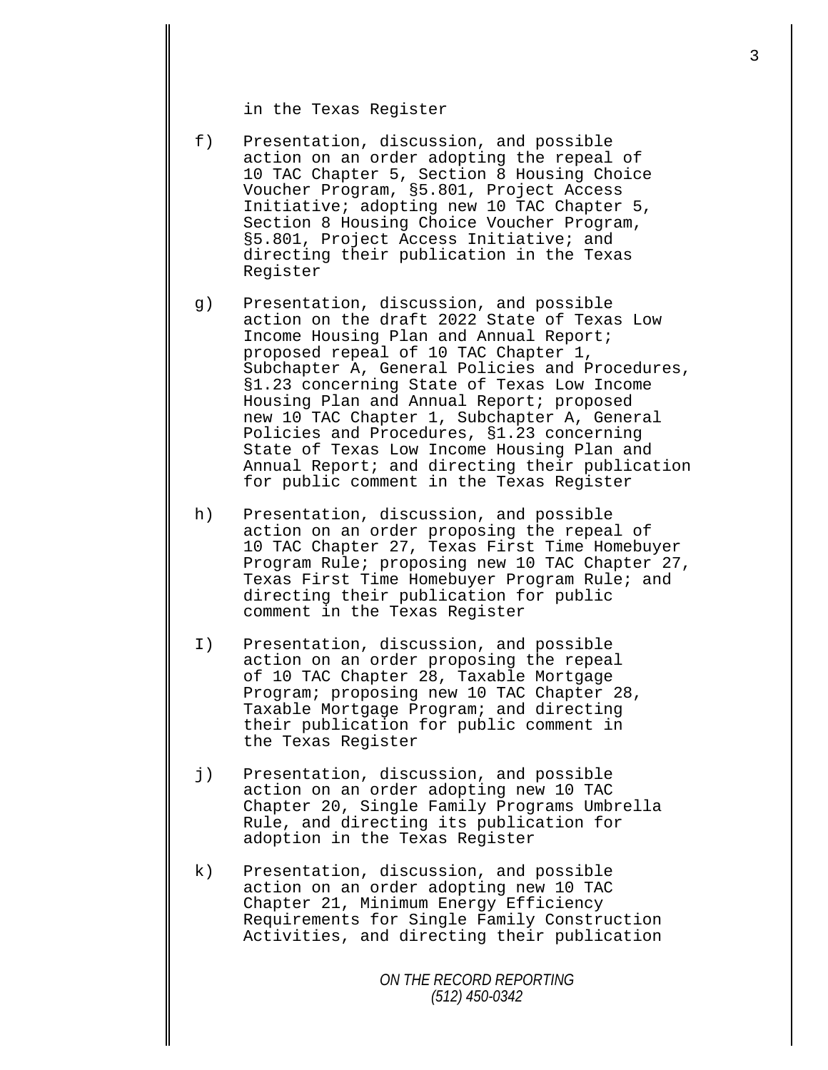in the Texas Register

f) Presentation, discussion, and possible action on an order adopting the repeal of 10 TAC Chapter 5, Section 8 Housing Choice Voucher Program, §5.801, Project Access Initiative; adopting new 10 TAC Chapter 5, Section 8 Housing Choice Voucher Program, §5.801, Project Access Initiative; and directing their publication in the Texas Register

g) Presentation, discussion, and possible action on the draft 2022 State of Texas Low Income Housing Plan and Annual Report; proposed repeal of 10 TAC Chapter 1, Subchapter A, General Policies and Procedures, §1.23 concerning State of Texas Low Income Housing Plan and Annual Report; proposed new 10 TAC Chapter 1, Subchapter A, General Policies and Procedures, §1.23 concerning State of Texas Low Income Housing Plan and Annual Report; and directing their publication for public comment in the Texas Register

h) Presentation, discussion, and possible action on an order proposing the repeal of 10 TAC Chapter 27, Texas First Time Homebuyer Program Rule; proposing new 10 TAC Chapter 27, Texas First Time Homebuyer Program Rule; and directing their publication for public comment in the Texas Register

I) Presentation, discussion, and possible action on an order proposing the repeal of 10 TAC Chapter 28, Taxable Mortgage Program; proposing new 10 TAC Chapter 28, Taxable Mortgage Program; and directing their publication for public comment in the Texas Register

j) Presentation, discussion, and possible action on an order adopting new 10 TAC Chapter 20, Single Family Programs Umbrella Rule, and directing its publication for adoption in the Texas Register

k) Presentation, discussion, and possible action on an order adopting new 10 TAC Chapter 21, Minimum Energy Efficiency Requirements for Single Family Construction Activities, and directing their publication

*ON THE RECORD REPORTING*
*(512) 450-0342*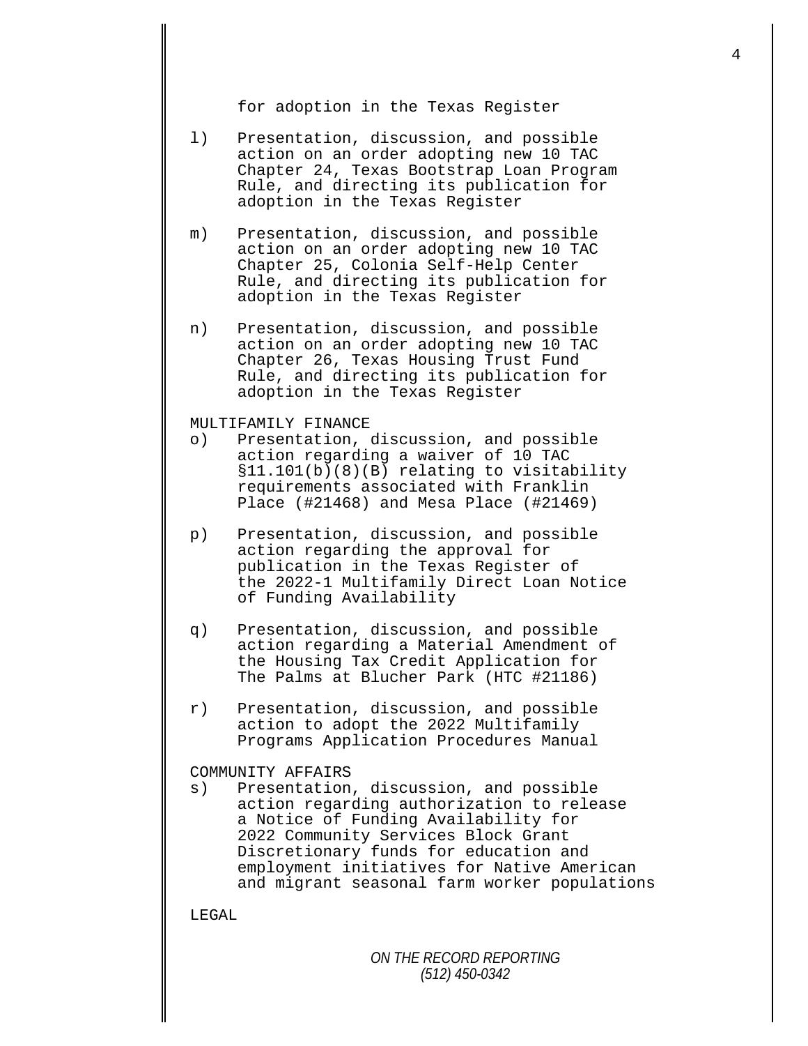for adoption in the Texas Register

l) Presentation, discussion, and possible action on an order adopting new 10 TAC Chapter 24, Texas Bootstrap Loan Program Rule, and directing its publication for adoption in the Texas Register

m) Presentation, discussion, and possible action on an order adopting new 10 TAC Chapter 25, Colonia Self-Help Center Rule, and directing its publication for adoption in the Texas Register

n) Presentation, discussion, and possible action on an order adopting new 10 TAC Chapter 26, Texas Housing Trust Fund Rule, and directing its publication for adoption in the Texas Register

MULTIFAMILY FINANCE

o) Presentation, discussion, and possible action regarding a waiver of 10 TAC §11.101(b)(8)(B) relating to visitability requirements associated with Franklin Place (#21468) and Mesa Place (#21469)

p) Presentation, discussion, and possible action regarding the approval for publication in the Texas Register of the 2022-1 Multifamily Direct Loan Notice of Funding Availability

q) Presentation, discussion, and possible action regarding a Material Amendment of the Housing Tax Credit Application for The Palms at Blucher Park (HTC #21186)

r) Presentation, discussion, and possible action to adopt the 2022 Multifamily Programs Application Procedures Manual

COMMUNITY AFFAIRS

s) Presentation, discussion, and possible action regarding authorization to release a Notice of Funding Availability for 2022 Community Services Block Grant Discretionary funds for education and employment initiatives for Native American and migrant seasonal farm worker populations

LEGAL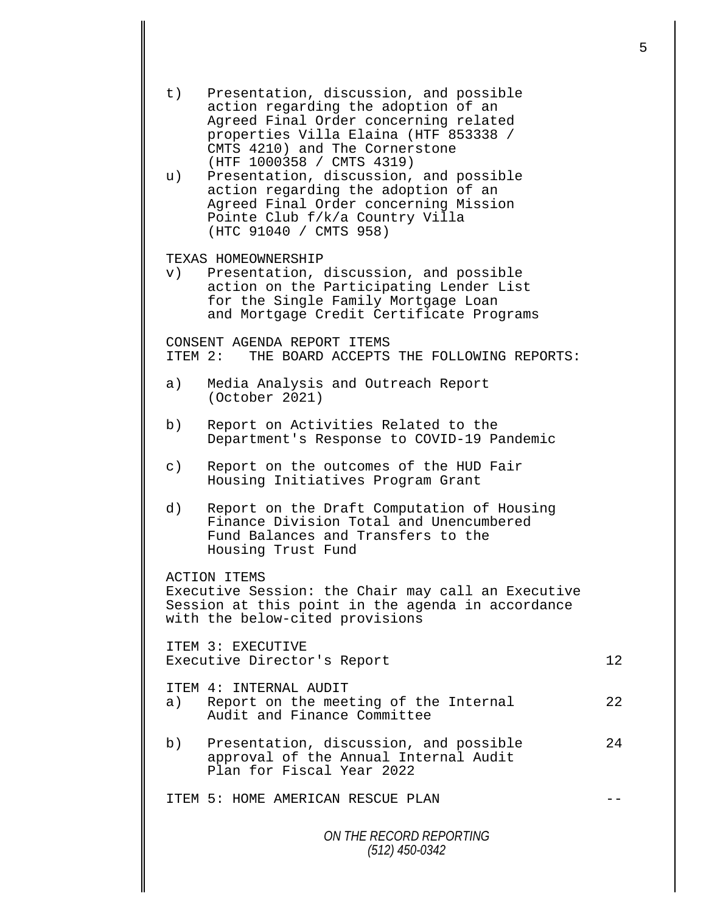t) Presentation, discussion, and possible action regarding the adoption of an Agreed Final Order concerning related properties Villa Elaina (HTF 853338 / CMTS 4210) and The Cornerstone (HTF 1000358 / CMTS 4319)

u) Presentation, discussion, and possible action regarding the adoption of an Agreed Final Order concerning Mission Pointe Club f/k/a Country Villa (HTC 91040 / CMTS 958)

TEXAS HOMEOWNERSHIP

v) Presentation, discussion, and possible action on the Participating Lender List for the Single Family Mortgage Loan and Mortgage Credit Certificate Programs

CONSENT AGENDA REPORT ITEMS

ITEM 2: THE BOARD ACCEPTS THE FOLLOWING REPORTS:

a) Media Analysis and Outreach Report (October 2021)

b) Report on Activities Related to the Department's Response to COVID-19 Pandemic

c) Report on the outcomes of the HUD Fair Housing Initiatives Program Grant

d) Report on the Draft Computation of Housing Finance Division Total and Unencumbered Fund Balances and Transfers to the Housing Trust Fund

ACTION ITEMS

Executive Session: the Chair may call an Executive Session at this point in the agenda in accordance with the below-cited provisions

| | |
|---|---|
| ITEM 3: EXECUTIVE<br>Executive Director's Report | 12 |
| ITEM 4: INTERNAL AUDIT<br>a) Report on the meeting of the Internal Audit and Finance Committee | 22 |
| b) Presentation, discussion, and possible approval of the Annual Internal Audit Plan for Fiscal Year 2022 | 24 |
| ITEM 5: HOME AMERICAN RESCUE PLAN | -- |

ON THE RECORD REPORTING
(512) 450-0342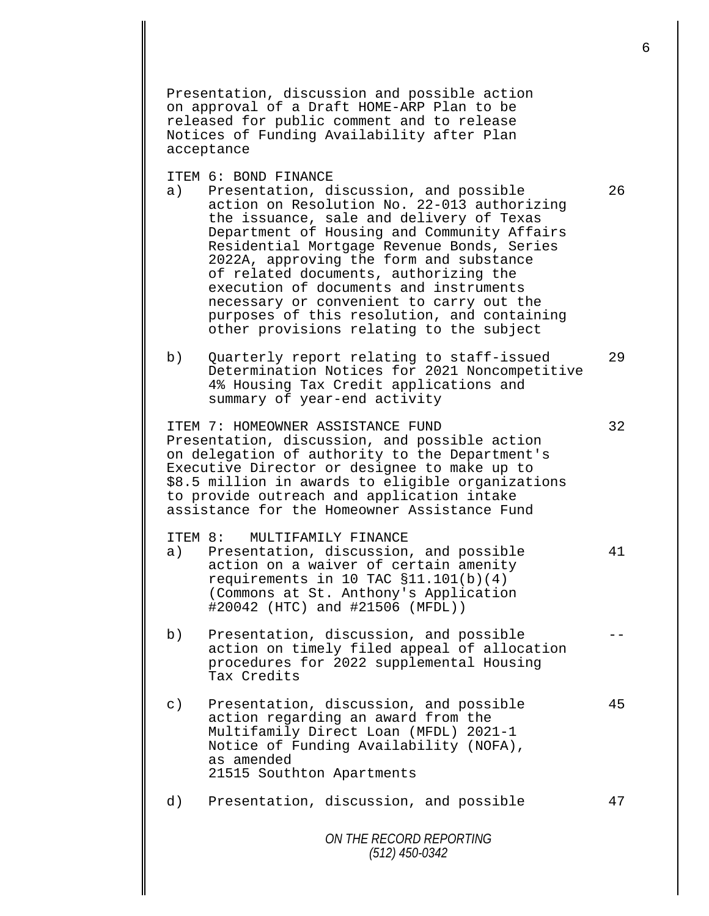Presentation, discussion and possible action on approval of a Draft HOME-ARP Plan to be released for public comment and to release Notices of Funding Availability after Plan acceptance

ITEM 6: BOND FINANCE

a) Presentation, discussion, and possible action on Resolution No. 22-013 authorizing the issuance, sale and delivery of Texas Department of Housing and Community Affairs Residential Mortgage Revenue Bonds, Series 2022A, approving the form and substance of related documents, authorizing the execution of documents and instruments necessary or convenient to carry out the purposes of this resolution, and containing other provisions relating to the subject — 26

b) Quarterly report relating to staff-issued Determination Notices for 2021 Noncompetitive 4% Housing Tax Credit applications and summary of year-end activity — 29

ITEM 7: HOMEOWNER ASSISTANCE FUND — 32

Presentation, discussion, and possible action on delegation of authority to the Department's Executive Director or designee to make up to $8.5 million in awards to eligible organizations to provide outreach and application intake assistance for the Homeowner Assistance Fund

ITEM 8: MULTIFAMILY FINANCE

a) Presentation, discussion, and possible action on a waiver of certain amenity requirements in 10 TAC §11.101(b)(4) (Commons at St. Anthony's Application #20042 (HTC) and #21506 (MFDL)) — 41

b) Presentation, discussion, and possible action on timely filed appeal of allocation procedures for 2022 supplemental Housing Tax Credits — --

c) Presentation, discussion, and possible action regarding an award from the Multifamily Direct Loan (MFDL) 2021-1 Notice of Funding Availability (NOFA), as amended
21515 Southton Apartments — 45

d) Presentation, discussion, and possible — 47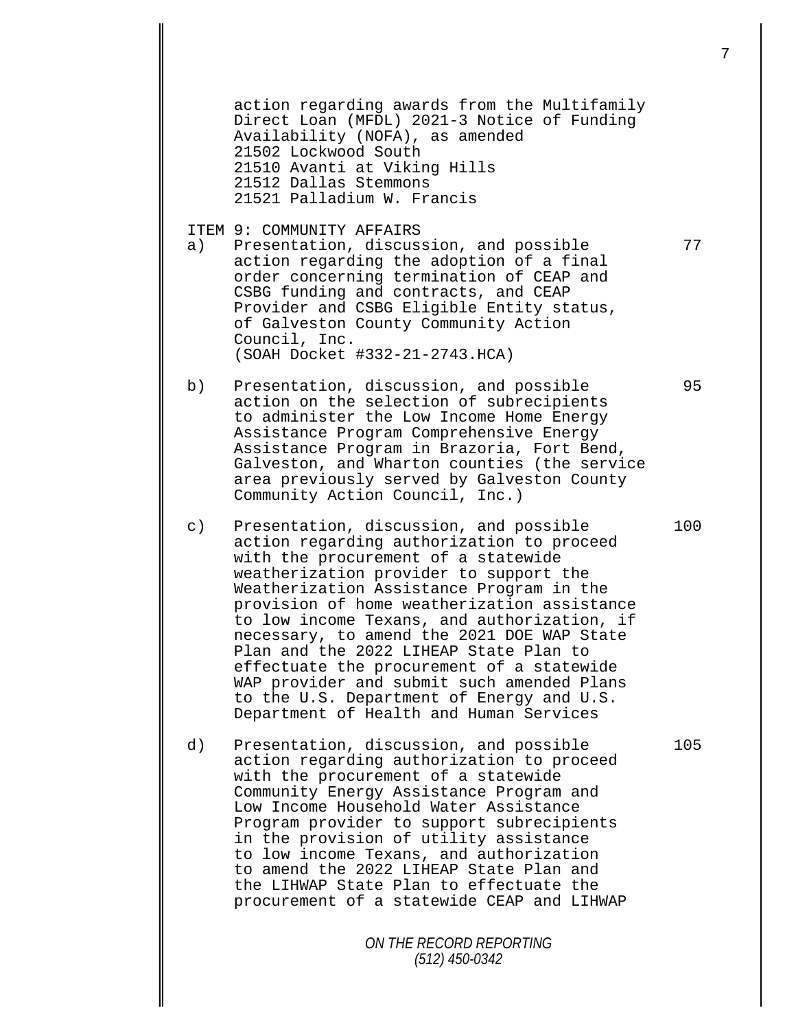action regarding awards from the Multifamily Direct Loan (MFDL) 2021-3 Notice of Funding Availability (NOFA), as amended
21502 Lockwood South
21510 Avanti at Viking Hills
21512 Dallas Stemmons
21521 Palladium W. Francis

ITEM 9: COMMUNITY AFFAIRS

a) Presentation, discussion, and possible action regarding the adoption of a final order concerning termination of CEAP and CSBG funding and contracts, and CEAP Provider and CSBG Eligible Entity status, of Galveston County Community Action Council, Inc. (SOAH Docket #332-21-2743.HCA) — 77

b) Presentation, discussion, and possible action on the selection of subrecipients to administer the Low Income Home Energy Assistance Program Comprehensive Energy Assistance Program in Brazoria, Fort Bend, Galveston, and Wharton counties (the service area previously served by Galveston County Community Action Council, Inc.) — 95

c) Presentation, discussion, and possible action regarding authorization to proceed with the procurement of a statewide weatherization provider to support the Weatherization Assistance Program in the provision of home weatherization assistance to low income Texans, and authorization, if necessary, to amend the 2021 DOE WAP State Plan and the 2022 LIHEAP State Plan to effectuate the procurement of a statewide WAP provider and submit such amended Plans to the U.S. Department of Energy and U.S. Department of Health and Human Services — 100

d) Presentation, discussion, and possible action regarding authorization to proceed with the procurement of a statewide Community Energy Assistance Program and Low Income Household Water Assistance Program provider to support subrecipients in the provision of utility assistance to low income Texans, and authorization to amend the 2022 LIHEAP State Plan and the LIHWAP State Plan to effectuate the procurement of a statewide CEAP and LIHWAP — 105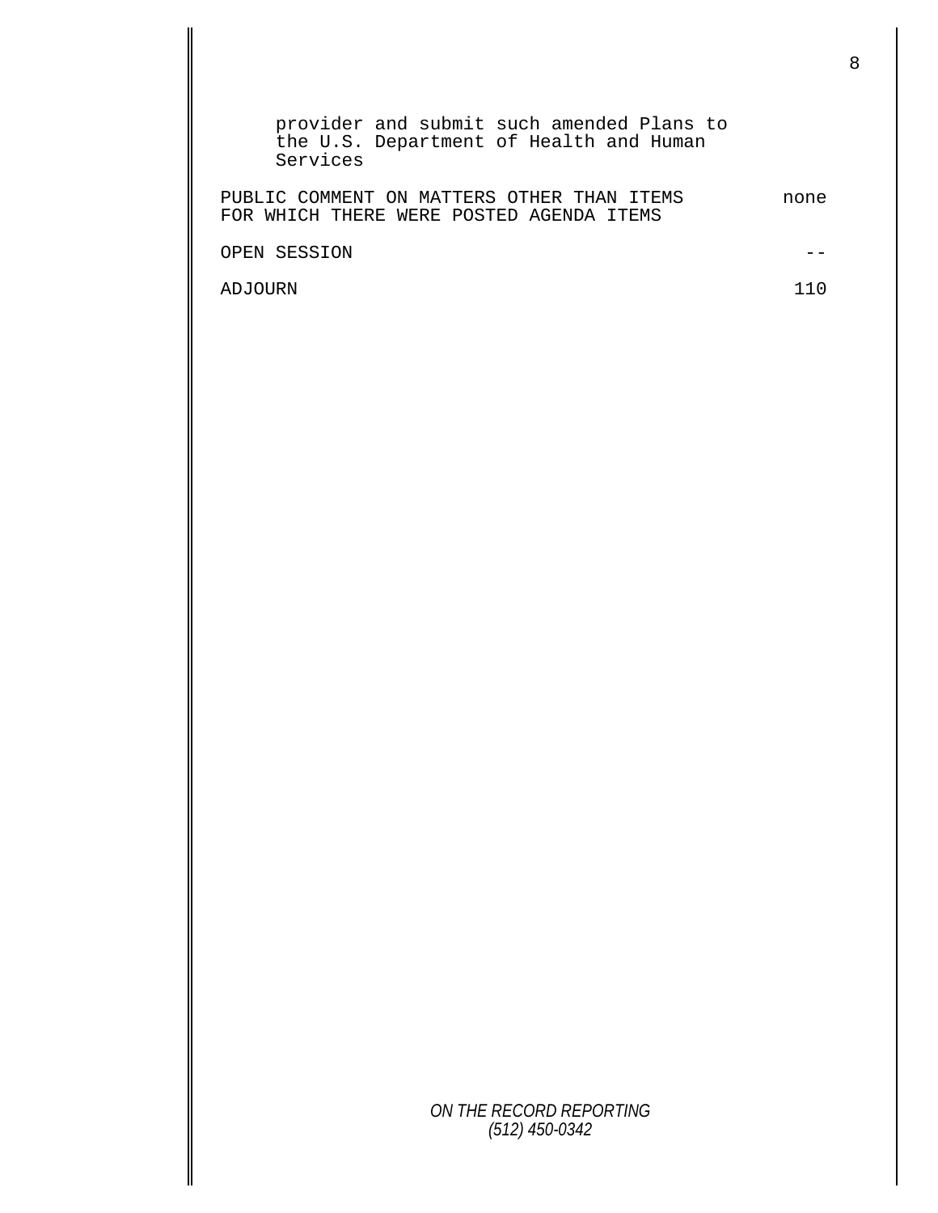provider and submit such amended Plans to the U.S. Department of Health and Human Services

| | |
|---|---|
| PUBLIC COMMENT ON MATTERS OTHER THAN ITEMS FOR WHICH THERE WERE POSTED AGENDA ITEMS | none |
| OPEN SESSION | -- |
| ADJOURN | 110 |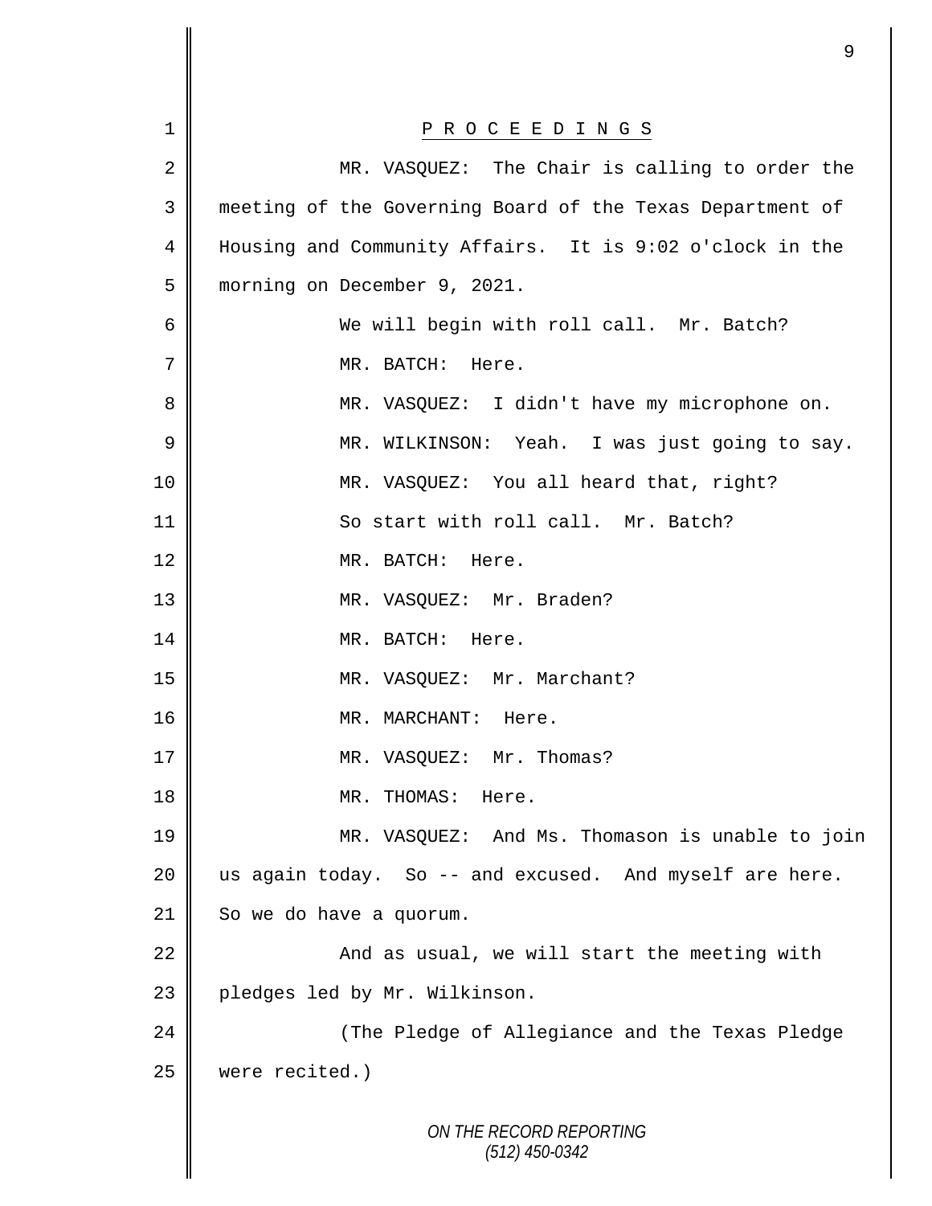P R O C E E D I N G S

MR. VASQUEZ: The Chair is calling to order the meeting of the Governing Board of the Texas Department of Housing and Community Affairs. It is 9:02 o'clock in the morning on December 9, 2021.

We will begin with roll call. Mr. Batch?

MR. BATCH: Here.

MR. VASQUEZ: I didn't have my microphone on.

MR. WILKINSON: Yeah. I was just going to say.

MR. VASQUEZ: You all heard that, right?

So start with roll call. Mr. Batch?

MR. BATCH: Here.

MR. VASQUEZ: Mr. Braden?

MR. BATCH: Here.

MR. VASQUEZ: Mr. Marchant?

MR. MARCHANT: Here.

MR. VASQUEZ: Mr. Thomas?

MR. THOMAS: Here.

MR. VASQUEZ: And Ms. Thomason is unable to join us again today. So -- and excused. And myself are here. So we do have a quorum.

And as usual, we will start the meeting with pledges led by Mr. Wilkinson.

(The Pledge of Allegiance and the Texas Pledge were recited.)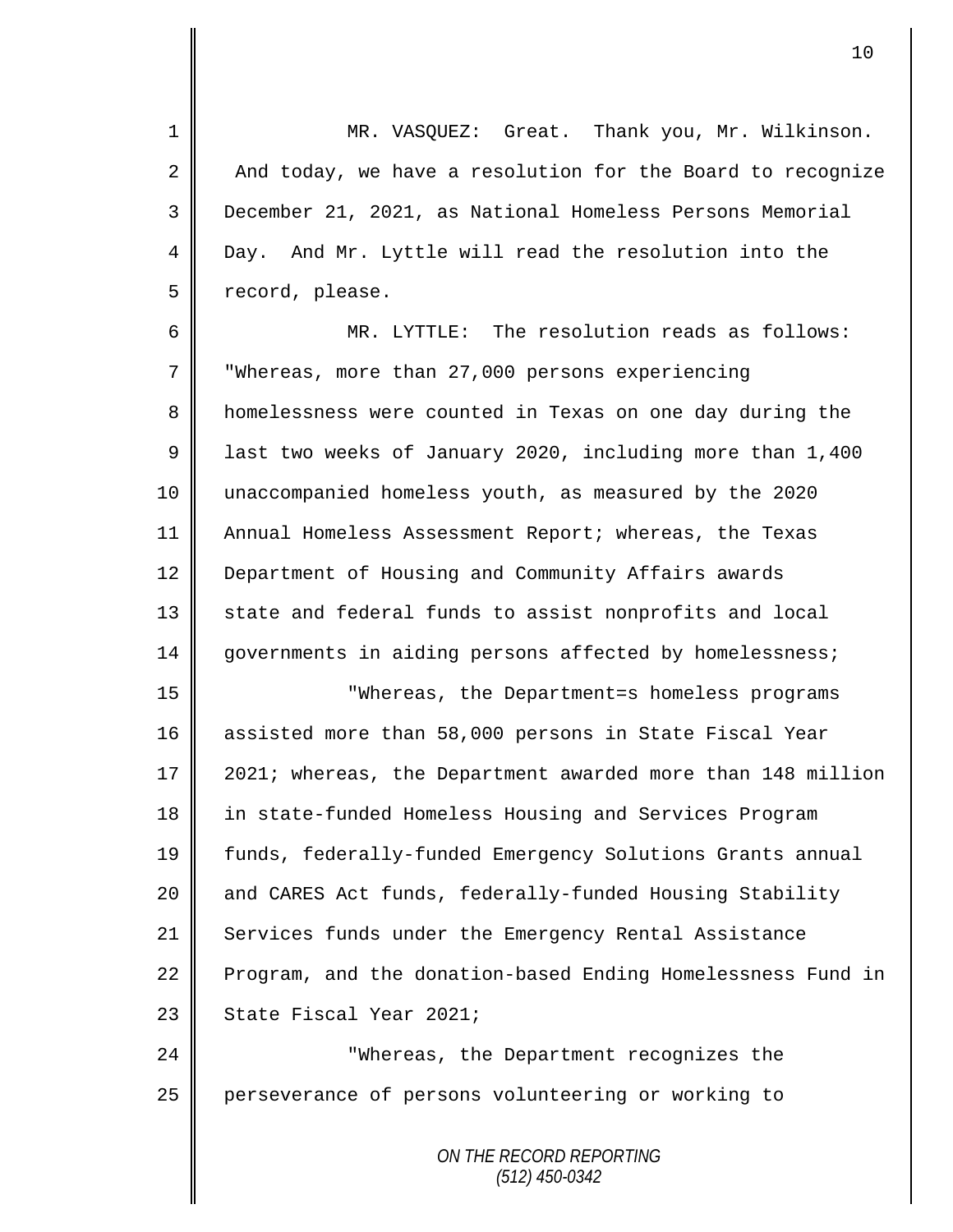MR. VASQUEZ: Great. Thank you, Mr. Wilkinson. And today, we have a resolution for the Board to recognize December 21, 2021, as National Homeless Persons Memorial Day. And Mr. Lyttle will read the resolution into the record, please.

MR. LYTTLE: The resolution reads as follows: "Whereas, more than 27,000 persons experiencing homelessness were counted in Texas on one day during the last two weeks of January 2020, including more than 1,400 unaccompanied homeless youth, as measured by the 2020 Annual Homeless Assessment Report; whereas, the Texas Department of Housing and Community Affairs awards state and federal funds to assist nonprofits and local governments in aiding persons affected by homelessness;

"Whereas, the Department=s homeless programs assisted more than 58,000 persons in State Fiscal Year 2021; whereas, the Department awarded more than 148 million in state-funded Homeless Housing and Services Program funds, federally-funded Emergency Solutions Grants annual and CARES Act funds, federally-funded Housing Stability Services funds under the Emergency Rental Assistance Program, and the donation-based Ending Homelessness Fund in State Fiscal Year 2021;

"Whereas, the Department recognizes the perseverance of persons volunteering or working to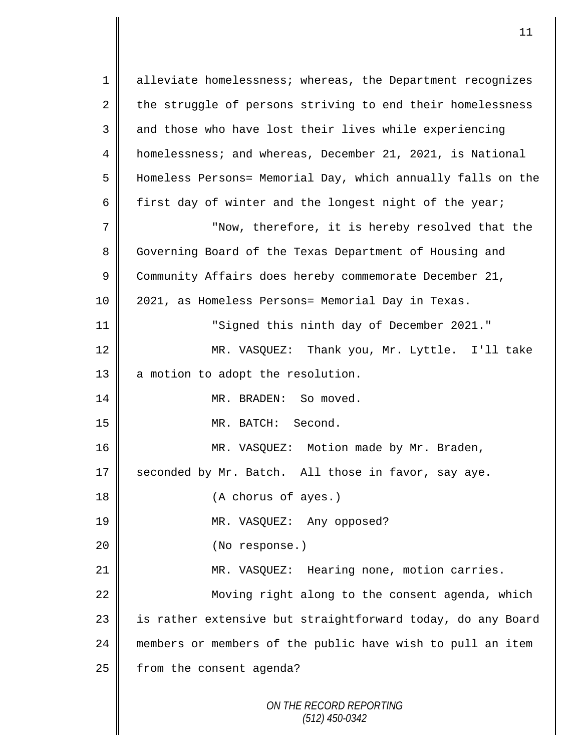alleviate homelessness; whereas, the Department recognizes the struggle of persons striving to end their homelessness and those who have lost their lives while experiencing homelessness; and whereas, December 21, 2021, is National Homeless Persons= Memorial Day, which annually falls on the first day of winter and the longest night of the year;

"Now, therefore, it is hereby resolved that the Governing Board of the Texas Department of Housing and Community Affairs does hereby commemorate December 21, 2021, as Homeless Persons= Memorial Day in Texas.

"Signed this ninth day of December 2021."

MR. VASQUEZ: Thank you, Mr. Lyttle. I'll take a motion to adopt the resolution.

MR. BRADEN: So moved.

MR. BATCH: Second.

MR. VASQUEZ: Motion made by Mr. Braden, seconded by Mr. Batch. All those in favor, say aye.

(A chorus of ayes.)

MR. VASQUEZ: Any opposed?

(No response.)

MR. VASQUEZ: Hearing none, motion carries.

Moving right along to the consent agenda, which is rather extensive but straightforward today, do any Board members or members of the public have wish to pull an item from the consent agenda?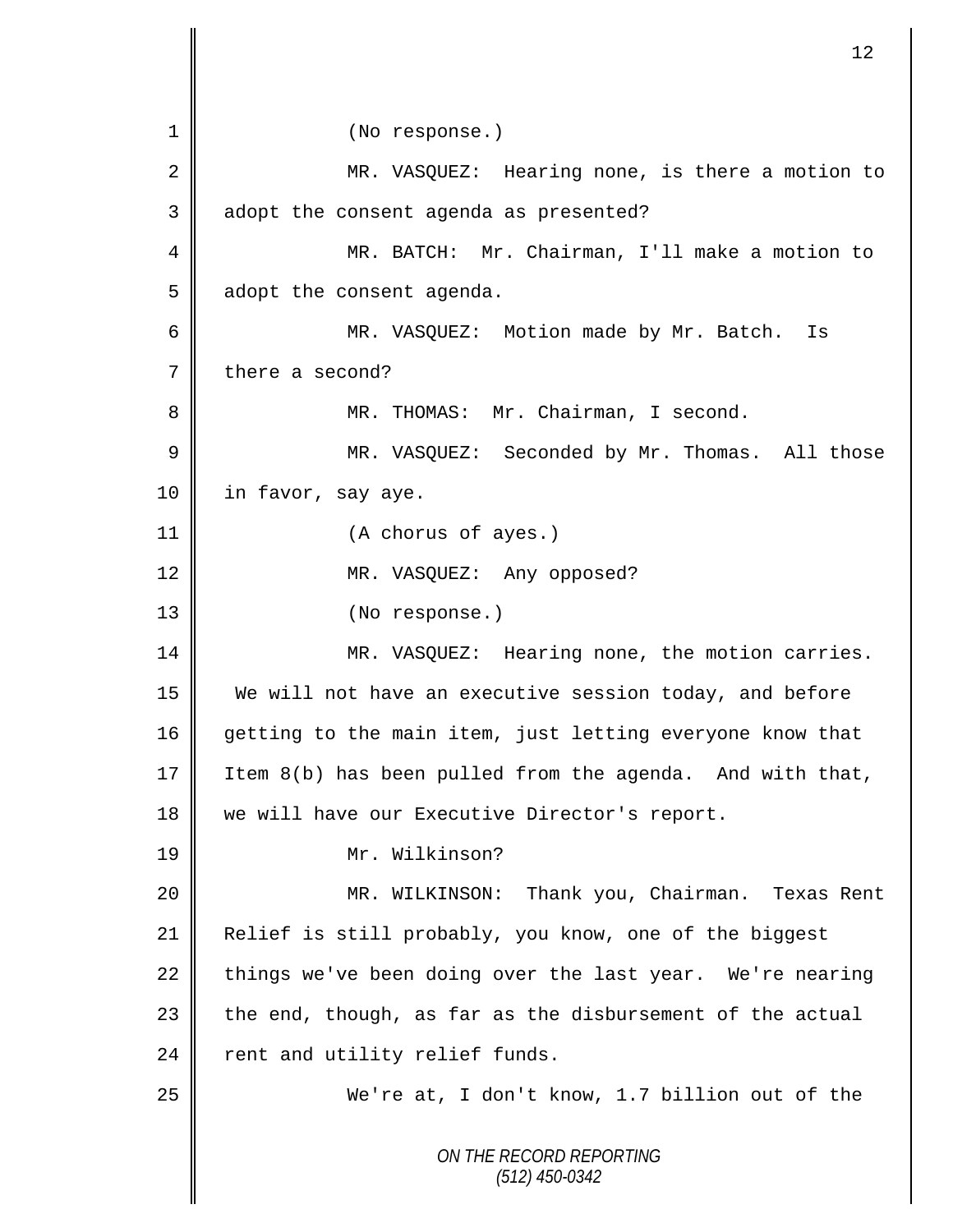(No response.)

MR. VASQUEZ: Hearing none, is there a motion to adopt the consent agenda as presented?

MR. BATCH: Mr. Chairman, I'll make a motion to adopt the consent agenda.

MR. VASQUEZ: Motion made by Mr. Batch. Is there a second?

MR. THOMAS: Mr. Chairman, I second.

MR. VASQUEZ: Seconded by Mr. Thomas. All those in favor, say aye.

(A chorus of ayes.)

MR. VASQUEZ: Any opposed?

(No response.)

MR. VASQUEZ: Hearing none, the motion carries. We will not have an executive session today, and before getting to the main item, just letting everyone know that Item 8(b) has been pulled from the agenda. And with that, we will have our Executive Director's report.

Mr. Wilkinson?

MR. WILKINSON: Thank you, Chairman. Texas Rent Relief is still probably, you know, one of the biggest things we've been doing over the last year. We're nearing the end, though, as far as the disbursement of the actual rent and utility relief funds.

We're at, I don't know, 1.7 billion out of the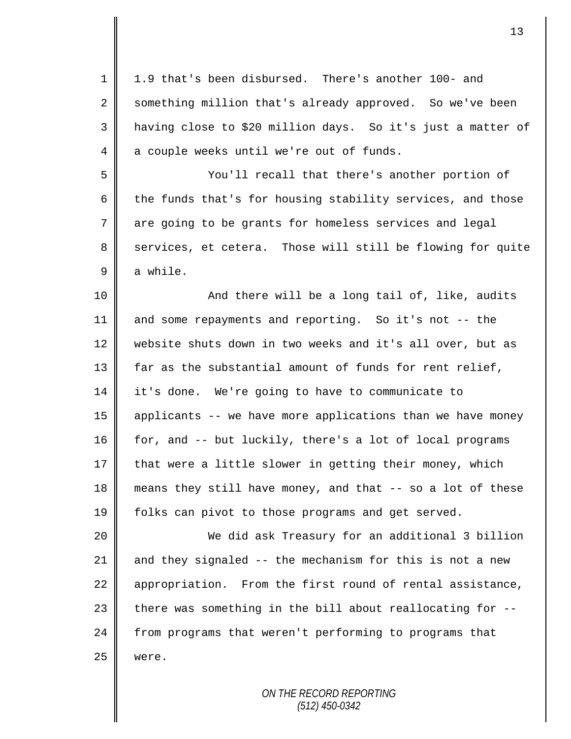1.9 that's been disbursed. There's another 100- and something million that's already approved. So we've been having close to $20 million days. So it's just a matter of a couple weeks until we're out of funds.

You'll recall that there's another portion of the funds that's for housing stability services, and those are going to be grants for homeless services and legal services, et cetera. Those will still be flowing for quite a while.

And there will be a long tail of, like, audits and some repayments and reporting. So it's not -- the website shuts down in two weeks and it's all over, but as far as the substantial amount of funds for rent relief, it's done. We're going to have to communicate to applicants -- we have more applications than we have money for, and -- but luckily, there's a lot of local programs that were a little slower in getting their money, which means they still have money, and that -- so a lot of these folks can pivot to those programs and get served.

We did ask Treasury for an additional 3 billion and they signaled -- the mechanism for this is not a new appropriation. From the first round of rental assistance, there was something in the bill about reallocating for -- from programs that weren't performing to programs that were.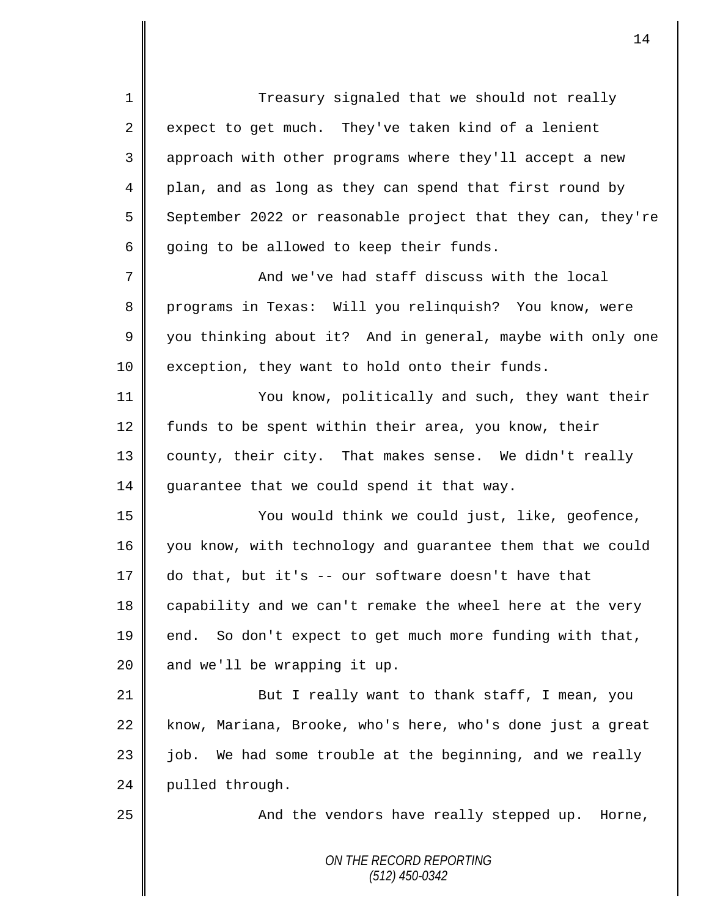Treasury signaled that we should not really expect to get much. They've taken kind of a lenient approach with other programs where they'll accept a new plan, and as long as they can spend that first round by September 2022 or reasonable project that they can, they're going to be allowed to keep their funds.

And we've had staff discuss with the local programs in Texas: Will you relinquish? You know, were you thinking about it? And in general, maybe with only one exception, they want to hold onto their funds.

You know, politically and such, they want their funds to be spent within their area, you know, their county, their city. That makes sense. We didn't really guarantee that we could spend it that way.

You would think we could just, like, geofence, you know, with technology and guarantee them that we could do that, but it's -- our software doesn't have that capability and we can't remake the wheel here at the very end. So don't expect to get much more funding with that, and we'll be wrapping it up.

But I really want to thank staff, I mean, you know, Mariana, Brooke, who's here, who's done just a great job. We had some trouble at the beginning, and we really pulled through.

And the vendors have really stepped up. Horne,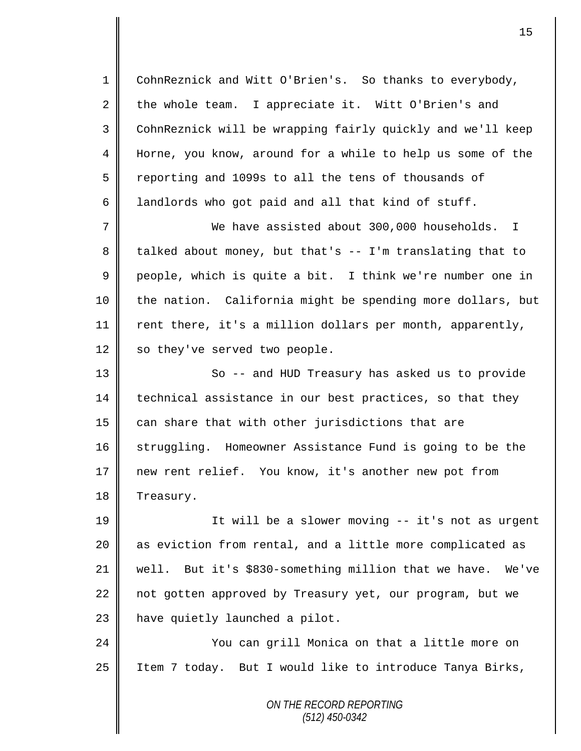CohnReznick and Witt O'Brien's. So thanks to everybody, the whole team. I appreciate it. Witt O'Brien's and CohnReznick will be wrapping fairly quickly and we'll keep Horne, you know, around for a while to help us some of the reporting and 1099s to all the tens of thousands of landlords who got paid and all that kind of stuff.

We have assisted about 300,000 households. I talked about money, but that's -- I'm translating that to people, which is quite a bit. I think we're number one in the nation. California might be spending more dollars, but rent there, it's a million dollars per month, apparently, so they've served two people.

So -- and HUD Treasury has asked us to provide technical assistance in our best practices, so that they can share that with other jurisdictions that are struggling. Homeowner Assistance Fund is going to be the new rent relief. You know, it's another new pot from Treasury.

It will be a slower moving -- it's not as urgent as eviction from rental, and a little more complicated as well. But it's $830-something million that we have. We've not gotten approved by Treasury yet, our program, but we have quietly launched a pilot.

You can grill Monica on that a little more on Item 7 today. But I would like to introduce Tanya Birks,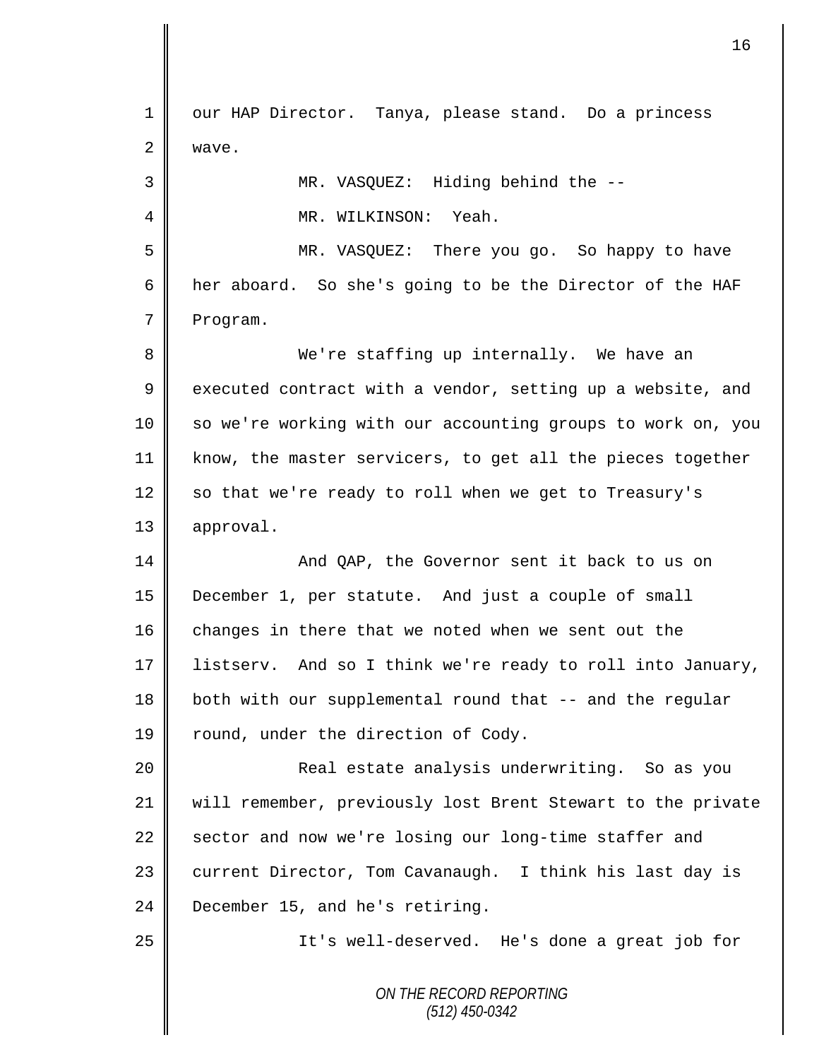our HAP Director. Tanya, please stand. Do a princess wave.

MR. VASQUEZ: Hiding behind the --

MR. WILKINSON: Yeah.

MR. VASQUEZ: There you go. So happy to have her aboard. So she's going to be the Director of the HAF Program.

We're staffing up internally. We have an executed contract with a vendor, setting up a website, and so we're working with our accounting groups to work on, you know, the master servicers, to get all the pieces together so that we're ready to roll when we get to Treasury's approval.

And QAP, the Governor sent it back to us on December 1, per statute. And just a couple of small changes in there that we noted when we sent out the listserv. And so I think we're ready to roll into January, both with our supplemental round that -- and the regular round, under the direction of Cody.

Real estate analysis underwriting. So as you will remember, previously lost Brent Stewart to the private sector and now we're losing our long-time staffer and current Director, Tom Cavanaugh. I think his last day is December 15, and he's retiring.

It's well-deserved. He's done a great job for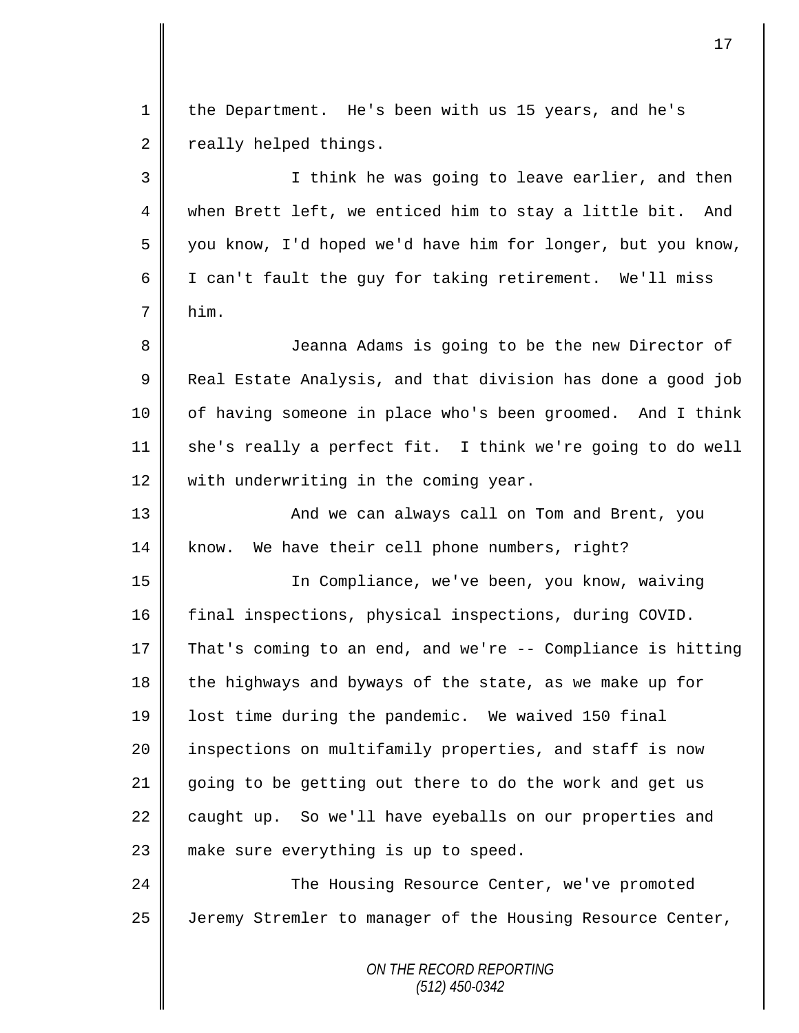the Department. He's been with us 15 years, and he's really helped things.

I think he was going to leave earlier, and then when Brett left, we enticed him to stay a little bit. And you know, I'd hoped we'd have him for longer, but you know, I can't fault the guy for taking retirement. We'll miss him.

Jeanna Adams is going to be the new Director of Real Estate Analysis, and that division has done a good job of having someone in place who's been groomed. And I think she's really a perfect fit. I think we're going to do well with underwriting in the coming year.

And we can always call on Tom and Brent, you know. We have their cell phone numbers, right?

In Compliance, we've been, you know, waiving final inspections, physical inspections, during COVID. That's coming to an end, and we're -- Compliance is hitting the highways and byways of the state, as we make up for lost time during the pandemic. We waived 150 final inspections on multifamily properties, and staff is now going to be getting out there to do the work and get us caught up. So we'll have eyeballs on our properties and make sure everything is up to speed.

The Housing Resource Center, we've promoted Jeremy Stremler to manager of the Housing Resource Center,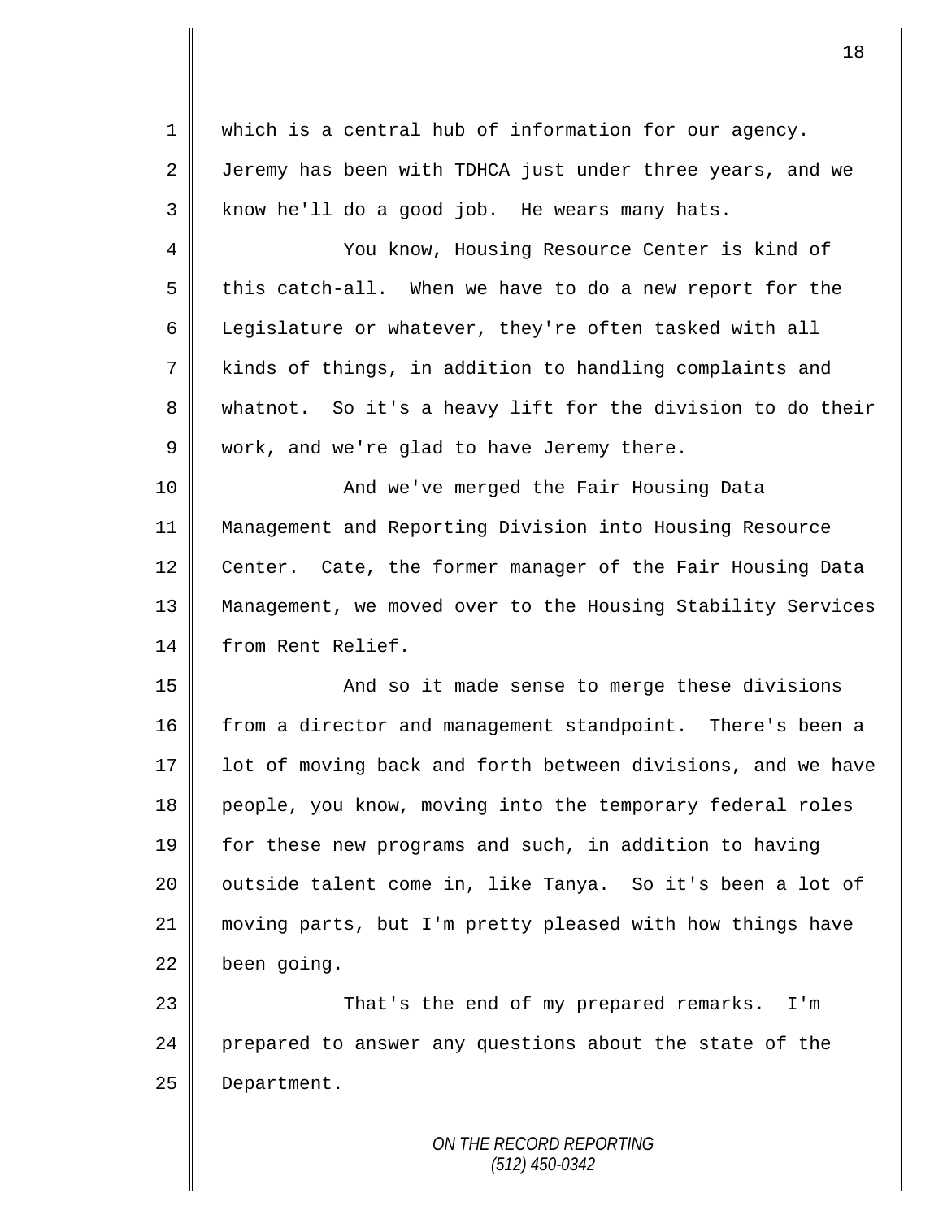which is a central hub of information for our agency. Jeremy has been with TDHCA just under three years, and we know he'll do a good job. He wears many hats.

You know, Housing Resource Center is kind of this catch-all. When we have to do a new report for the Legislature or whatever, they're often tasked with all kinds of things, in addition to handling complaints and whatnot. So it's a heavy lift for the division to do their work, and we're glad to have Jeremy there.

And we've merged the Fair Housing Data Management and Reporting Division into Housing Resource Center. Cate, the former manager of the Fair Housing Data Management, we moved over to the Housing Stability Services from Rent Relief.

And so it made sense to merge these divisions from a director and management standpoint. There's been a lot of moving back and forth between divisions, and we have people, you know, moving into the temporary federal roles for these new programs and such, in addition to having outside talent come in, like Tanya. So it's been a lot of moving parts, but I'm pretty pleased with how things have been going.

That's the end of my prepared remarks. I'm prepared to answer any questions about the state of the Department.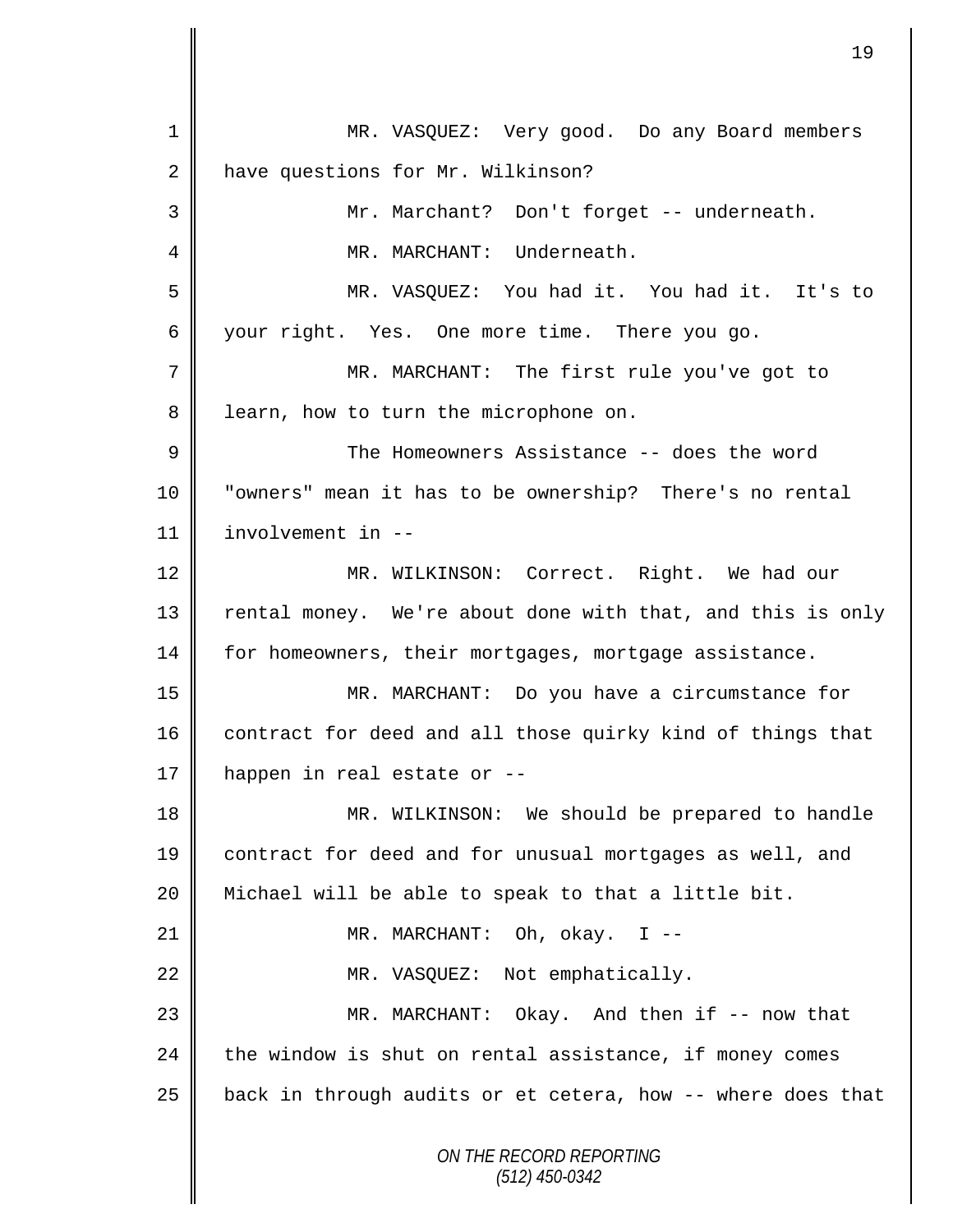MR. VASQUEZ: Very good. Do any Board members have questions for Mr. Wilkinson?

Mr. Marchant? Don't forget -- underneath.

MR. MARCHANT: Underneath.

MR. VASQUEZ: You had it. You had it. It's to your right. Yes. One more time. There you go.

MR. MARCHANT: The first rule you've got to learn, how to turn the microphone on.

The Homeowners Assistance -- does the word "owners" mean it has to be ownership? There's no rental involvement in --

MR. WILKINSON: Correct. Right. We had our rental money. We're about done with that, and this is only for homeowners, their mortgages, mortgage assistance.

MR. MARCHANT: Do you have a circumstance for contract for deed and all those quirky kind of things that happen in real estate or --

MR. WILKINSON: We should be prepared to handle contract for deed and for unusual mortgages as well, and Michael will be able to speak to that a little bit.

MR. MARCHANT: Oh, okay. I --

MR. VASQUEZ: Not emphatically.

MR. MARCHANT: Okay. And then if -- now that the window is shut on rental assistance, if money comes back in through audits or et cetera, how -- where does that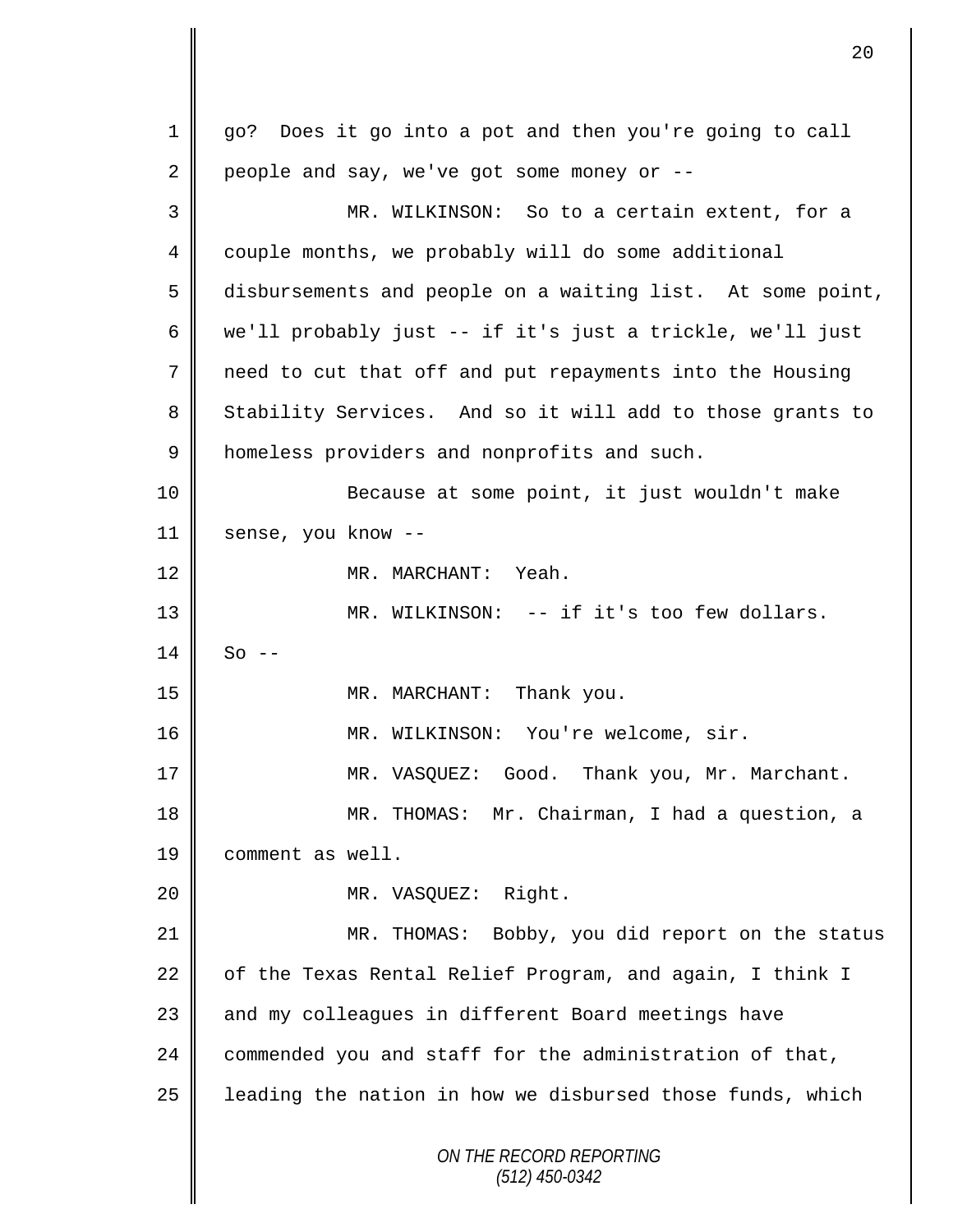go? Does it go into a pot and then you're going to call people and say, we've got some money or --

MR. WILKINSON: So to a certain extent, for a couple months, we probably will do some additional disbursements and people on a waiting list. At some point, we'll probably just -- if it's just a trickle, we'll just need to cut that off and put repayments into the Housing Stability Services. And so it will add to those grants to homeless providers and nonprofits and such.

Because at some point, it just wouldn't make sense, you know --

MR. MARCHANT: Yeah.

MR. WILKINSON: -- if it's too few dollars. So --

MR. MARCHANT: Thank you.

MR. WILKINSON: You're welcome, sir.

MR. VASQUEZ: Good. Thank you, Mr. Marchant.

MR. THOMAS: Mr. Chairman, I had a question, a comment as well.

MR. VASQUEZ: Right.

MR. THOMAS: Bobby, you did report on the status of the Texas Rental Relief Program, and again, I think I and my colleagues in different Board meetings have commended you and staff for the administration of that, leading the nation in how we disbursed those funds, which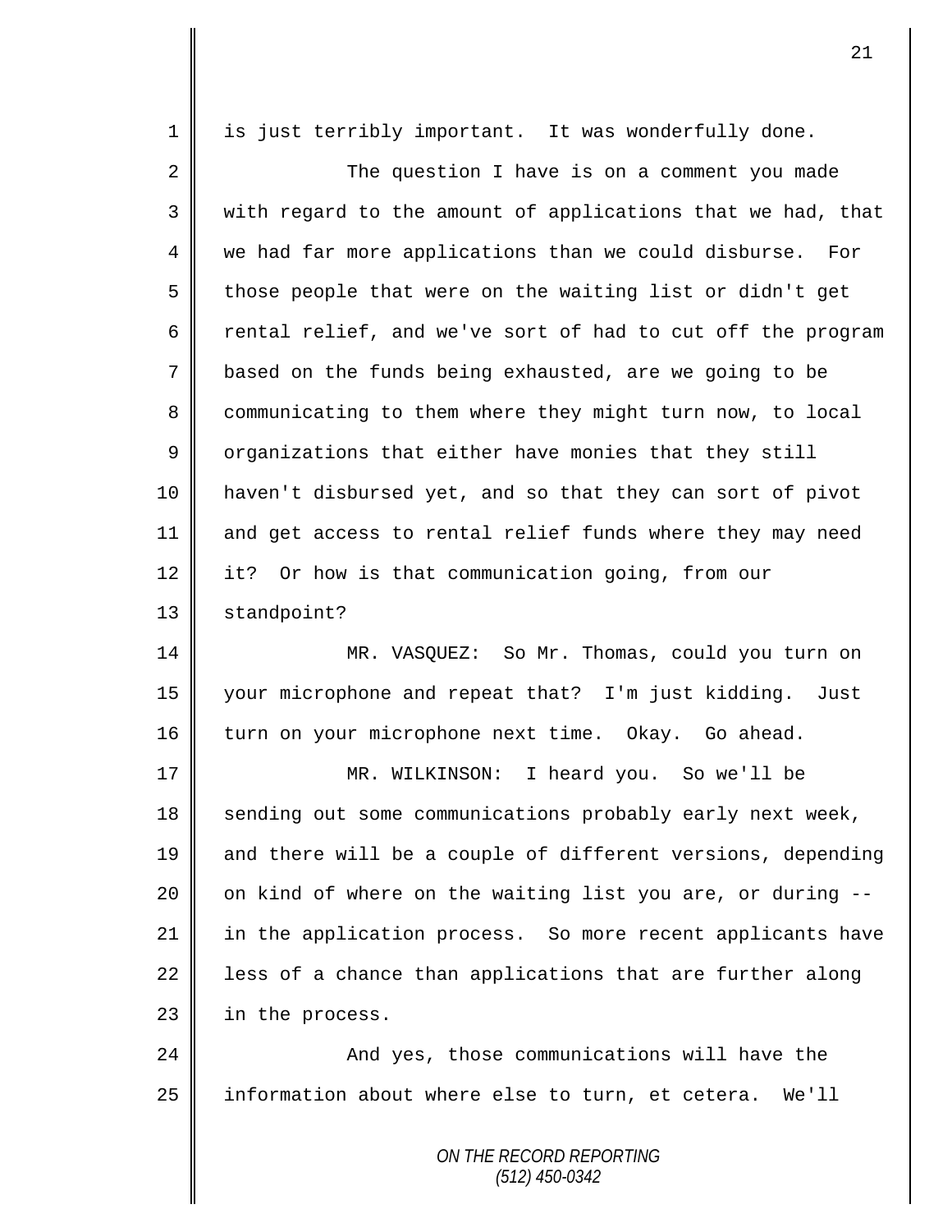is just terribly important. It was wonderfully done.

The question I have is on a comment you made with regard to the amount of applications that we had, that we had far more applications than we could disburse. For those people that were on the waiting list or didn't get rental relief, and we've sort of had to cut off the program based on the funds being exhausted, are we going to be communicating to them where they might turn now, to local organizations that either have monies that they still haven't disbursed yet, and so that they can sort of pivot and get access to rental relief funds where they may need it? Or how is that communication going, from our standpoint?

MR. VASQUEZ: So Mr. Thomas, could you turn on your microphone and repeat that? I'm just kidding. Just turn on your microphone next time. Okay. Go ahead.

MR. WILKINSON: I heard you. So we'll be sending out some communications probably early next week, and there will be a couple of different versions, depending on kind of where on the waiting list you are, or during -- in the application process. So more recent applicants have less of a chance than applications that are further along in the process.

And yes, those communications will have the information about where else to turn, et cetera. We'll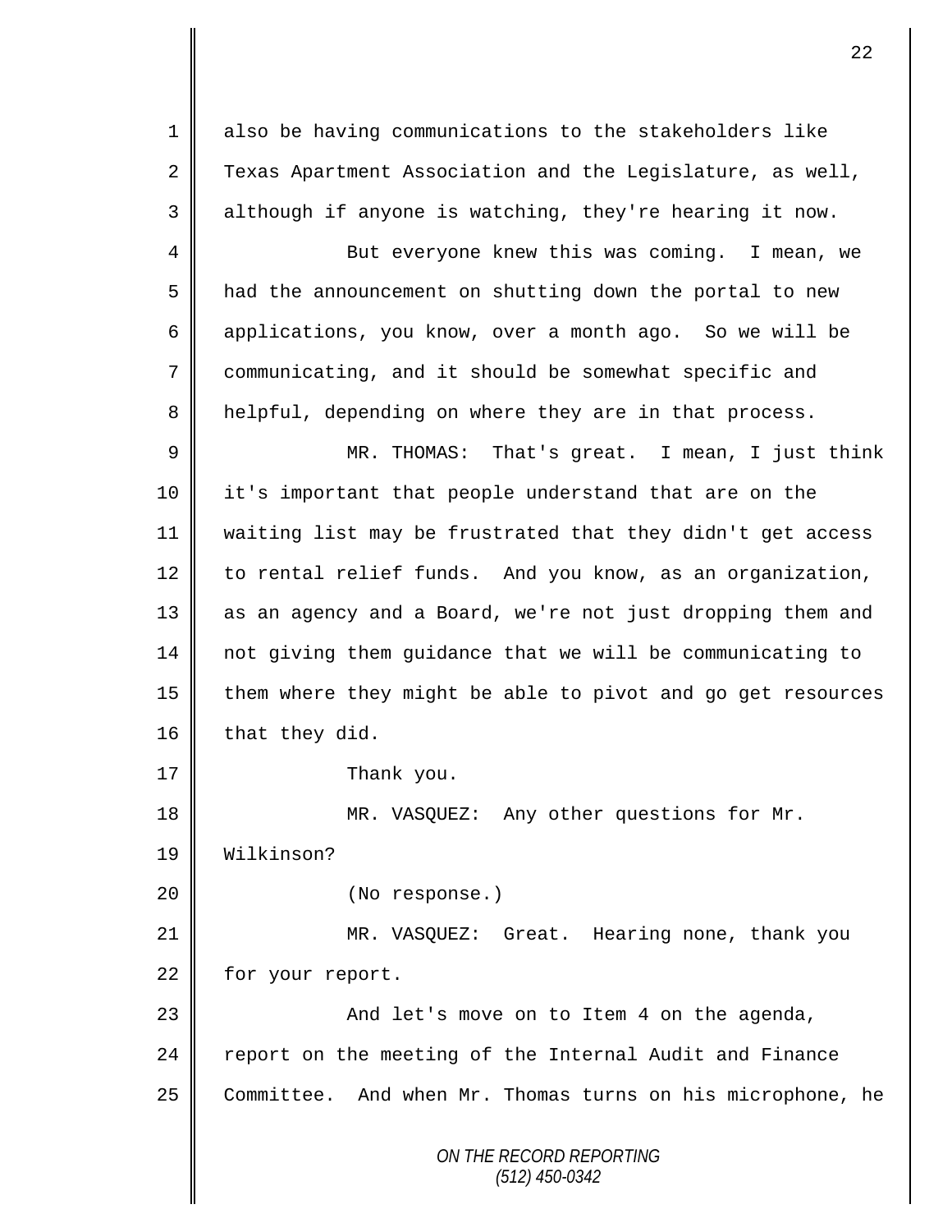also be having communications to the stakeholders like Texas Apartment Association and the Legislature, as well, although if anyone is watching, they're hearing it now.

But everyone knew this was coming. I mean, we had the announcement on shutting down the portal to new applications, you know, over a month ago. So we will be communicating, and it should be somewhat specific and helpful, depending on where they are in that process.

MR. THOMAS: That's great. I mean, I just think it's important that people understand that are on the waiting list may be frustrated that they didn't get access to rental relief funds. And you know, as an organization, as an agency and a Board, we're not just dropping them and not giving them guidance that we will be communicating to them where they might be able to pivot and go get resources that they did.

Thank you.

MR. VASQUEZ: Any other questions for Mr. Wilkinson?

(No response.)

MR. VASQUEZ: Great. Hearing none, thank you for your report.

And let's move on to Item 4 on the agenda, report on the meeting of the Internal Audit and Finance Committee. And when Mr. Thomas turns on his microphone, he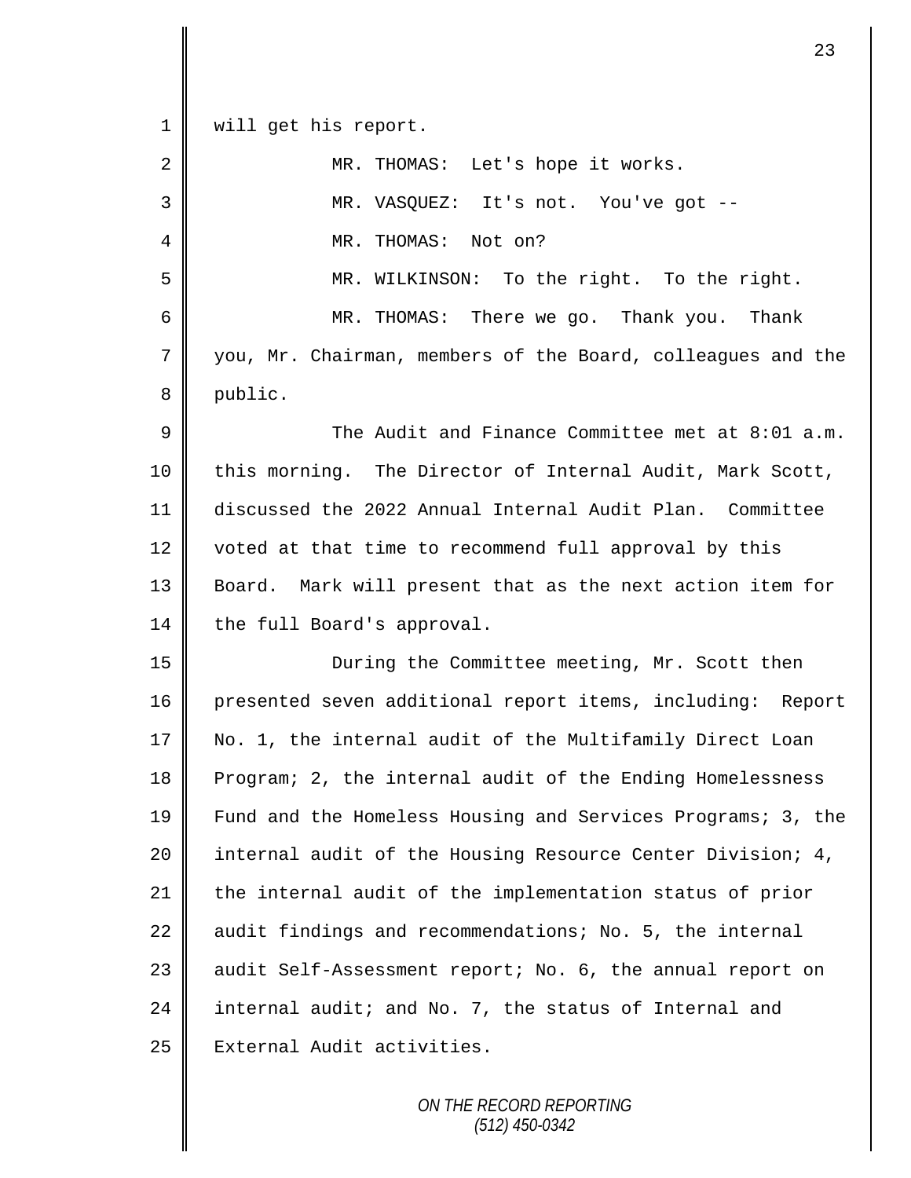will get his report.

MR. THOMAS: Let's hope it works.

MR. VASQUEZ: It's not. You've got --

MR. THOMAS: Not on?

MR. WILKINSON: To the right. To the right.

MR. THOMAS: There we go. Thank you. Thank you, Mr. Chairman, members of the Board, colleagues and the public.

The Audit and Finance Committee met at 8:01 a.m. this morning. The Director of Internal Audit, Mark Scott, discussed the 2022 Annual Internal Audit Plan. Committee voted at that time to recommend full approval by this Board. Mark will present that as the next action item for the full Board's approval.

During the Committee meeting, Mr. Scott then presented seven additional report items, including: Report No. 1, the internal audit of the Multifamily Direct Loan Program; 2, the internal audit of the Ending Homelessness Fund and the Homeless Housing and Services Programs; 3, the internal audit of the Housing Resource Center Division; 4, the internal audit of the implementation status of prior audit findings and recommendations; No. 5, the internal audit Self-Assessment report; No. 6, the annual report on internal audit; and No. 7, the status of Internal and External Audit activities.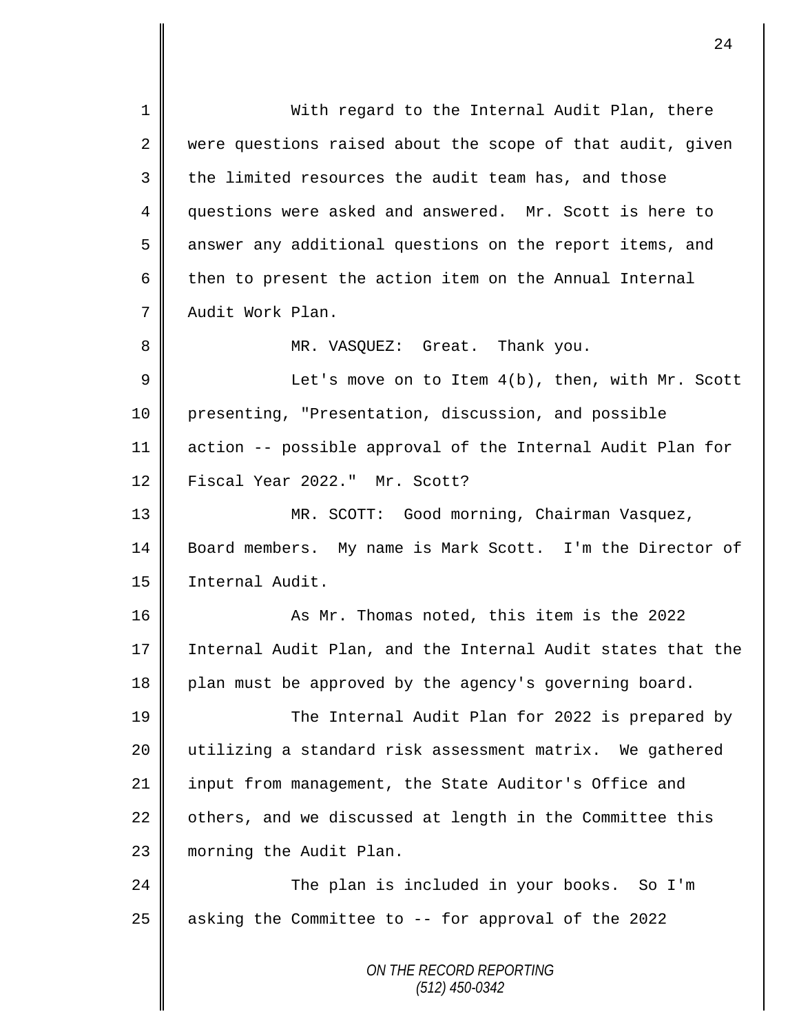With regard to the Internal Audit Plan, there were questions raised about the scope of that audit, given the limited resources the audit team has, and those questions were asked and answered. Mr. Scott is here to answer any additional questions on the report items, and then to present the action item on the Annual Internal Audit Work Plan.

MR. VASQUEZ: Great. Thank you.

Let's move on to Item 4(b), then, with Mr. Scott presenting, "Presentation, discussion, and possible action -- possible approval of the Internal Audit Plan for Fiscal Year 2022." Mr. Scott?

MR. SCOTT: Good morning, Chairman Vasquez, Board members. My name is Mark Scott. I'm the Director of Internal Audit.

As Mr. Thomas noted, this item is the 2022 Internal Audit Plan, and the Internal Audit states that the plan must be approved by the agency's governing board.

The Internal Audit Plan for 2022 is prepared by utilizing a standard risk assessment matrix. We gathered input from management, the State Auditor's Office and others, and we discussed at length in the Committee this morning the Audit Plan.

The plan is included in your books. So I'm asking the Committee to -- for approval of the 2022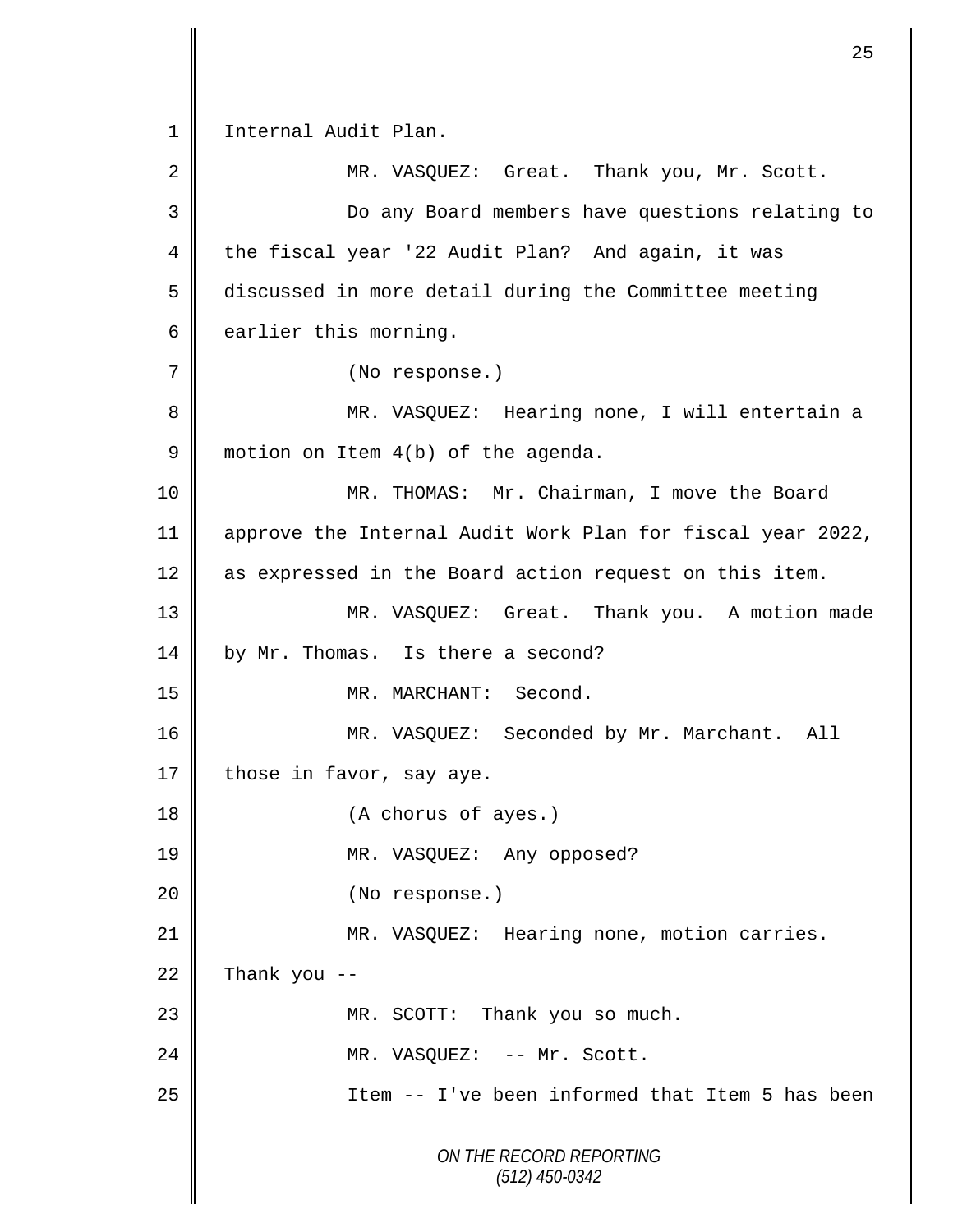Internal Audit Plan.

MR. VASQUEZ: Great. Thank you, Mr. Scott.

Do any Board members have questions relating to the fiscal year '22 Audit Plan? And again, it was discussed in more detail during the Committee meeting earlier this morning.

(No response.)

MR. VASQUEZ: Hearing none, I will entertain a motion on Item 4(b) of the agenda.

MR. THOMAS: Mr. Chairman, I move the Board approve the Internal Audit Work Plan for fiscal year 2022, as expressed in the Board action request on this item.

MR. VASQUEZ: Great. Thank you. A motion made by Mr. Thomas. Is there a second?

MR. MARCHANT: Second.

MR. VASQUEZ: Seconded by Mr. Marchant. All those in favor, say aye.

(A chorus of ayes.)

MR. VASQUEZ: Any opposed?

(No response.)

MR. VASQUEZ: Hearing none, motion carries. Thank you --

MR. SCOTT: Thank you so much.

MR. VASQUEZ: -- Mr. Scott.

Item -- I've been informed that Item 5 has been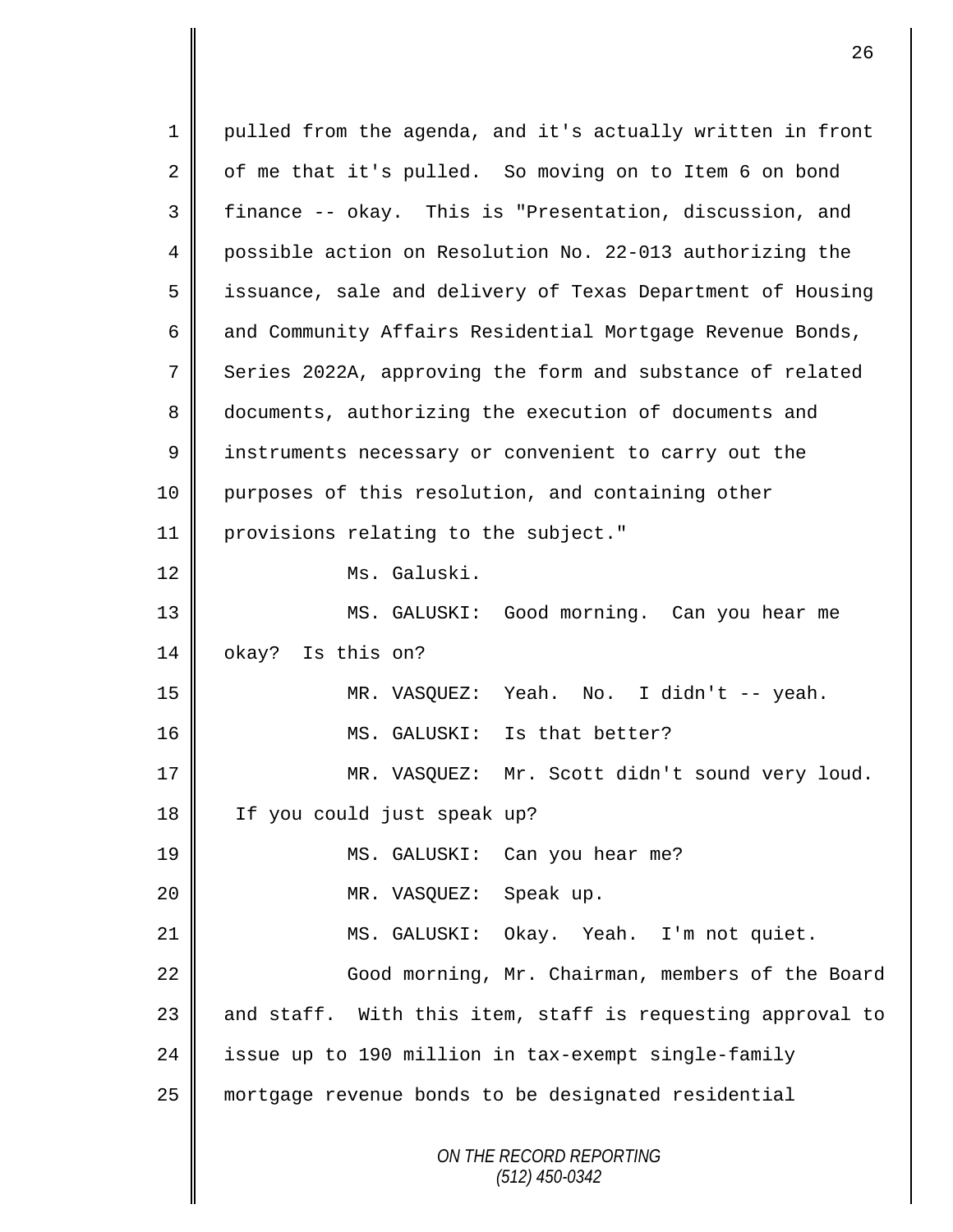pulled from the agenda, and it's actually written in front of me that it's pulled. So moving on to Item 6 on bond finance -- okay. This is "Presentation, discussion, and possible action on Resolution No. 22-013 authorizing the issuance, sale and delivery of Texas Department of Housing and Community Affairs Residential Mortgage Revenue Bonds, Series 2022A, approving the form and substance of related documents, authorizing the execution of documents and instruments necessary or convenient to carry out the purposes of this resolution, and containing other provisions relating to the subject."

Ms. Galuski.

MS. GALUSKI: Good morning. Can you hear me okay? Is this on?

MR. VASQUEZ: Yeah. No. I didn't -- yeah.

MS. GALUSKI: Is that better?

MR. VASQUEZ: Mr. Scott didn't sound very loud. If you could just speak up?

MS. GALUSKI: Can you hear me?

MR. VASQUEZ: Speak up.

MS. GALUSKI: Okay. Yeah. I'm not quiet.

Good morning, Mr. Chairman, members of the Board and staff. With this item, staff is requesting approval to issue up to 190 million in tax-exempt single-family mortgage revenue bonds to be designated residential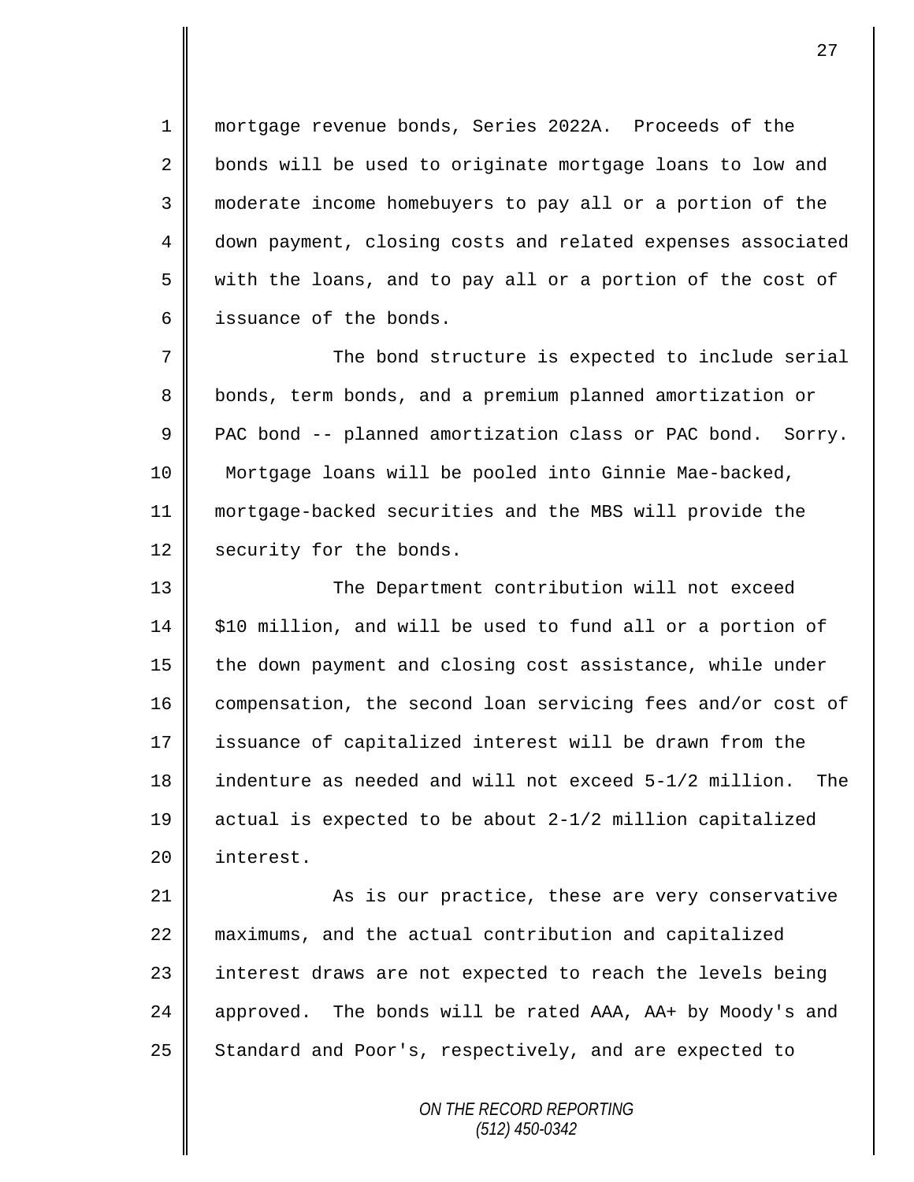mortgage revenue bonds, Series 2022A. Proceeds of the bonds will be used to originate mortgage loans to low and moderate income homebuyers to pay all or a portion of the down payment, closing costs and related expenses associated with the loans, and to pay all or a portion of the cost of issuance of the bonds.

The bond structure is expected to include serial bonds, term bonds, and a premium planned amortization or PAC bond -- planned amortization class or PAC bond. Sorry. Mortgage loans will be pooled into Ginnie Mae-backed, mortgage-backed securities and the MBS will provide the security for the bonds.

The Department contribution will not exceed $10 million, and will be used to fund all or a portion of the down payment and closing cost assistance, while under compensation, the second loan servicing fees and/or cost of issuance of capitalized interest will be drawn from the indenture as needed and will not exceed 5-1/2 million. The actual is expected to be about 2-1/2 million capitalized interest.

As is our practice, these are very conservative maximums, and the actual contribution and capitalized interest draws are not expected to reach the levels being approved. The bonds will be rated AAA, AA+ by Moody's and Standard and Poor's, respectively, and are expected to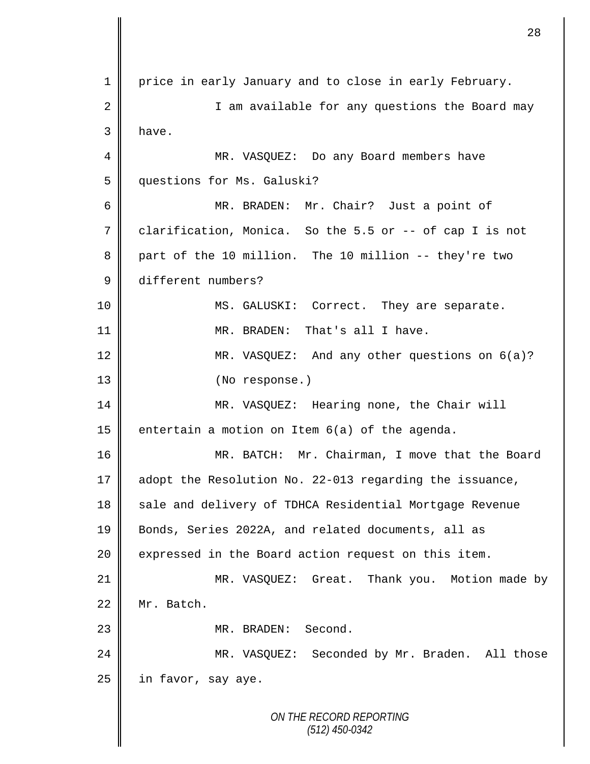price in early January and to close in early February.

I am available for any questions the Board may have.

MR. VASQUEZ: Do any Board members have questions for Ms. Galuski?

MR. BRADEN: Mr. Chair? Just a point of clarification, Monica. So the 5.5 or -- of cap I is not part of the 10 million. The 10 million -- they're two different numbers?

MS. GALUSKI: Correct. They are separate.

MR. BRADEN: That's all I have.

MR. VASQUEZ: And any other questions on 6(a)?

(No response.)

MR. VASQUEZ: Hearing none, the Chair will entertain a motion on Item 6(a) of the agenda.

MR. BATCH: Mr. Chairman, I move that the Board adopt the Resolution No. 22-013 regarding the issuance, sale and delivery of TDHCA Residential Mortgage Revenue Bonds, Series 2022A, and related documents, all as expressed in the Board action request on this item.

MR. VASQUEZ: Great. Thank you. Motion made by Mr. Batch.

MR. BRADEN: Second.

MR. VASQUEZ: Seconded by Mr. Braden. All those in favor, say aye.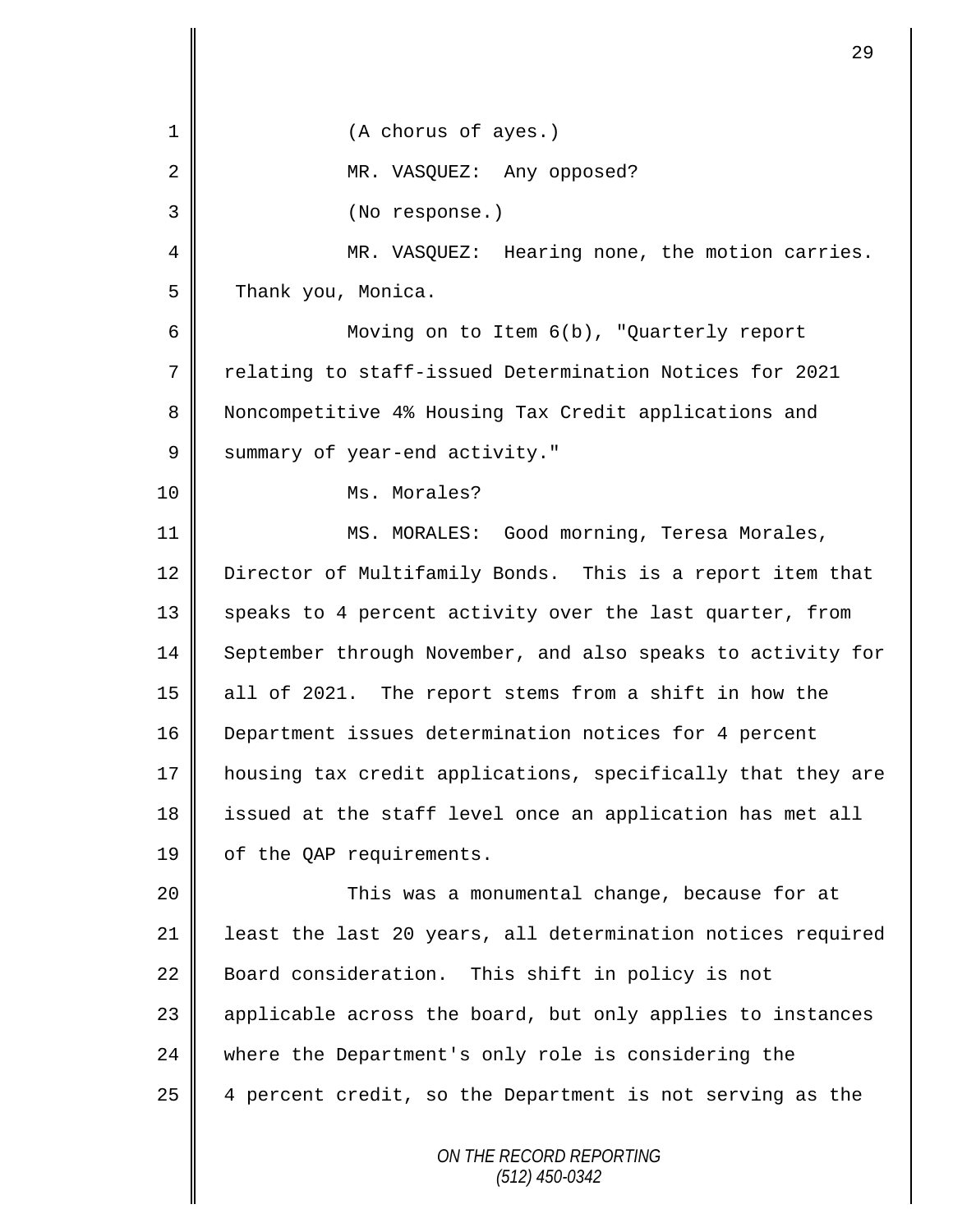(A chorus of ayes.)

MR. VASQUEZ: Any opposed?

(No response.)

MR. VASQUEZ: Hearing none, the motion carries. Thank you, Monica.

Moving on to Item 6(b), "Quarterly report relating to staff-issued Determination Notices for 2021 Noncompetitive 4% Housing Tax Credit applications and summary of year-end activity."

Ms. Morales?

MS. MORALES: Good morning, Teresa Morales, Director of Multifamily Bonds. This is a report item that speaks to 4 percent activity over the last quarter, from September through November, and also speaks to activity for all of 2021. The report stems from a shift in how the Department issues determination notices for 4 percent housing tax credit applications, specifically that they are issued at the staff level once an application has met all of the QAP requirements.

This was a monumental change, because for at least the last 20 years, all determination notices required Board consideration. This shift in policy is not applicable across the board, but only applies to instances where the Department's only role is considering the 4 percent credit, so the Department is not serving as the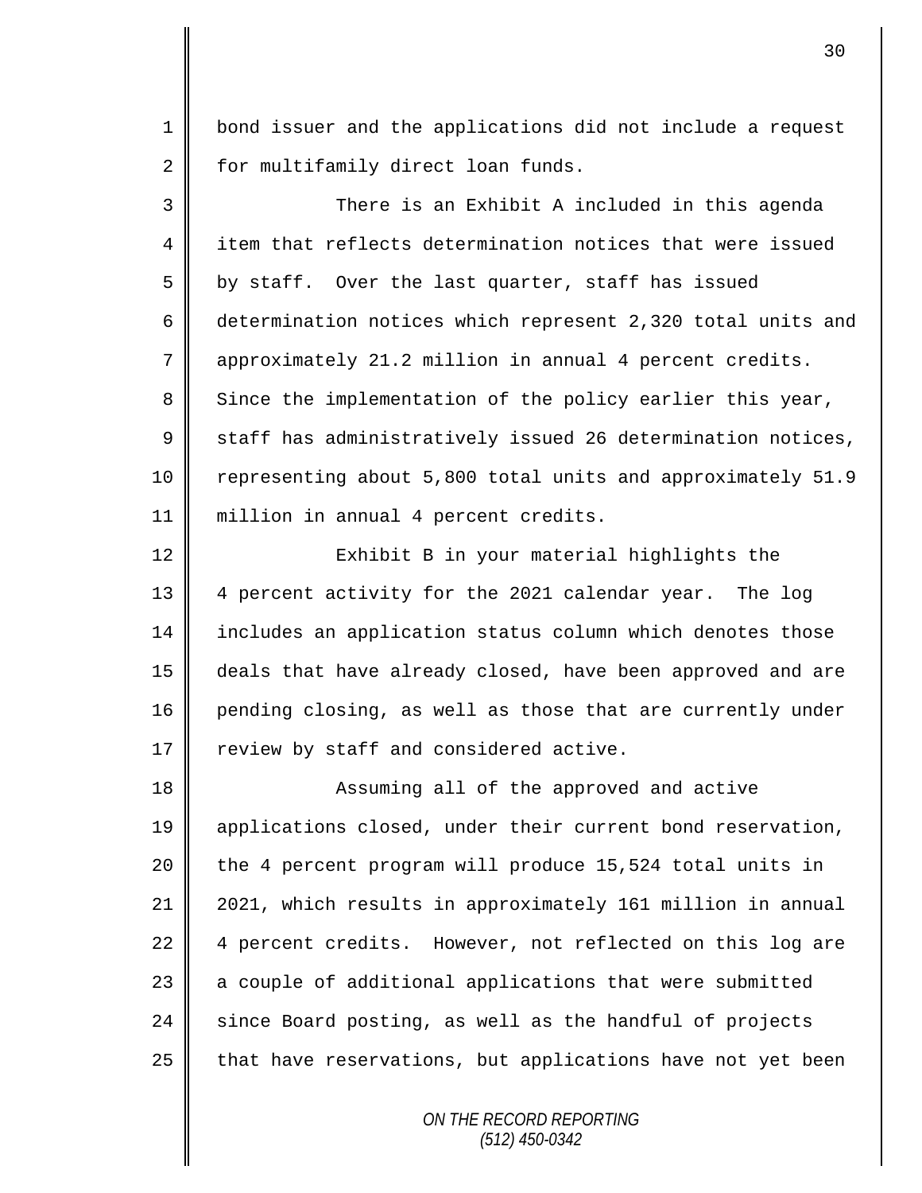bond issuer and the applications did not include a request for multifamily direct loan funds.

There is an Exhibit A included in this agenda item that reflects determination notices that were issued by staff. Over the last quarter, staff has issued determination notices which represent 2,320 total units and approximately 21.2 million in annual 4 percent credits. Since the implementation of the policy earlier this year, staff has administratively issued 26 determination notices, representing about 5,800 total units and approximately 51.9 million in annual 4 percent credits.

Exhibit B in your material highlights the 4 percent activity for the 2021 calendar year. The log includes an application status column which denotes those deals that have already closed, have been approved and are pending closing, as well as those that are currently under review by staff and considered active.

Assuming all of the approved and active applications closed, under their current bond reservation, the 4 percent program will produce 15,524 total units in 2021, which results in approximately 161 million in annual 4 percent credits. However, not reflected on this log are a couple of additional applications that were submitted since Board posting, as well as the handful of projects that have reservations, but applications have not yet been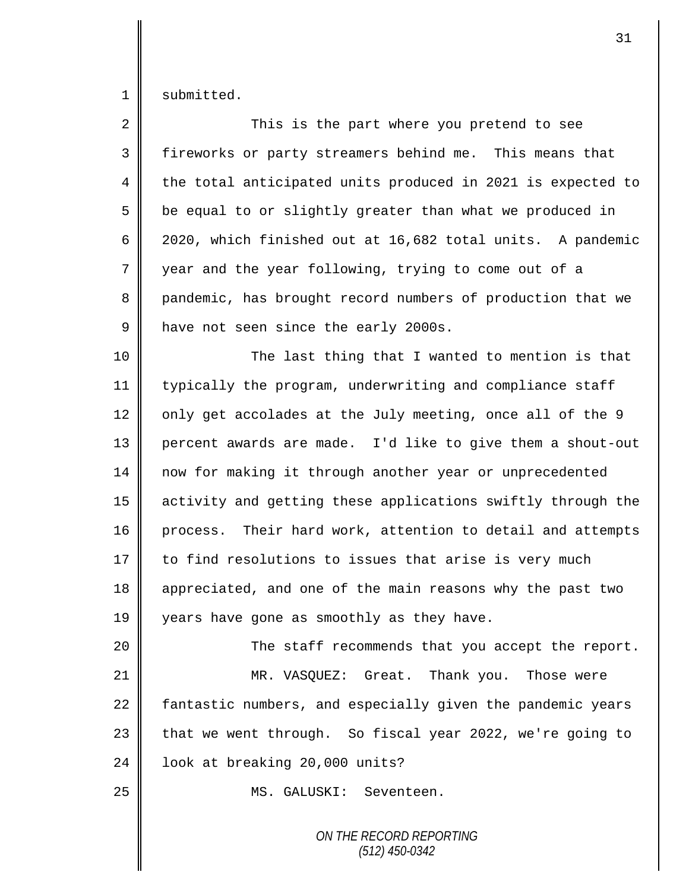submitted.

This is the part where you pretend to see fireworks or party streamers behind me. This means that the total anticipated units produced in 2021 is expected to be equal to or slightly greater than what we produced in 2020, which finished out at 16,682 total units. A pandemic year and the year following, trying to come out of a pandemic, has brought record numbers of production that we have not seen since the early 2000s.

The last thing that I wanted to mention is that typically the program, underwriting and compliance staff only get accolades at the July meeting, once all of the 9 percent awards are made. I'd like to give them a shout-out now for making it through another year or unprecedented activity and getting these applications swiftly through the process. Their hard work, attention to detail and attempts to find resolutions to issues that arise is very much appreciated, and one of the main reasons why the past two years have gone as smoothly as they have.

The staff recommends that you accept the report.

MR. VASQUEZ: Great. Thank you. Those were fantastic numbers, and especially given the pandemic years that we went through. So fiscal year 2022, we're going to look at breaking 20,000 units?

MS. GALUSKI: Seventeen.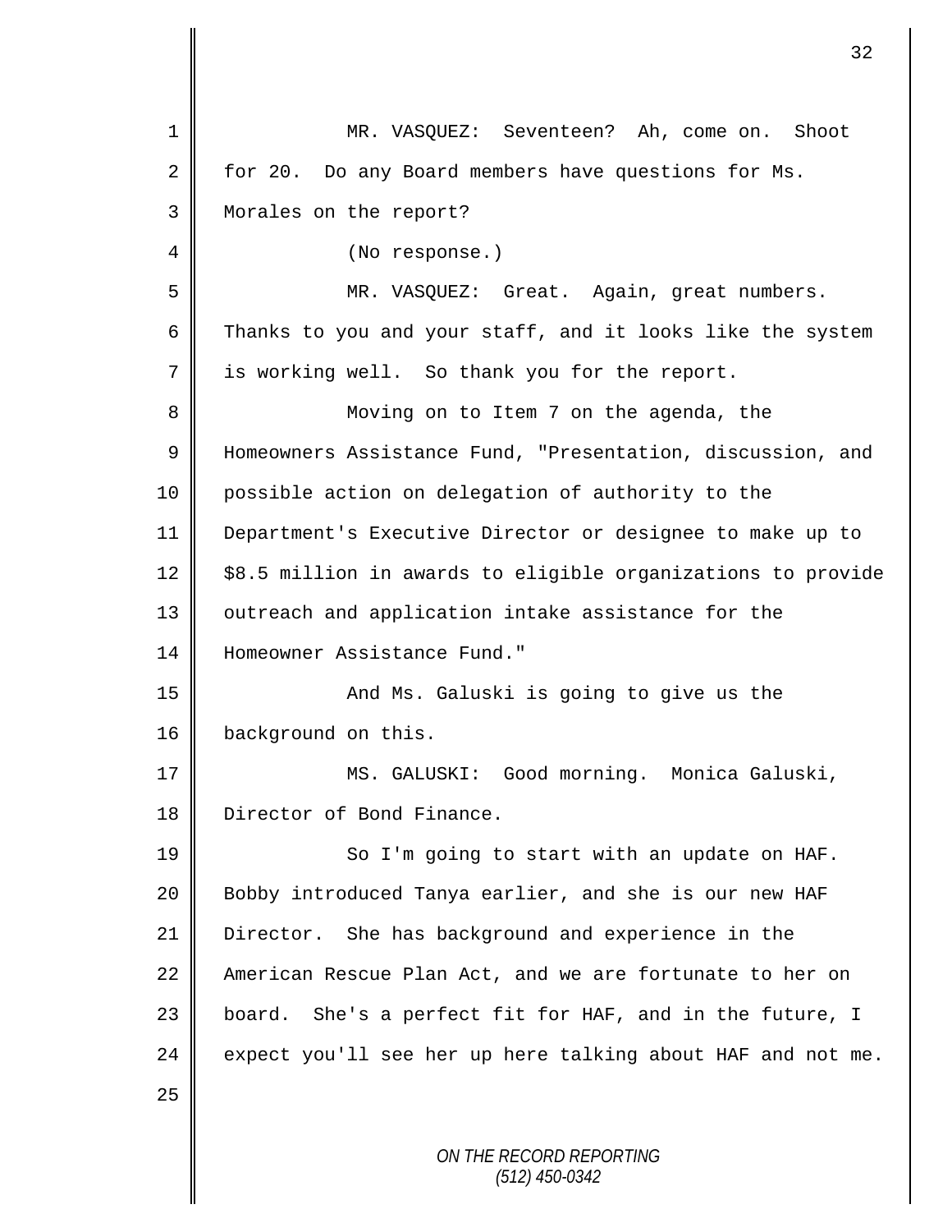MR. VASQUEZ: Seventeen? Ah, come on. Shoot for 20. Do any Board members have questions for Ms. Morales on the report?

(No response.)

MR. VASQUEZ: Great. Again, great numbers. Thanks to you and your staff, and it looks like the system is working well. So thank you for the report.

Moving on to Item 7 on the agenda, the Homeowners Assistance Fund, "Presentation, discussion, and possible action on delegation of authority to the Department's Executive Director or designee to make up to $8.5 million in awards to eligible organizations to provide outreach and application intake assistance for the Homeowner Assistance Fund."

And Ms. Galuski is going to give us the background on this.

MS. GALUSKI: Good morning. Monica Galuski, Director of Bond Finance.

So I'm going to start with an update on HAF. Bobby introduced Tanya earlier, and she is our new HAF Director. She has background and experience in the American Rescue Plan Act, and we are fortunate to her on board. She's a perfect fit for HAF, and in the future, I expect you'll see her up here talking about HAF and not me.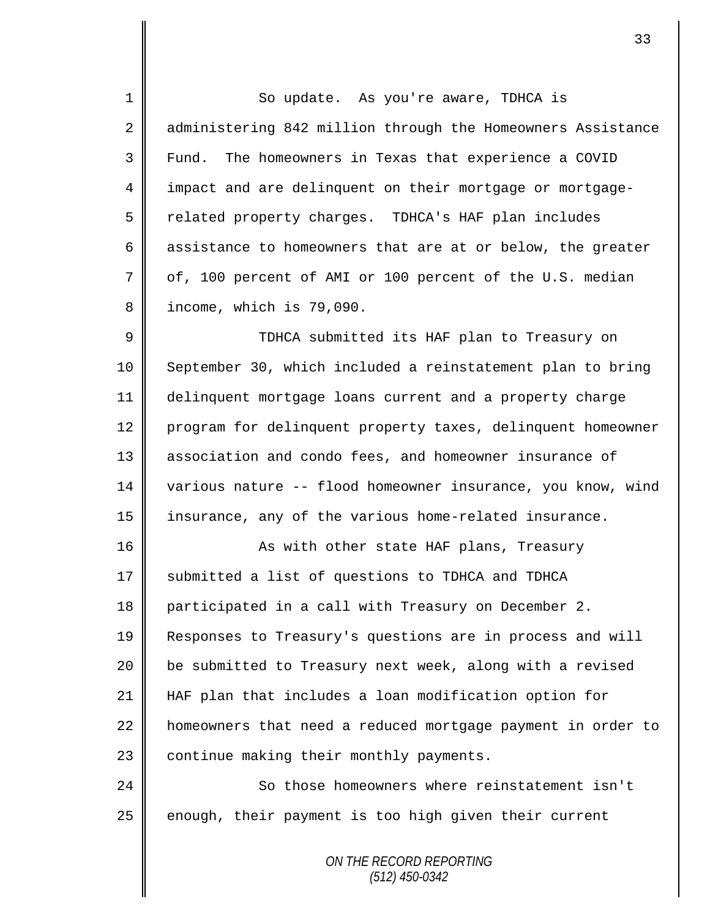So update. As you're aware, TDHCA is administering 842 million through the Homeowners Assistance Fund. The homeowners in Texas that experience a COVID impact and are delinquent on their mortgage or mortgage-related property charges. TDHCA's HAF plan includes assistance to homeowners that are at or below, the greater of, 100 percent of AMI or 100 percent of the U.S. median income, which is 79,090.

TDHCA submitted its HAF plan to Treasury on September 30, which included a reinstatement plan to bring delinquent mortgage loans current and a property charge program for delinquent property taxes, delinquent homeowner association and condo fees, and homeowner insurance of various nature -- flood homeowner insurance, you know, wind insurance, any of the various home-related insurance.

As with other state HAF plans, Treasury submitted a list of questions to TDHCA and TDHCA participated in a call with Treasury on December 2. Responses to Treasury's questions are in process and will be submitted to Treasury next week, along with a revised HAF plan that includes a loan modification option for homeowners that need a reduced mortgage payment in order to continue making their monthly payments.

So those homeowners where reinstatement isn't enough, their payment is too high given their current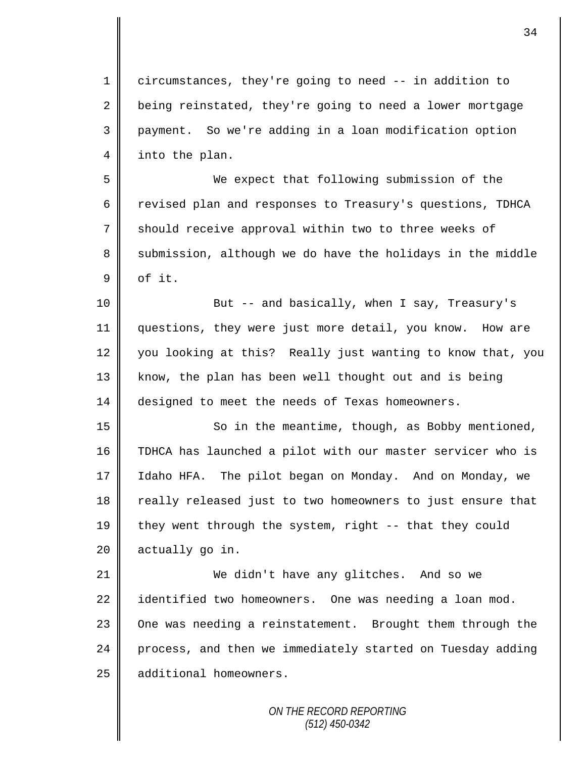circumstances, they're going to need -- in addition to being reinstated, they're going to need a lower mortgage payment. So we're adding in a loan modification option into the plan.

We expect that following submission of the revised plan and responses to Treasury's questions, TDHCA should receive approval within two to three weeks of submission, although we do have the holidays in the middle of it.

But -- and basically, when I say, Treasury's questions, they were just more detail, you know. How are you looking at this? Really just wanting to know that, you know, the plan has been well thought out and is being designed to meet the needs of Texas homeowners.

So in the meantime, though, as Bobby mentioned, TDHCA has launched a pilot with our master servicer who is Idaho HFA. The pilot began on Monday. And on Monday, we really released just to two homeowners to just ensure that they went through the system, right -- that they could actually go in.

We didn't have any glitches. And so we identified two homeowners. One was needing a loan mod. One was needing a reinstatement. Brought them through the process, and then we immediately started on Tuesday adding additional homeowners.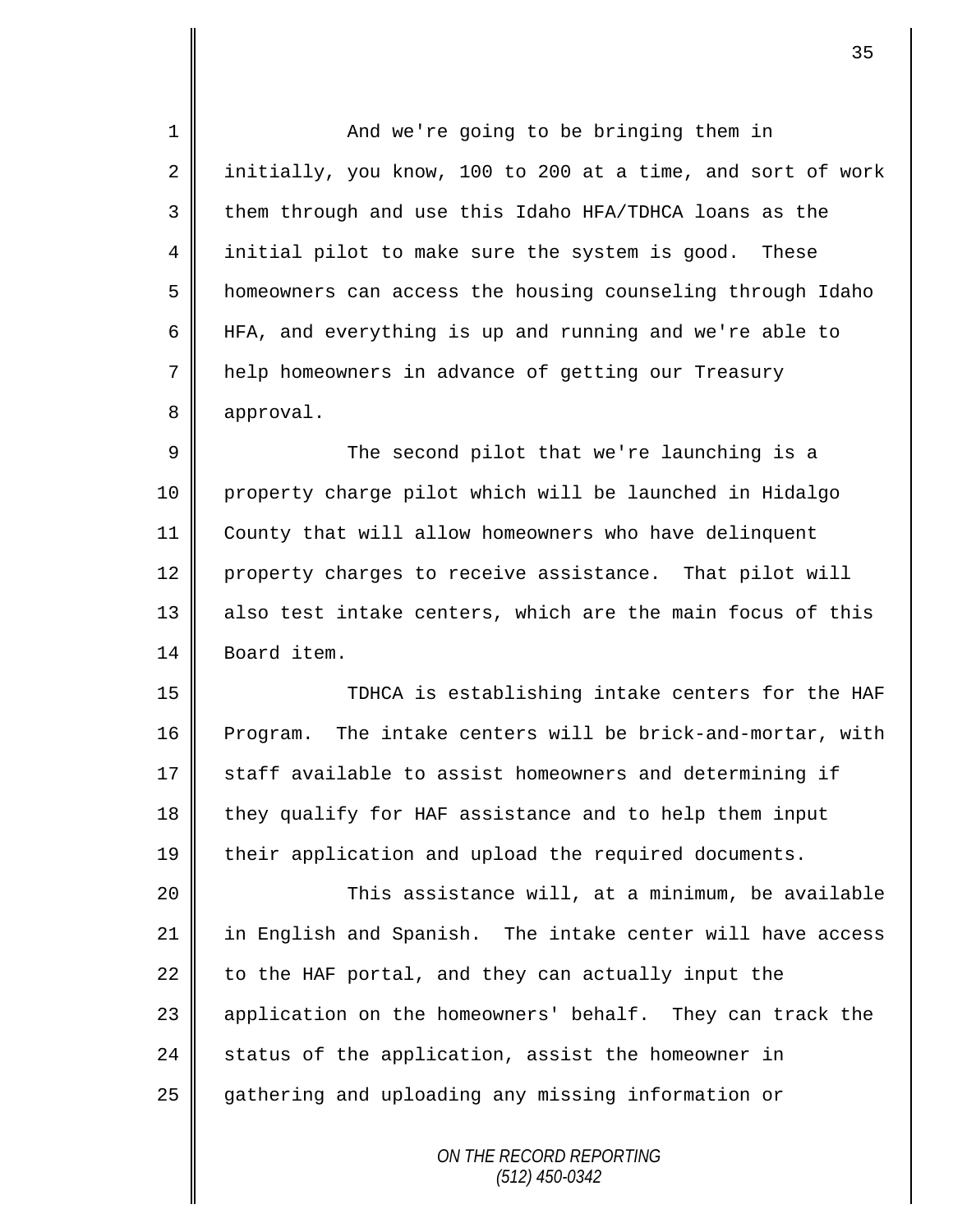And we're going to be bringing them in initially, you know, 100 to 200 at a time, and sort of work them through and use this Idaho HFA/TDHCA loans as the initial pilot to make sure the system is good. These homeowners can access the housing counseling through Idaho HFA, and everything is up and running and we're able to help homeowners in advance of getting our Treasury approval.

The second pilot that we're launching is a property charge pilot which will be launched in Hidalgo County that will allow homeowners who have delinquent property charges to receive assistance. That pilot will also test intake centers, which are the main focus of this Board item.

TDHCA is establishing intake centers for the HAF Program. The intake centers will be brick-and-mortar, with staff available to assist homeowners and determining if they qualify for HAF assistance and to help them input their application and upload the required documents.

This assistance will, at a minimum, be available in English and Spanish. The intake center will have access to the HAF portal, and they can actually input the application on the homeowners' behalf. They can track the status of the application, assist the homeowner in gathering and uploading any missing information or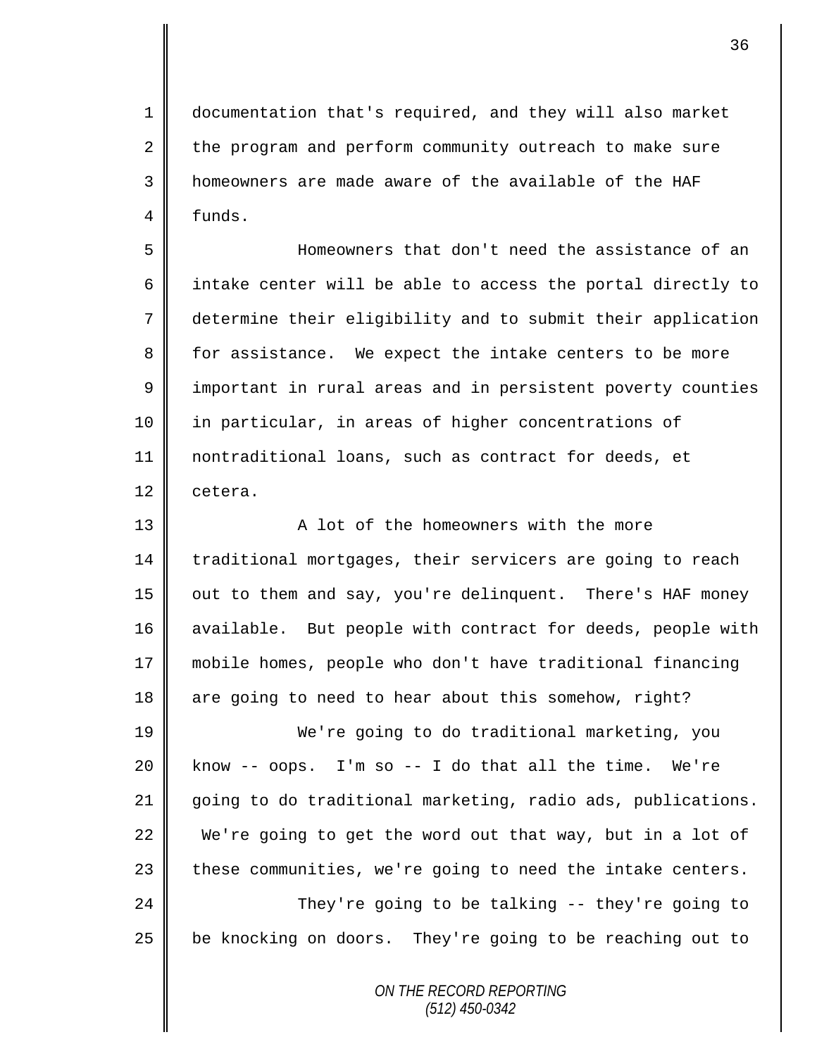documentation that's required, and they will also market the program and perform community outreach to make sure homeowners are made aware of the available of the HAF funds.

Homeowners that don't need the assistance of an intake center will be able to access the portal directly to determine their eligibility and to submit their application for assistance. We expect the intake centers to be more important in rural areas and in persistent poverty counties in particular, in areas of higher concentrations of nontraditional loans, such as contract for deeds, et cetera.

A lot of the homeowners with the more traditional mortgages, their servicers are going to reach out to them and say, you're delinquent. There's HAF money available. But people with contract for deeds, people with mobile homes, people who don't have traditional financing are going to need to hear about this somehow, right?

We're going to do traditional marketing, you know -- oops. I'm so -- I do that all the time. We're going to do traditional marketing, radio ads, publications. We're going to get the word out that way, but in a lot of these communities, we're going to need the intake centers.

They're going to be talking -- they're going to be knocking on doors. They're going to be reaching out to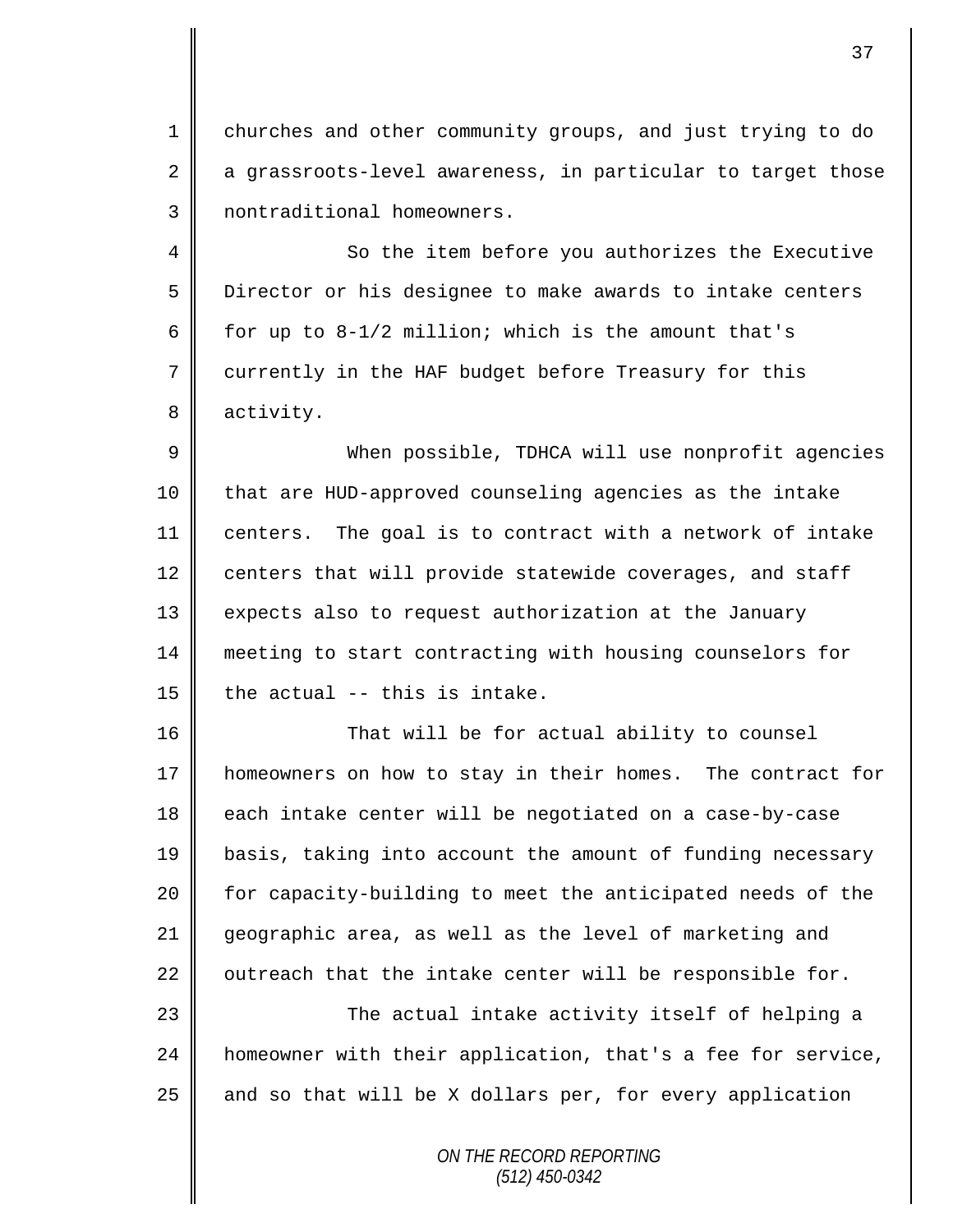churches and other community groups, and just trying to do a grassroots-level awareness, in particular to target those nontraditional homeowners.

So the item before you authorizes the Executive Director or his designee to make awards to intake centers for up to 8-1/2 million; which is the amount that's currently in the HAF budget before Treasury for this activity.

When possible, TDHCA will use nonprofit agencies that are HUD-approved counseling agencies as the intake centers. The goal is to contract with a network of intake centers that will provide statewide coverages, and staff expects also to request authorization at the January meeting to start contracting with housing counselors for the actual -- this is intake.

That will be for actual ability to counsel homeowners on how to stay in their homes. The contract for each intake center will be negotiated on a case-by-case basis, taking into account the amount of funding necessary for capacity-building to meet the anticipated needs of the geographic area, as well as the level of marketing and outreach that the intake center will be responsible for.

The actual intake activity itself of helping a homeowner with their application, that's a fee for service, and so that will be X dollars per, for every application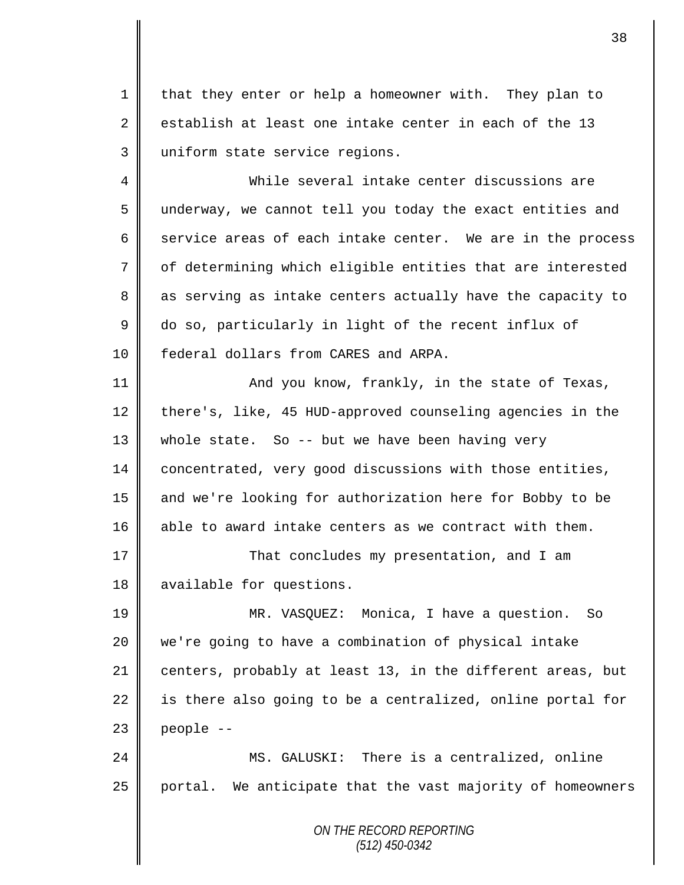that they enter or help a homeowner with. They plan to establish at least one intake center in each of the 13 uniform state service regions.

While several intake center discussions are underway, we cannot tell you today the exact entities and service areas of each intake center. We are in the process of determining which eligible entities that are interested as serving as intake centers actually have the capacity to do so, particularly in light of the recent influx of federal dollars from CARES and ARPA.

And you know, frankly, in the state of Texas, there's, like, 45 HUD-approved counseling agencies in the whole state. So -- but we have been having very concentrated, very good discussions with those entities, and we're looking for authorization here for Bobby to be able to award intake centers as we contract with them.

That concludes my presentation, and I am available for questions.

MR. VASQUEZ: Monica, I have a question. So we're going to have a combination of physical intake centers, probably at least 13, in the different areas, but is there also going to be a centralized, online portal for people --

MS. GALUSKI: There is a centralized, online portal. We anticipate that the vast majority of homeowners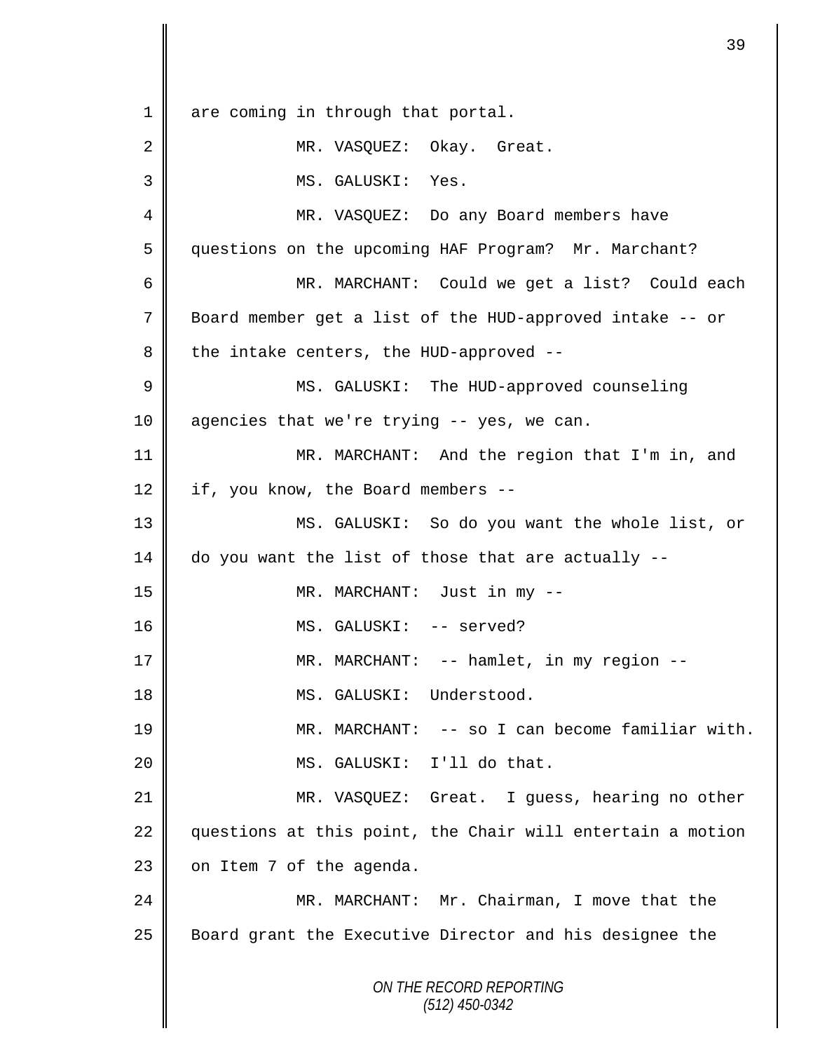are coming in through that portal.

MR. VASQUEZ: Okay. Great.

MS. GALUSKI: Yes.

MR. VASQUEZ: Do any Board members have questions on the upcoming HAF Program? Mr. Marchant?

MR. MARCHANT: Could we get a list? Could each Board member get a list of the HUD-approved intake -- or the intake centers, the HUD-approved --

MS. GALUSKI: The HUD-approved counseling agencies that we're trying -- yes, we can.

MR. MARCHANT: And the region that I'm in, and if, you know, the Board members --

MS. GALUSKI: So do you want the whole list, or do you want the list of those that are actually --

MR. MARCHANT: Just in my --

MS. GALUSKI: -- served?

MR. MARCHANT: -- hamlet, in my region --

MS. GALUSKI: Understood.

MR. MARCHANT: -- so I can become familiar with.

MS. GALUSKI: I'll do that.

MR. VASQUEZ: Great. I guess, hearing no other questions at this point, the Chair will entertain a motion on Item 7 of the agenda.

MR. MARCHANT: Mr. Chairman, I move that the Board grant the Executive Director and his designee the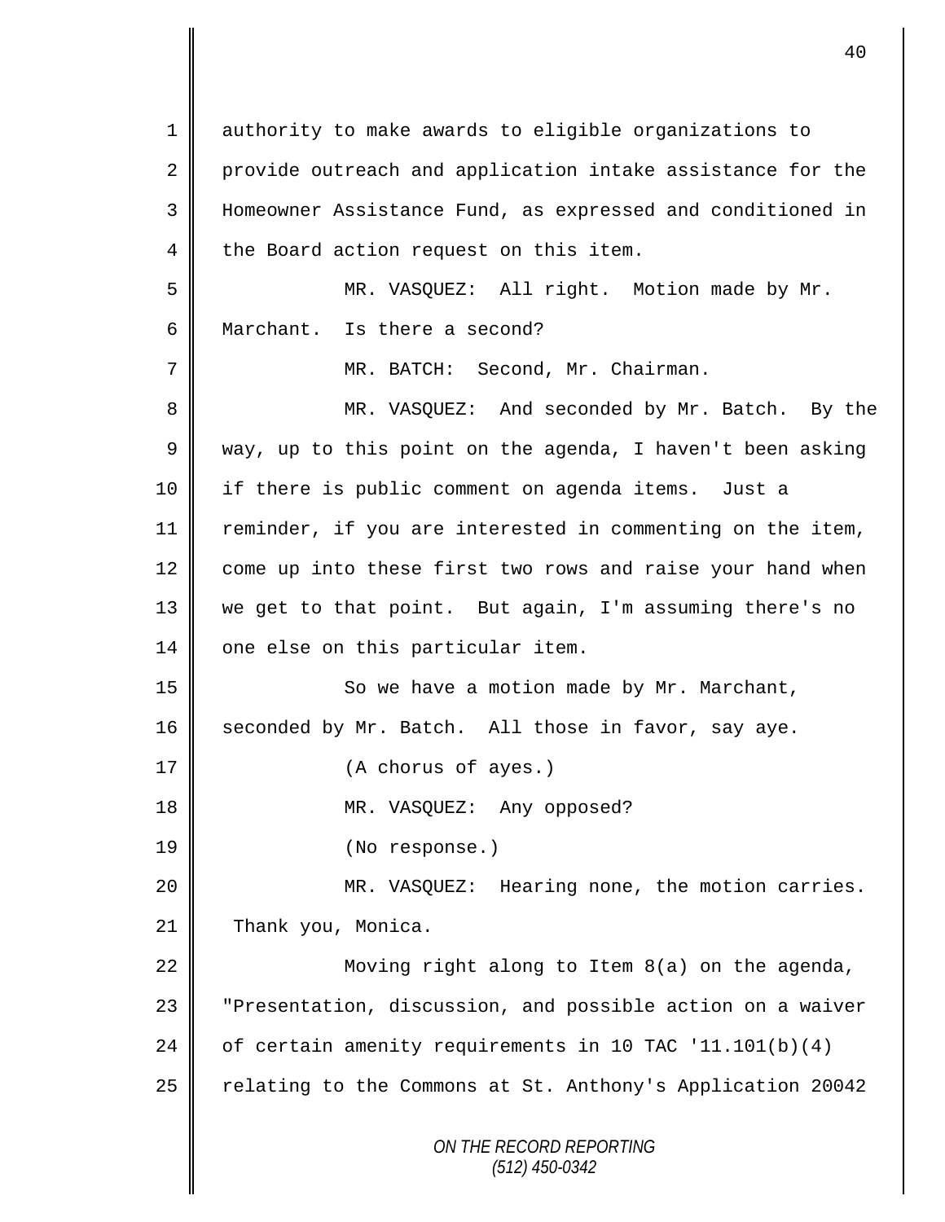authority to make awards to eligible organizations to provide outreach and application intake assistance for the Homeowner Assistance Fund, as expressed and conditioned in the Board action request on this item.

MR. VASQUEZ: All right. Motion made by Mr. Marchant. Is there a second?

MR. BATCH: Second, Mr. Chairman.

MR. VASQUEZ: And seconded by Mr. Batch. By the way, up to this point on the agenda, I haven't been asking if there is public comment on agenda items. Just a reminder, if you are interested in commenting on the item, come up into these first two rows and raise your hand when we get to that point. But again, I'm assuming there's no one else on this particular item.

So we have a motion made by Mr. Marchant, seconded by Mr. Batch. All those in favor, say aye.

(A chorus of ayes.)

MR. VASQUEZ: Any opposed?

(No response.)

MR. VASQUEZ: Hearing none, the motion carries. Thank you, Monica.

Moving right along to Item 8(a) on the agenda, "Presentation, discussion, and possible action on a waiver of certain amenity requirements in 10 TAC '11.101(b)(4) relating to the Commons at St. Anthony's Application 20042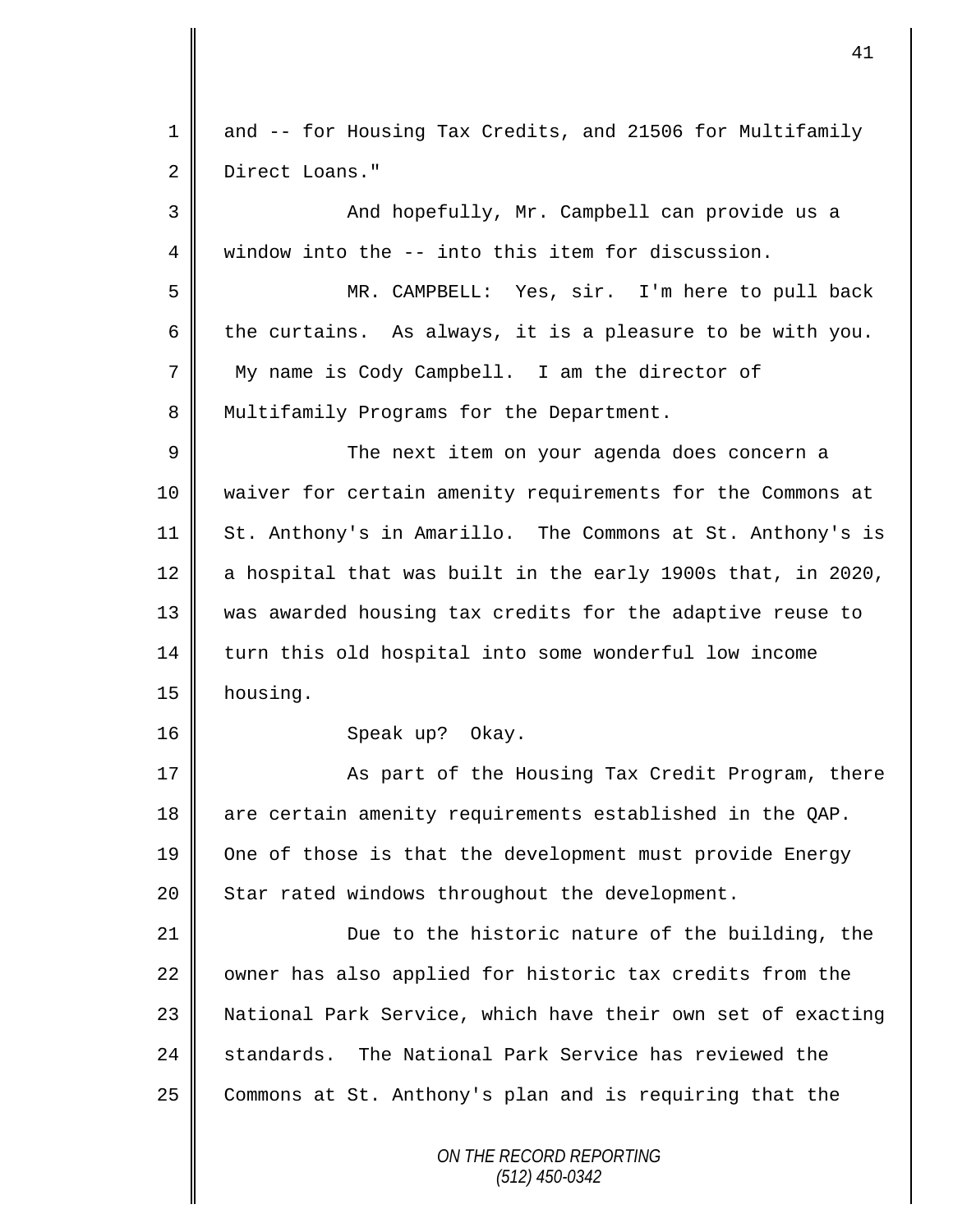and -- for Housing Tax Credits, and 21506 for Multifamily Direct Loans."

And hopefully, Mr. Campbell can provide us a window into the -- into this item for discussion.

MR. CAMPBELL: Yes, sir. I'm here to pull back the curtains. As always, it is a pleasure to be with you. My name is Cody Campbell. I am the director of Multifamily Programs for the Department.

The next item on your agenda does concern a waiver for certain amenity requirements for the Commons at St. Anthony's in Amarillo. The Commons at St. Anthony's is a hospital that was built in the early 1900s that, in 2020, was awarded housing tax credits for the adaptive reuse to turn this old hospital into some wonderful low income housing.

Speak up? Okay.

As part of the Housing Tax Credit Program, there are certain amenity requirements established in the QAP. One of those is that the development must provide Energy Star rated windows throughout the development.

Due to the historic nature of the building, the owner has also applied for historic tax credits from the National Park Service, which have their own set of exacting standards. The National Park Service has reviewed the Commons at St. Anthony's plan and is requiring that the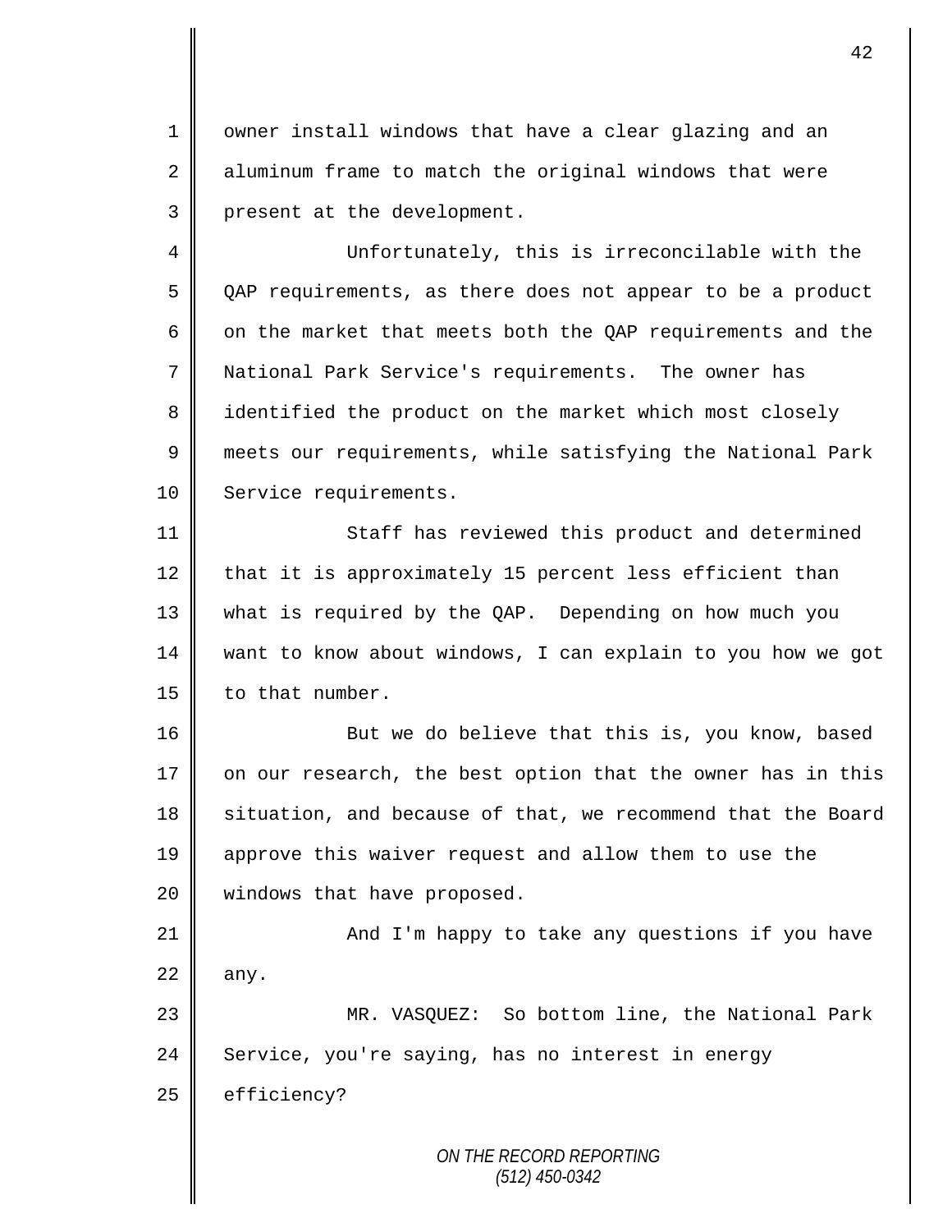owner install windows that have a clear glazing and an aluminum frame to match the original windows that were present at the development.

Unfortunately, this is irreconcilable with the QAP requirements, as there does not appear to be a product on the market that meets both the QAP requirements and the National Park Service's requirements. The owner has identified the product on the market which most closely meets our requirements, while satisfying the National Park Service requirements.

Staff has reviewed this product and determined that it is approximately 15 percent less efficient than what is required by the QAP. Depending on how much you want to know about windows, I can explain to you how we got to that number.

But we do believe that this is, you know, based on our research, the best option that the owner has in this situation, and because of that, we recommend that the Board approve this waiver request and allow them to use the windows that have proposed.

And I'm happy to take any questions if you have any.

MR. VASQUEZ: So bottom line, the National Park Service, you're saying, has no interest in energy efficiency?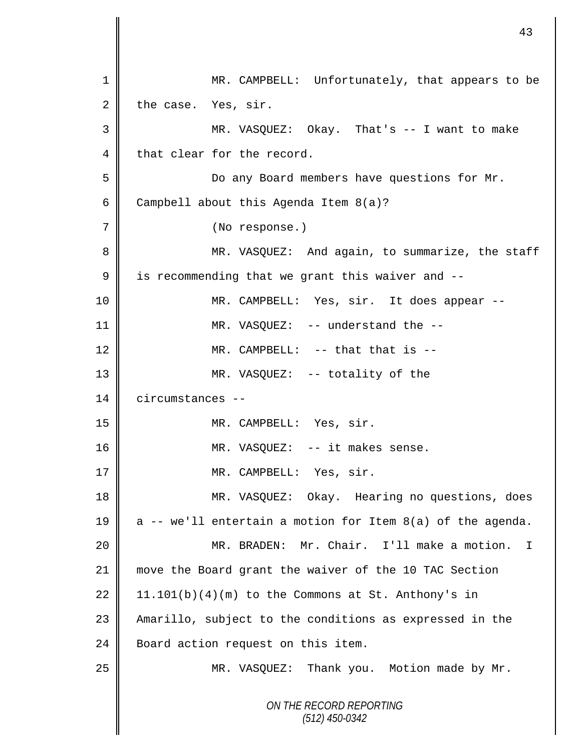MR. CAMPBELL: Unfortunately, that appears to be the case. Yes, sir.

MR. VASQUEZ: Okay. That's -- I want to make that clear for the record.

Do any Board members have questions for Mr. Campbell about this Agenda Item 8(a)?

(No response.)

MR. VASQUEZ: And again, to summarize, the staff is recommending that we grant this waiver and --

MR. CAMPBELL: Yes, sir. It does appear --

MR. VASQUEZ: -- understand the --

MR. CAMPBELL: -- that that is --

MR. VASQUEZ: -- totality of the circumstances --

MR. CAMPBELL: Yes, sir.

MR. VASQUEZ: -- it makes sense.

MR. CAMPBELL: Yes, sir.

MR. VASQUEZ: Okay. Hearing no questions, does a -- we'll entertain a motion for Item 8(a) of the agenda.

MR. BRADEN: Mr. Chair. I'll make a motion. I move the Board grant the waiver of the 10 TAC Section 11.101(b)(4)(m) to the Commons at St. Anthony's in Amarillo, subject to the conditions as expressed in the Board action request on this item.

MR. VASQUEZ: Thank you. Motion made by Mr.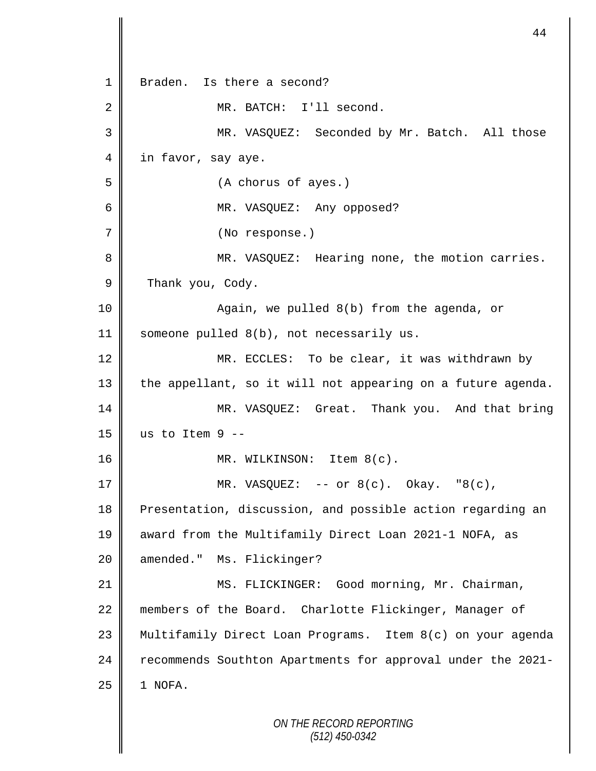Braden. Is there a second?

MR. BATCH: I'll second.

MR. VASQUEZ: Seconded by Mr. Batch. All those in favor, say aye.

(A chorus of ayes.)

MR. VASQUEZ: Any opposed?

(No response.)

MR. VASQUEZ: Hearing none, the motion carries. Thank you, Cody.

Again, we pulled 8(b) from the agenda, or someone pulled 8(b), not necessarily us.

MR. ECCLES: To be clear, it was withdrawn by the appellant, so it will not appearing on a future agenda.

MR. VASQUEZ: Great. Thank you. And that bring us to Item 9 --

MR. WILKINSON: Item 8(c).

MR. VASQUEZ: -- or 8(c). Okay. "8(c), Presentation, discussion, and possible action regarding an award from the Multifamily Direct Loan 2021-1 NOFA, as amended." Ms. Flickinger?

MS. FLICKINGER: Good morning, Mr. Chairman, members of the Board. Charlotte Flickinger, Manager of Multifamily Direct Loan Programs. Item 8(c) on your agenda recommends Southton Apartments for approval under the 2021-1 NOFA.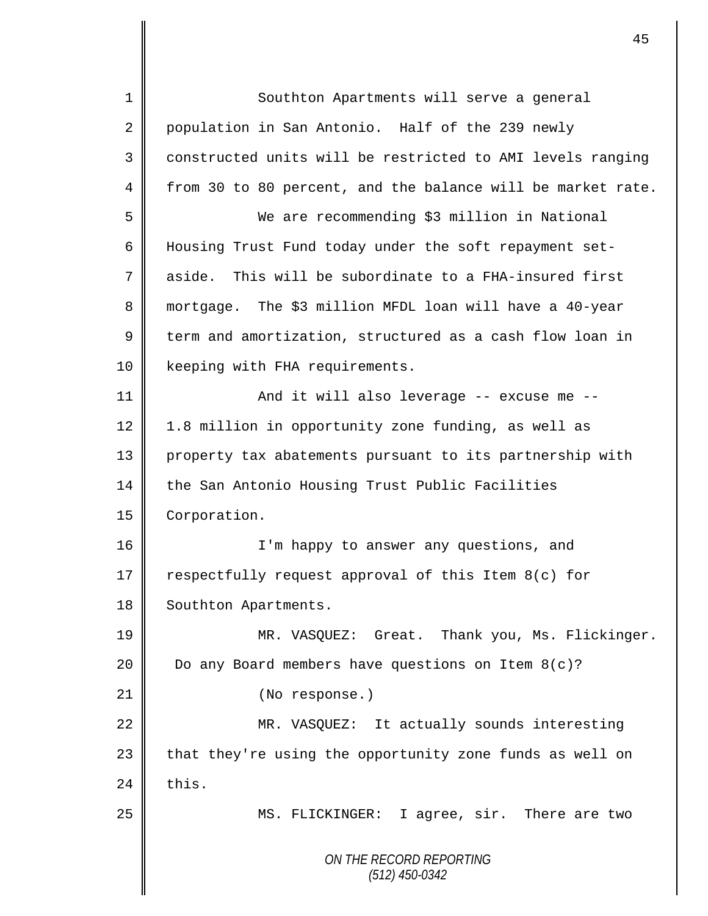Southton Apartments will serve a general population in San Antonio. Half of the 239 newly constructed units will be restricted to AMI levels ranging from 30 to 80 percent, and the balance will be market rate.

We are recommending $3 million in National Housing Trust Fund today under the soft repayment set-aside. This will be subordinate to a FHA-insured first mortgage. The $3 million MFDL loan will have a 40-year term and amortization, structured as a cash flow loan in keeping with FHA requirements.

And it will also leverage -- excuse me -- 1.8 million in opportunity zone funding, as well as property tax abatements pursuant to its partnership with the San Antonio Housing Trust Public Facilities Corporation.

I'm happy to answer any questions, and respectfully request approval of this Item 8(c) for Southton Apartments.

MR. VASQUEZ: Great. Thank you, Ms. Flickinger. Do any Board members have questions on Item 8(c)?

(No response.)

MR. VASQUEZ: It actually sounds interesting that they're using the opportunity zone funds as well on this.

MS. FLICKINGER: I agree, sir. There are two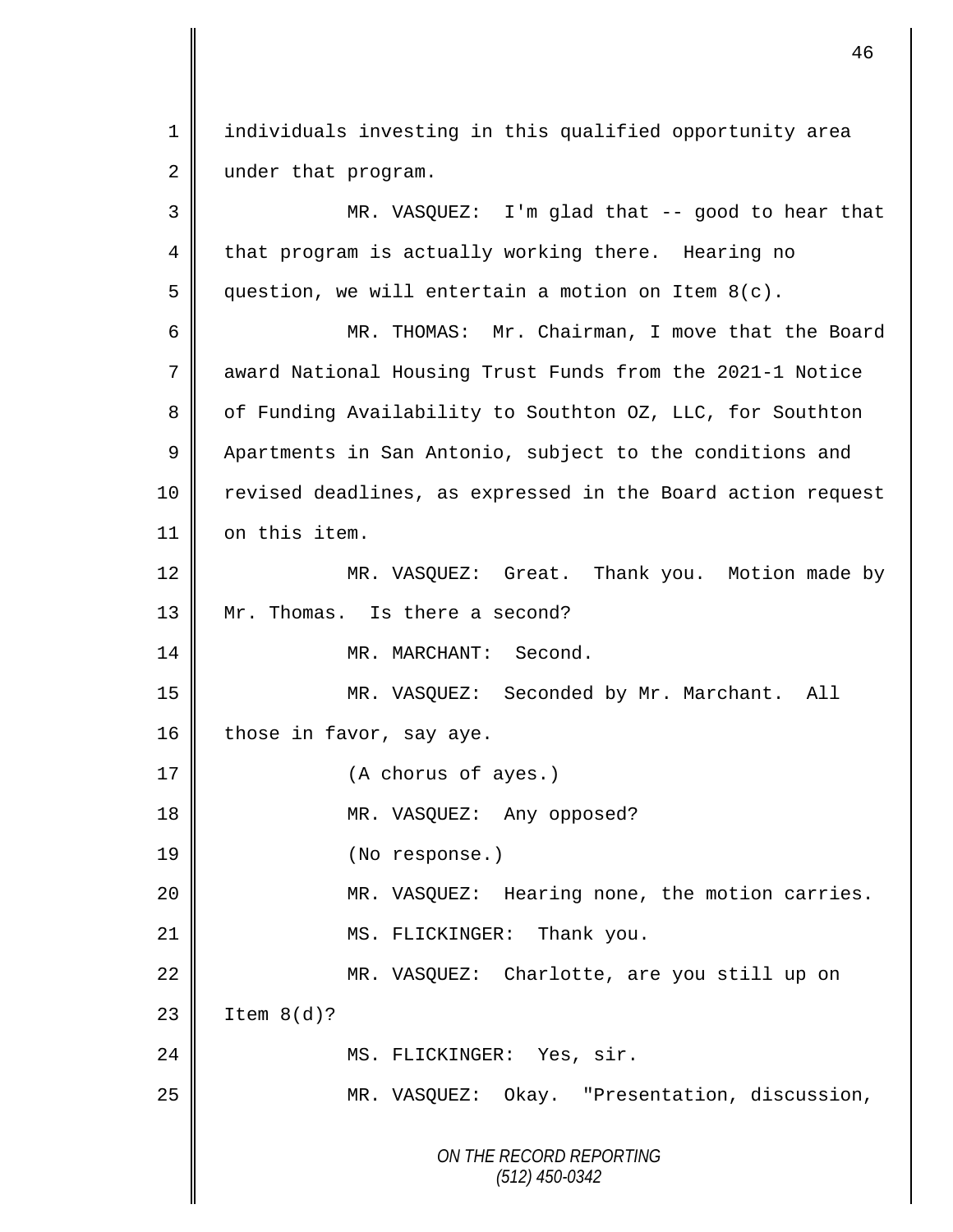individuals investing in this qualified opportunity area under that program.

MR. VASQUEZ: I'm glad that -- good to hear that that program is actually working there. Hearing no question, we will entertain a motion on Item 8(c).

MR. THOMAS: Mr. Chairman, I move that the Board award National Housing Trust Funds from the 2021-1 Notice of Funding Availability to Southton OZ, LLC, for Southton Apartments in San Antonio, subject to the conditions and revised deadlines, as expressed in the Board action request on this item.

MR. VASQUEZ: Great. Thank you. Motion made by Mr. Thomas. Is there a second?

MR. MARCHANT: Second.

MR. VASQUEZ: Seconded by Mr. Marchant. All those in favor, say aye.

(A chorus of ayes.)

MR. VASQUEZ: Any opposed?

(No response.)

MR. VASQUEZ: Hearing none, the motion carries.

MS. FLICKINGER: Thank you.

MR. VASQUEZ: Charlotte, are you still up on Item 8(d)?

MS. FLICKINGER: Yes, sir.

MR. VASQUEZ: Okay. "Presentation, discussion,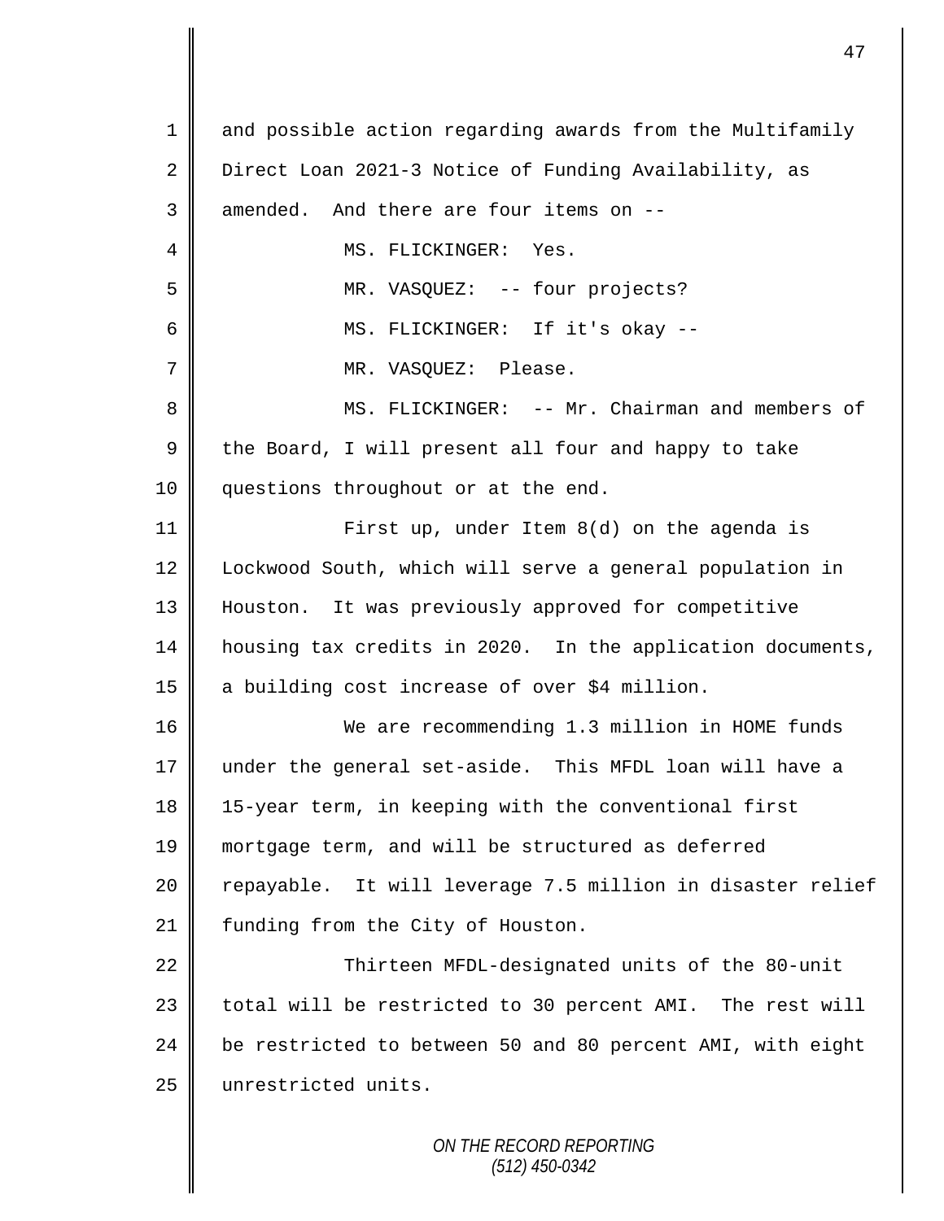and possible action regarding awards from the Multifamily Direct Loan 2021-3 Notice of Funding Availability, as amended. And there are four items on --

MS. FLICKINGER: Yes.

MR. VASQUEZ: -- four projects?

MS. FLICKINGER: If it's okay --

MR. VASQUEZ: Please.

MS. FLICKINGER: -- Mr. Chairman and members of the Board, I will present all four and happy to take questions throughout or at the end.

First up, under Item 8(d) on the agenda is Lockwood South, which will serve a general population in Houston. It was previously approved for competitive housing tax credits in 2020. In the application documents, a building cost increase of over $4 million.

We are recommending 1.3 million in HOME funds under the general set-aside. This MFDL loan will have a 15-year term, in keeping with the conventional first mortgage term, and will be structured as deferred repayable. It will leverage 7.5 million in disaster relief funding from the City of Houston.

Thirteen MFDL-designated units of the 80-unit total will be restricted to 30 percent AMI. The rest will be restricted to between 50 and 80 percent AMI, with eight unrestricted units.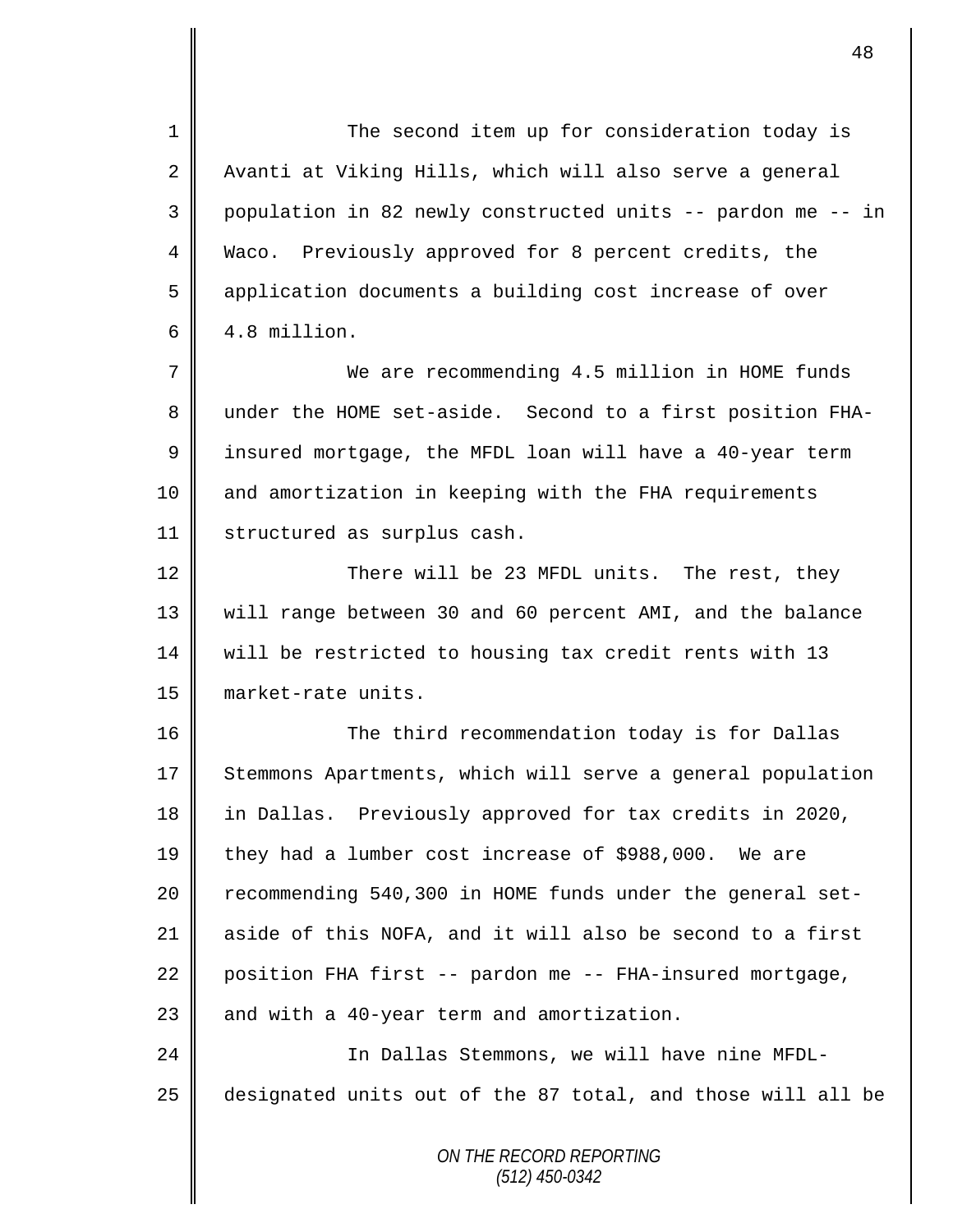The second item up for consideration today is Avanti at Viking Hills, which will also serve a general population in 82 newly constructed units -- pardon me -- in Waco. Previously approved for 8 percent credits, the application documents a building cost increase of over 4.8 million.

We are recommending 4.5 million in HOME funds under the HOME set-aside. Second to a first position FHA-insured mortgage, the MFDL loan will have a 40-year term and amortization in keeping with the FHA requirements structured as surplus cash.

There will be 23 MFDL units. The rest, they will range between 30 and 60 percent AMI, and the balance will be restricted to housing tax credit rents with 13 market-rate units.

The third recommendation today is for Dallas Stemmons Apartments, which will serve a general population in Dallas. Previously approved for tax credits in 2020, they had a lumber cost increase of $988,000. We are recommending 540,300 in HOME funds under the general set-aside of this NOFA, and it will also be second to a first position FHA first -- pardon me -- FHA-insured mortgage, and with a 40-year term and amortization.

In Dallas Stemmons, we will have nine MFDL-designated units out of the 87 total, and those will all be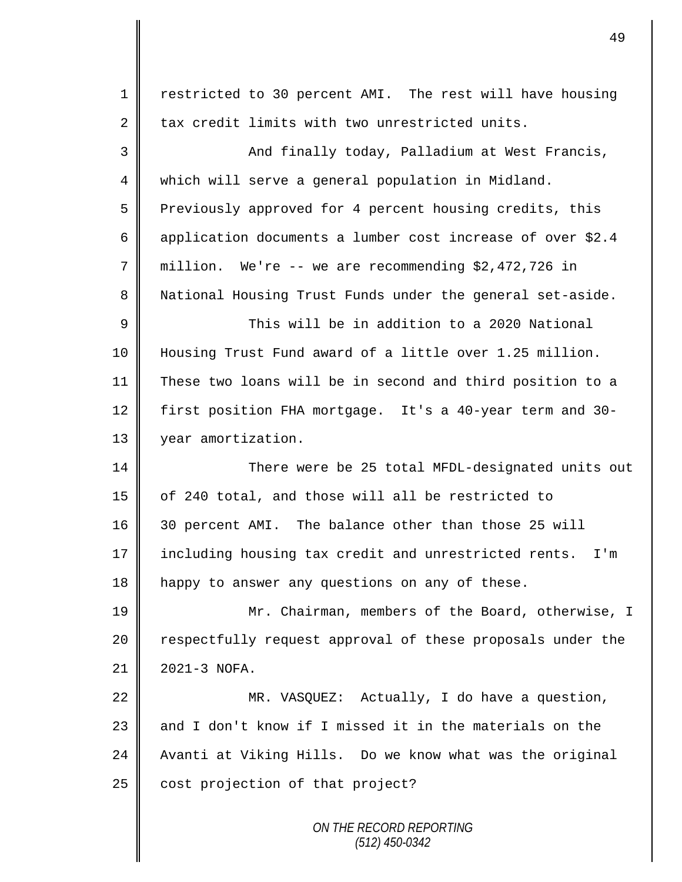restricted to 30 percent AMI. The rest will have housing tax credit limits with two unrestricted units.

And finally today, Palladium at West Francis, which will serve a general population in Midland. Previously approved for 4 percent housing credits, this application documents a lumber cost increase of over $2.4 million. We're -- we are recommending $2,472,726 in National Housing Trust Funds under the general set-aside.

This will be in addition to a 2020 National Housing Trust Fund award of a little over 1.25 million. These two loans will be in second and third position to a first position FHA mortgage. It's a 40-year term and 30-year amortization.

There were be 25 total MFDL-designated units out of 240 total, and those will all be restricted to 30 percent AMI. The balance other than those 25 will including housing tax credit and unrestricted rents. I'm happy to answer any questions on any of these.

Mr. Chairman, members of the Board, otherwise, I respectfully request approval of these proposals under the 2021-3 NOFA.

MR. VASQUEZ: Actually, I do have a question, and I don't know if I missed it in the materials on the Avanti at Viking Hills. Do we know what was the original cost projection of that project?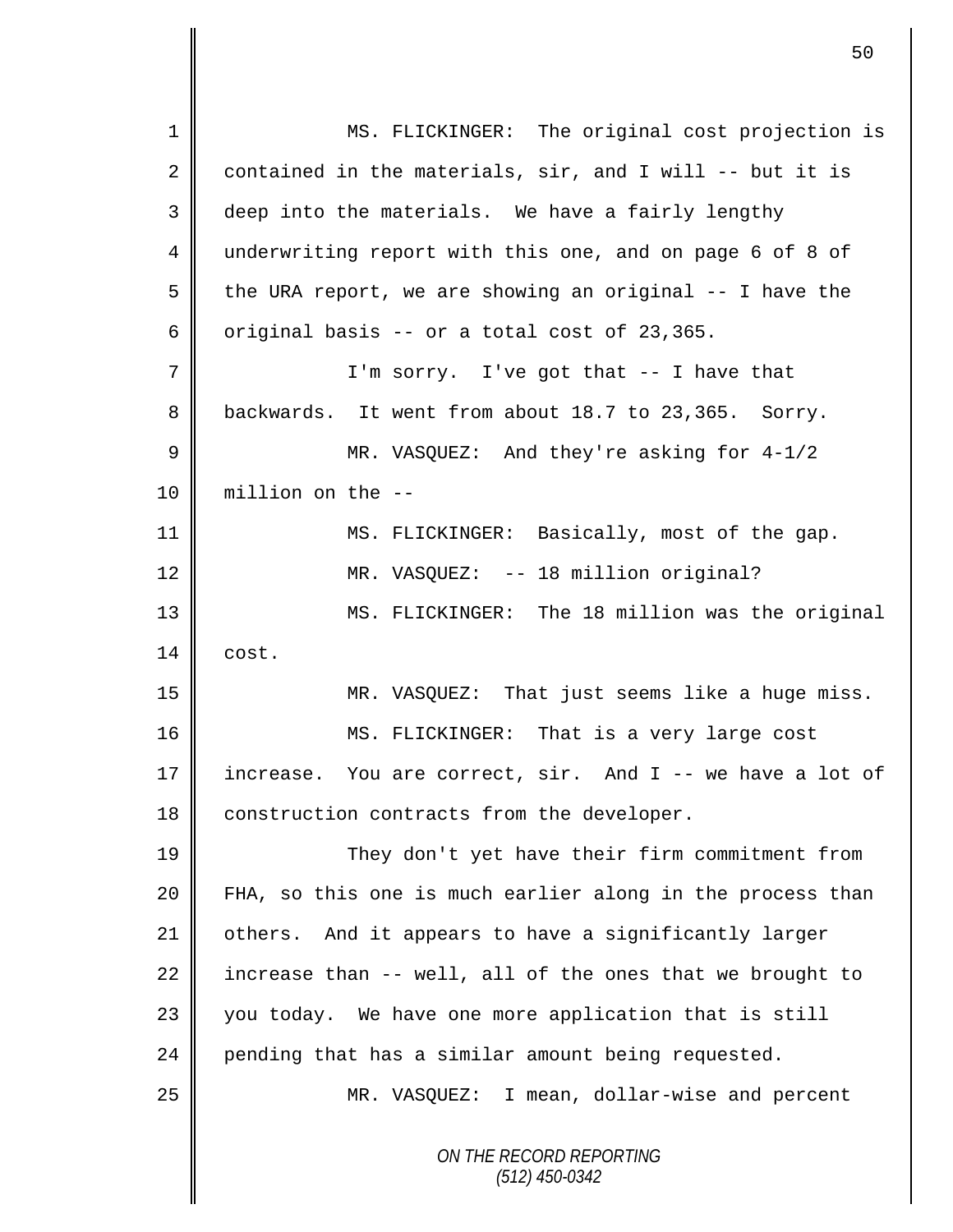MS. FLICKINGER: The original cost projection is contained in the materials, sir, and I will -- but it is deep into the materials. We have a fairly lengthy underwriting report with this one, and on page 6 of 8 of the URA report, we are showing an original -- I have the original basis -- or a total cost of 23,365.

I'm sorry. I've got that -- I have that backwards. It went from about 18.7 to 23,365. Sorry.

MR. VASQUEZ: And they're asking for 4-1/2 million on the --

MS. FLICKINGER: Basically, most of the gap.

MR. VASQUEZ: -- 18 million original?

MS. FLICKINGER: The 18 million was the original cost.

MR. VASQUEZ: That just seems like a huge miss.

MS. FLICKINGER: That is a very large cost increase. You are correct, sir. And I -- we have a lot of construction contracts from the developer.

They don't yet have their firm commitment from FHA, so this one is much earlier along in the process than others. And it appears to have a significantly larger increase than -- well, all of the ones that we brought to you today. We have one more application that is still pending that has a similar amount being requested.

MR. VASQUEZ: I mean, dollar-wise and percent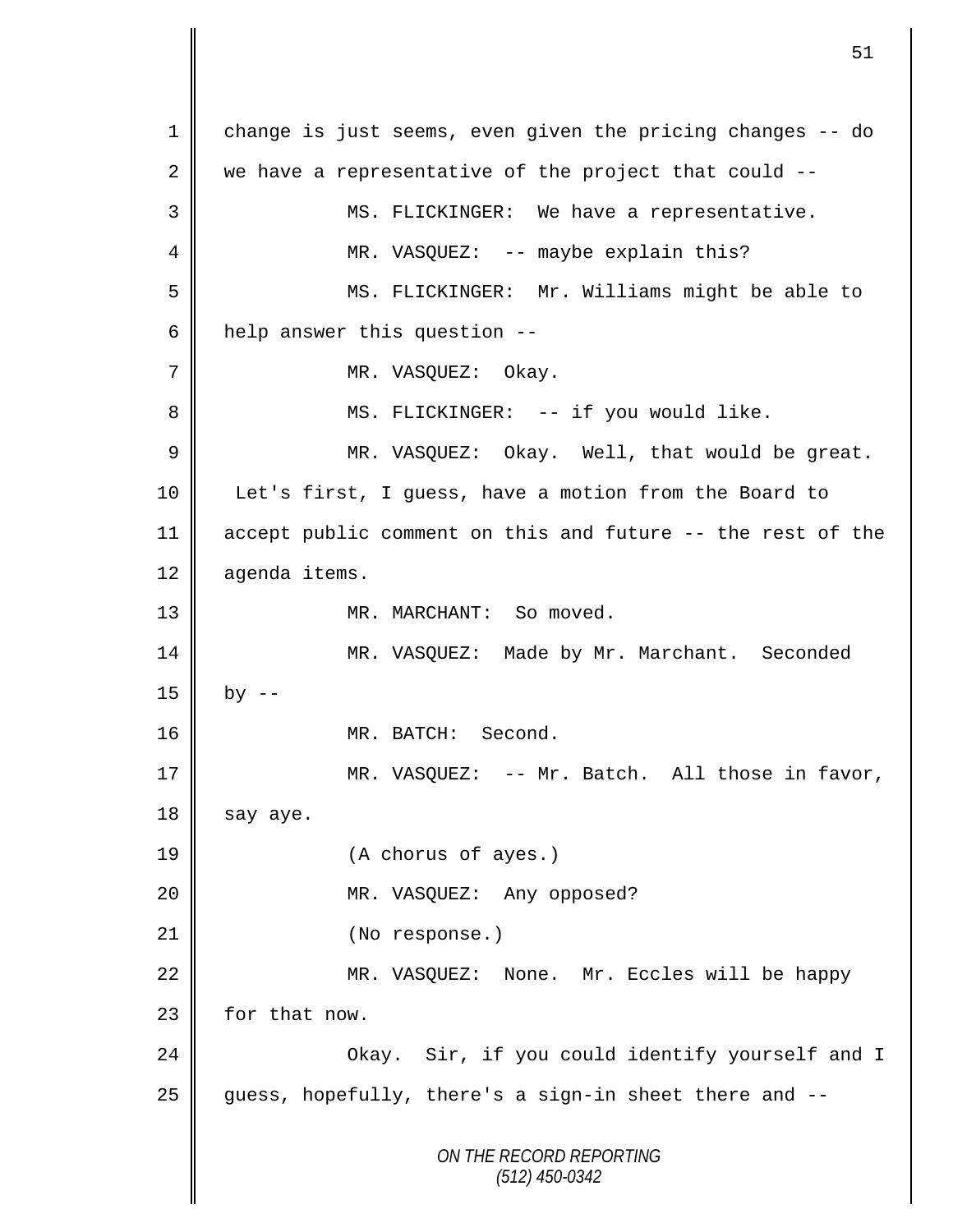1 change is just seems, even given the pricing changes -- do
2 we have a representative of the project that could --
3 MS. FLICKINGER: We have a representative.
4 MR. VASQUEZ: -- maybe explain this?
5 MS. FLICKINGER: Mr. Williams might be able to
6 help answer this question --
7 MR. VASQUEZ: Okay.
8 MS. FLICKINGER: -- if you would like.
9 MR. VASQUEZ: Okay. Well, that would be great.
10 Let's first, I guess, have a motion from the Board to
11 accept public comment on this and future -- the rest of the
12 agenda items.
13 MR. MARCHANT: So moved.
14 MR. VASQUEZ: Made by Mr. Marchant. Seconded
15 by --
16 MR. BATCH: Second.
17 MR. VASQUEZ: -- Mr. Batch. All those in favor,
18 say aye.
19 (A chorus of ayes.)
20 MR. VASQUEZ: Any opposed?
21 (No response.)
22 MR. VASQUEZ: None. Mr. Eccles will be happy
23 for that now.
24 Okay. Sir, if you could identify yourself and I
25 guess, hopefully, there's a sign-in sheet there and --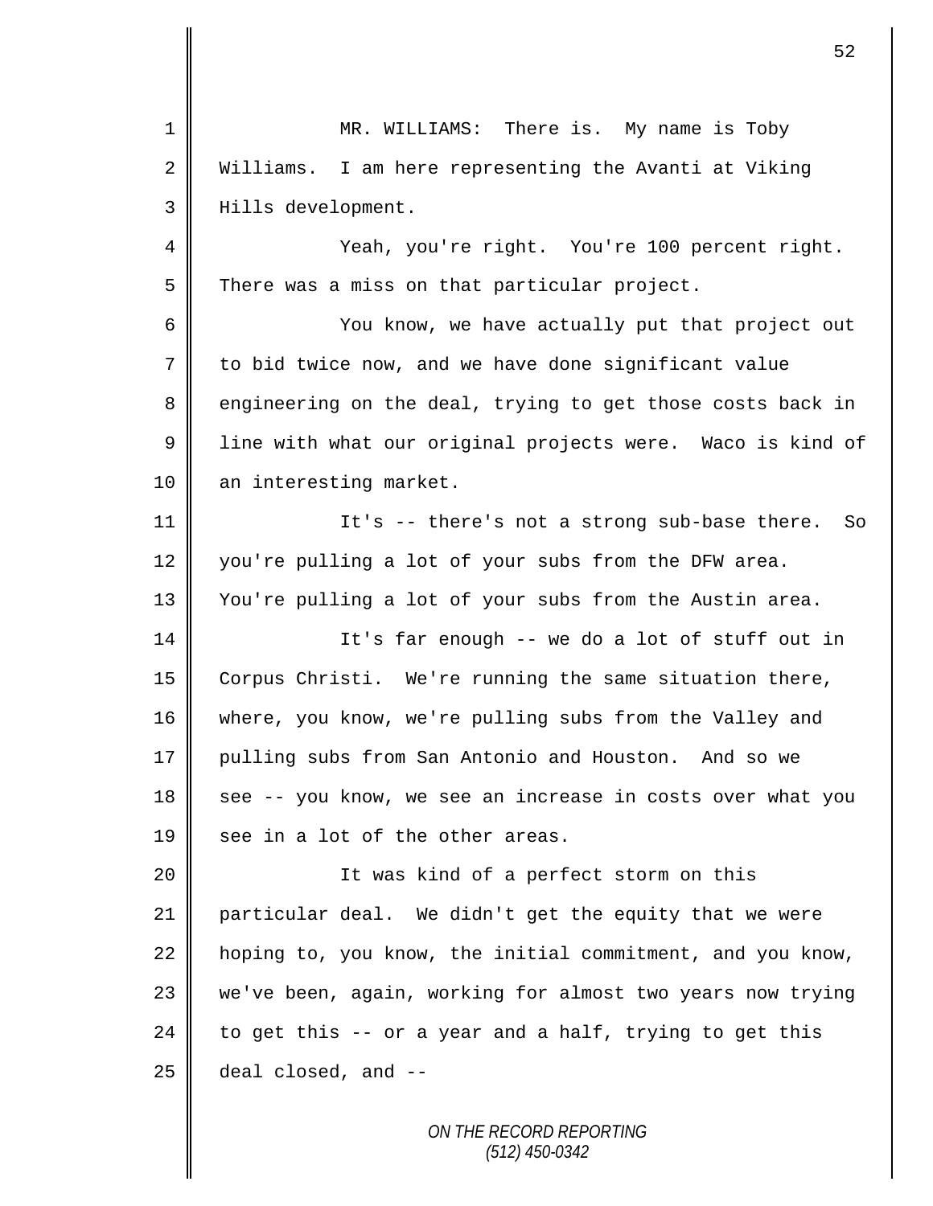MR. WILLIAMS: There is. My name is Toby Williams. I am here representing the Avanti at Viking Hills development.

Yeah, you're right. You're 100 percent right. There was a miss on that particular project.

You know, we have actually put that project out to bid twice now, and we have done significant value engineering on the deal, trying to get those costs back in line with what our original projects were. Waco is kind of an interesting market.

It's -- there's not a strong sub-base there. So you're pulling a lot of your subs from the DFW area. You're pulling a lot of your subs from the Austin area.

It's far enough -- we do a lot of stuff out in Corpus Christi. We're running the same situation there, where, you know, we're pulling subs from the Valley and pulling subs from San Antonio and Houston. And so we see -- you know, we see an increase in costs over what you see in a lot of the other areas.

It was kind of a perfect storm on this particular deal. We didn't get the equity that we were hoping to, you know, the initial commitment, and you know, we've been, again, working for almost two years now trying to get this -- or a year and a half, trying to get this deal closed, and --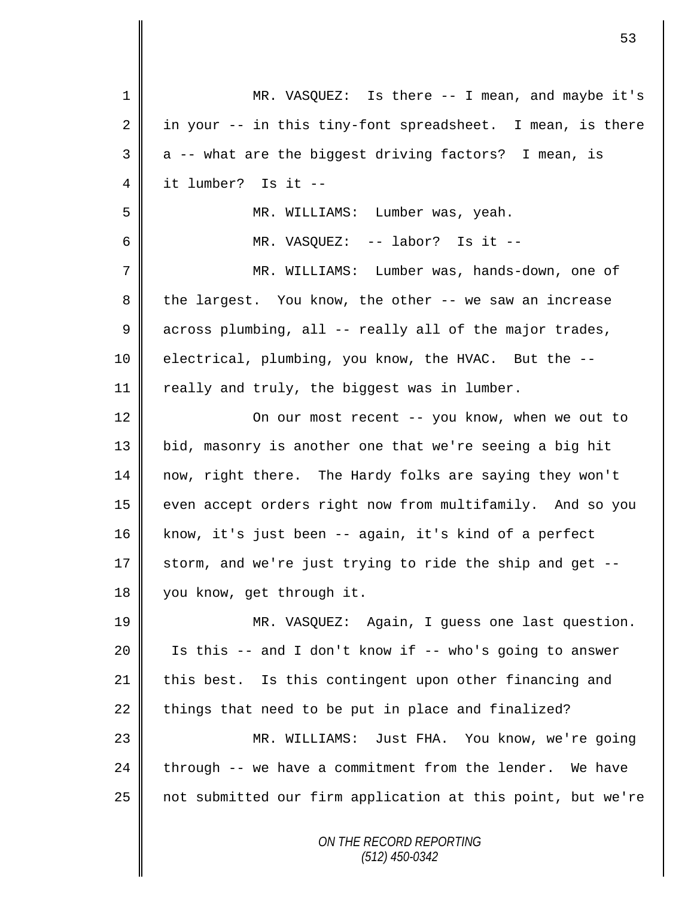MR. VASQUEZ: Is there -- I mean, and maybe it's in your -- in this tiny-font spreadsheet. I mean, is there a -- what are the biggest driving factors? I mean, is it lumber? Is it --

MR. WILLIAMS: Lumber was, yeah.

MR. VASQUEZ: -- labor? Is it --

MR. WILLIAMS: Lumber was, hands-down, one of the largest. You know, the other -- we saw an increase across plumbing, all -- really all of the major trades, electrical, plumbing, you know, the HVAC. But the -- really and truly, the biggest was in lumber.

On our most recent -- you know, when we out to bid, masonry is another one that we're seeing a big hit now, right there. The Hardy folks are saying they won't even accept orders right now from multifamily. And so you know, it's just been -- again, it's kind of a perfect storm, and we're just trying to ride the ship and get -- you know, get through it.

MR. VASQUEZ: Again, I guess one last question. Is this -- and I don't know if -- who's going to answer this best. Is this contingent upon other financing and things that need to be put in place and finalized?

MR. WILLIAMS: Just FHA. You know, we're going through -- we have a commitment from the lender. We have not submitted our firm application at this point, but we're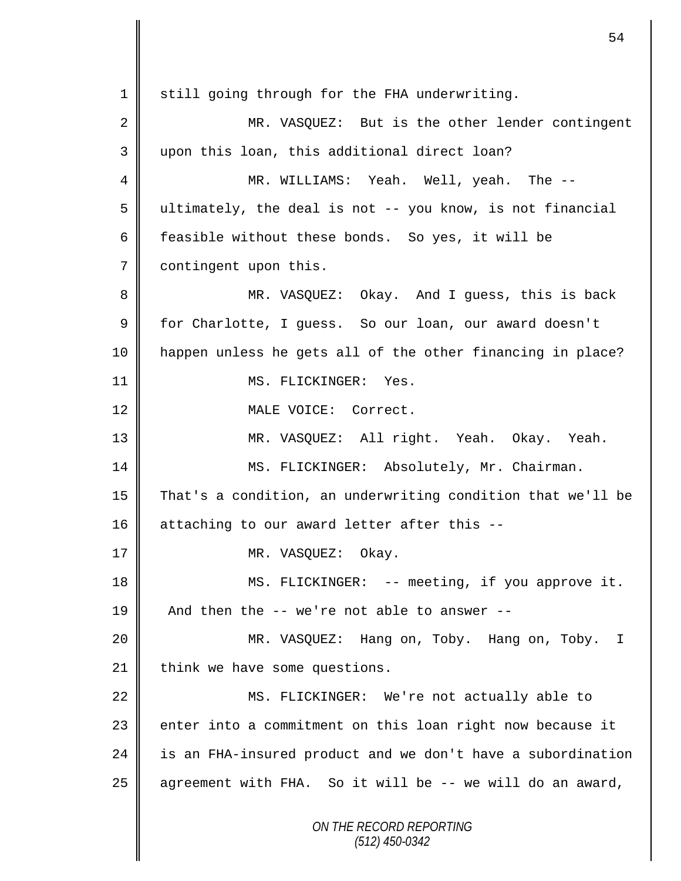1 still going through for the FHA underwriting.

2 MR. VASQUEZ: But is the other lender contingent

3 upon this loan, this additional direct loan?

4 MR. WILLIAMS: Yeah. Well, yeah. The --

5 ultimately, the deal is not -- you know, is not financial

6 feasible without these bonds. So yes, it will be

7 contingent upon this.

8 MR. VASQUEZ: Okay. And I guess, this is back

9 for Charlotte, I guess. So our loan, our award doesn't

10 happen unless he gets all of the other financing in place?

11 MS. FLICKINGER: Yes.

12 MALE VOICE: Correct.

13 MR. VASQUEZ: All right. Yeah. Okay. Yeah.

14 MS. FLICKINGER: Absolutely, Mr. Chairman.

15 That's a condition, an underwriting condition that we'll be

16 attaching to our award letter after this --

17 MR. VASQUEZ: Okay.

18 MS. FLICKINGER: -- meeting, if you approve it.

19 And then the -- we're not able to answer --

20 MR. VASQUEZ: Hang on, Toby. Hang on, Toby. I

21 think we have some questions.

22 MS. FLICKINGER: We're not actually able to

23 enter into a commitment on this loan right now because it

24 is an FHA-insured product and we don't have a subordination

25 agreement with FHA. So it will be -- we will do an award,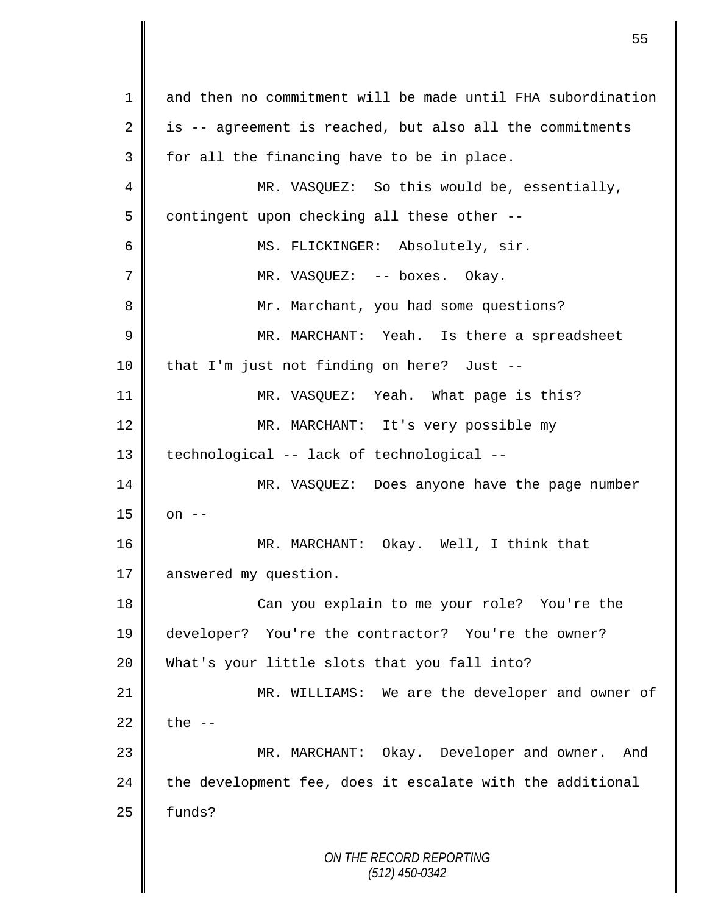and then no commitment will be made until FHA subordination is -- agreement is reached, but also all the commitments for all the financing have to be in place.

MR. VASQUEZ: So this would be, essentially, contingent upon checking all these other --

MS. FLICKINGER: Absolutely, sir.

MR. VASQUEZ: -- boxes. Okay.

Mr. Marchant, you had some questions?

MR. MARCHANT: Yeah. Is there a spreadsheet that I'm just not finding on here? Just --

MR. VASQUEZ: Yeah. What page is this?

MR. MARCHANT: It's very possible my technological -- lack of technological --

MR. VASQUEZ: Does anyone have the page number on --

MR. MARCHANT: Okay. Well, I think that answered my question.

Can you explain to me your role? You're the developer? You're the contractor? You're the owner? What's your little slots that you fall into?

MR. WILLIAMS: We are the developer and owner of the --

MR. MARCHANT: Okay. Developer and owner. And the development fee, does it escalate with the additional funds?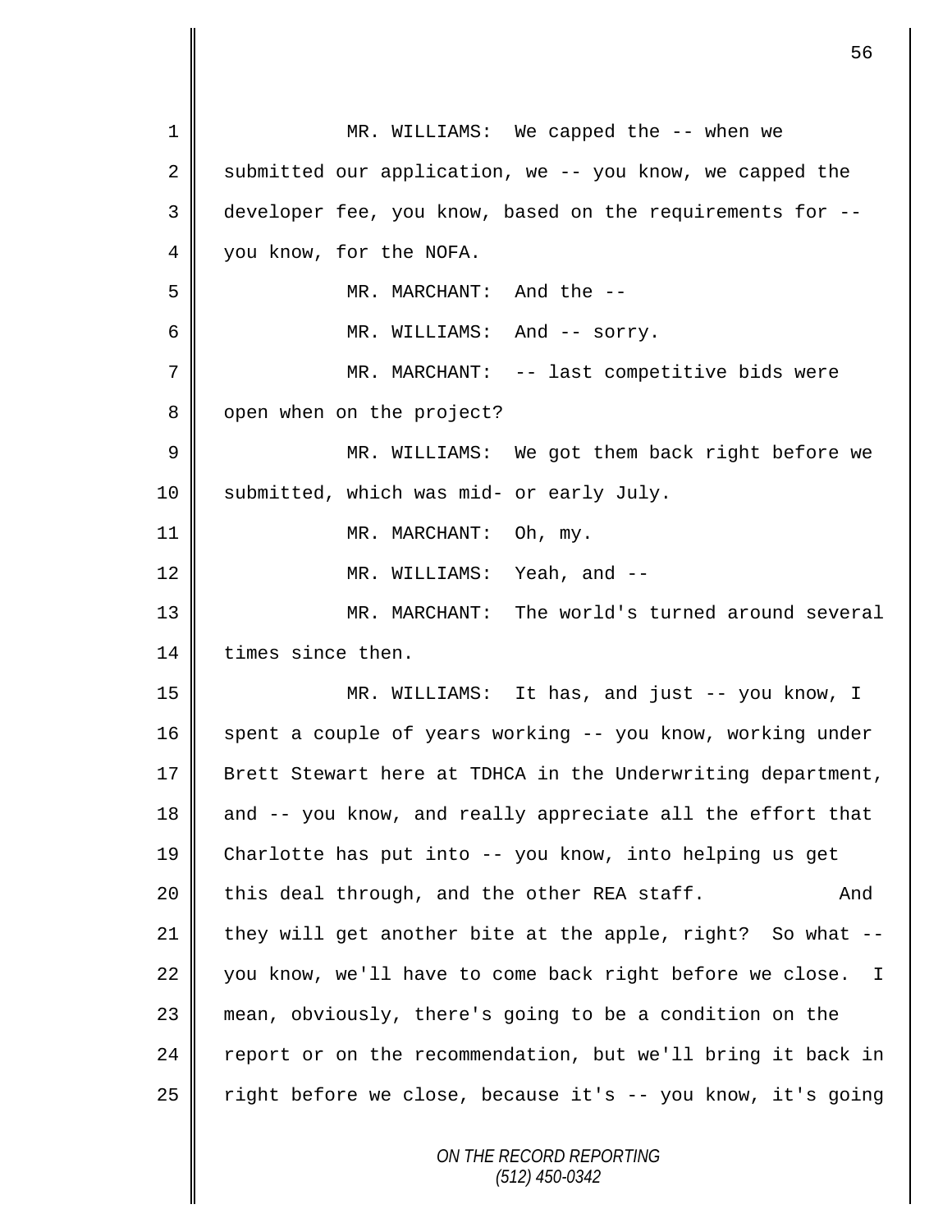MR. WILLIAMS: We capped the -- when we submitted our application, we -- you know, we capped the developer fee, you know, based on the requirements for -- you know, for the NOFA.

MR. MARCHANT: And the --

MR. WILLIAMS: And -- sorry.

MR. MARCHANT: -- last competitive bids were open when on the project?

MR. WILLIAMS: We got them back right before we submitted, which was mid- or early July.

MR. MARCHANT: Oh, my.

MR. WILLIAMS: Yeah, and --

MR. MARCHANT: The world's turned around several times since then.

MR. WILLIAMS: It has, and just -- you know, I spent a couple of years working -- you know, working under Brett Stewart here at TDHCA in the Underwriting department, and -- you know, and really appreciate all the effort that Charlotte has put into -- you know, into helping us get this deal through, and the other REA staff. And they will get another bite at the apple, right? So what -- you know, we'll have to come back right before we close. I mean, obviously, there's going to be a condition on the report or on the recommendation, but we'll bring it back in right before we close, because it's -- you know, it's going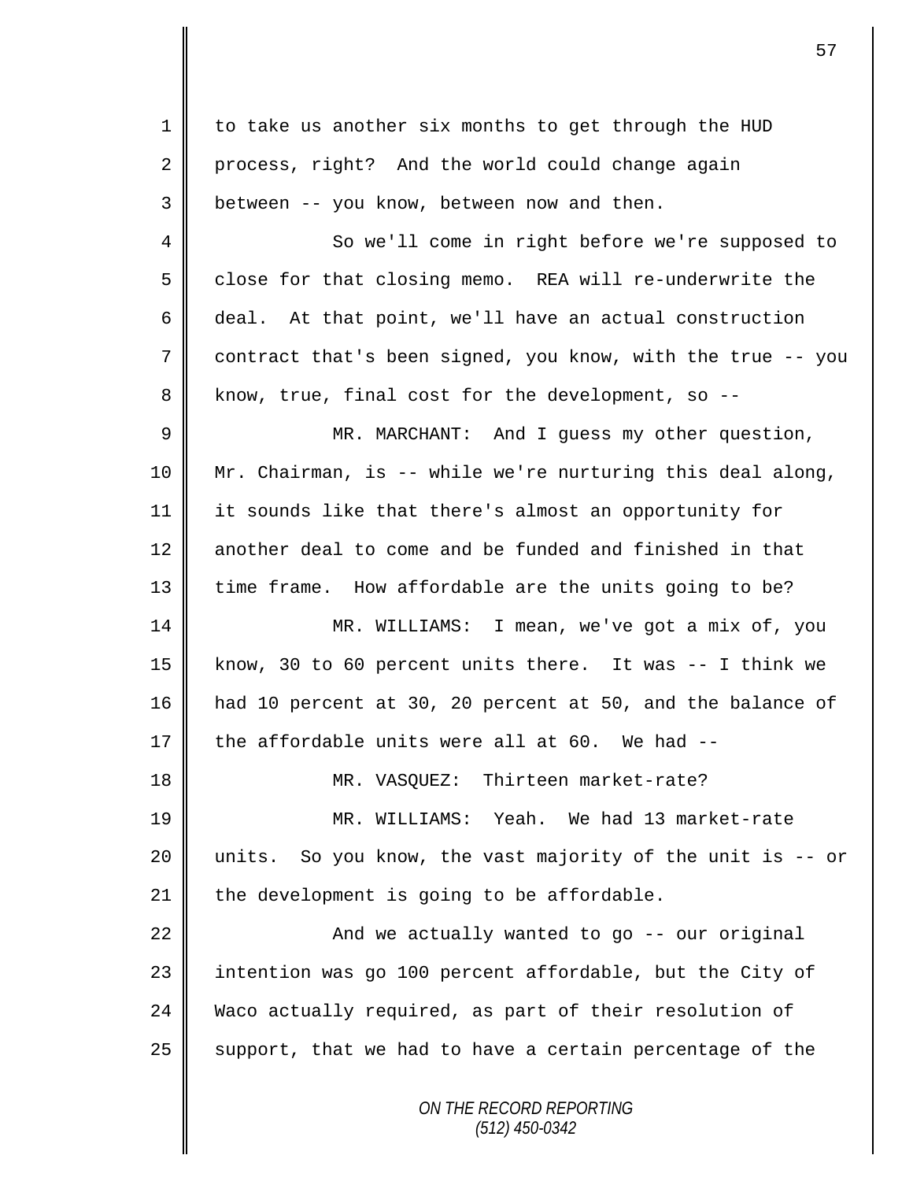to take us another six months to get through the HUD process, right? And the world could change again between -- you know, between now and then.

So we'll come in right before we're supposed to close for that closing memo. REA will re-underwrite the deal. At that point, we'll have an actual construction contract that's been signed, you know, with the true -- you know, true, final cost for the development, so --

MR. MARCHANT: And I guess my other question, Mr. Chairman, is -- while we're nurturing this deal along, it sounds like that there's almost an opportunity for another deal to come and be funded and finished in that time frame. How affordable are the units going to be?

MR. WILLIAMS: I mean, we've got a mix of, you know, 30 to 60 percent units there. It was -- I think we had 10 percent at 30, 20 percent at 50, and the balance of the affordable units were all at 60. We had --

MR. VASQUEZ: Thirteen market-rate?

MR. WILLIAMS: Yeah. We had 13 market-rate units. So you know, the vast majority of the unit is -- or the development is going to be affordable.

And we actually wanted to go -- our original intention was go 100 percent affordable, but the City of Waco actually required, as part of their resolution of support, that we had to have a certain percentage of the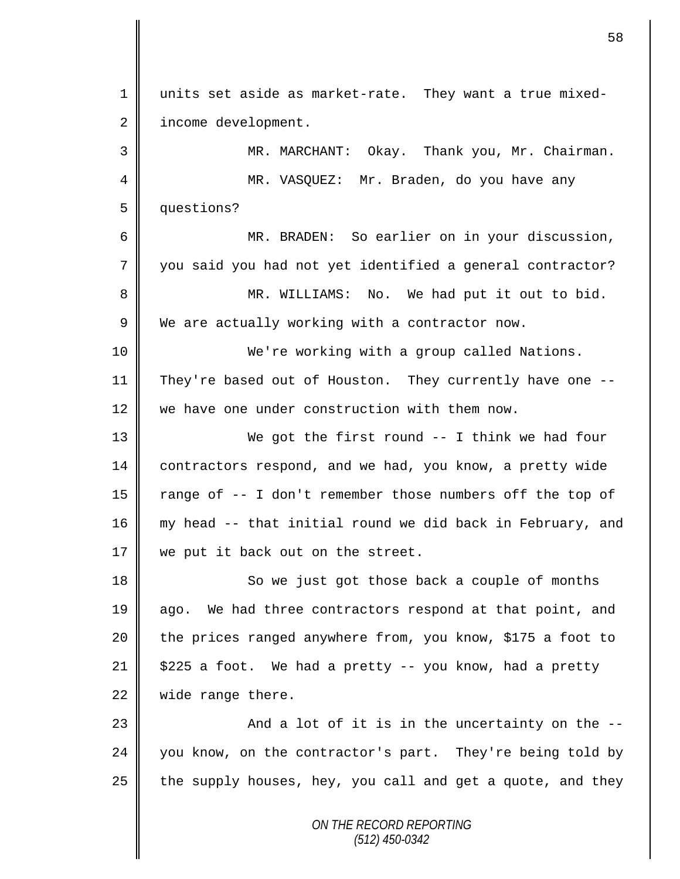units set aside as market-rate. They want a true mixed-income development.

MR. MARCHANT: Okay. Thank you, Mr. Chairman.

MR. VASQUEZ: Mr. Braden, do you have any questions?

MR. BRADEN: So earlier on in your discussion, you said you had not yet identified a general contractor?

MR. WILLIAMS: No. We had put it out to bid. We are actually working with a contractor now.

We're working with a group called Nations. They're based out of Houston. They currently have one -- we have one under construction with them now.

We got the first round -- I think we had four contractors respond, and we had, you know, a pretty wide range of -- I don't remember those numbers off the top of my head -- that initial round we did back in February, and we put it back out on the street.

So we just got those back a couple of months ago. We had three contractors respond at that point, and the prices ranged anywhere from, you know, $175 a foot to $225 a foot. We had a pretty -- you know, had a pretty wide range there.

And a lot of it is in the uncertainty on the -- you know, on the contractor's part. They're being told by the supply houses, hey, you call and get a quote, and they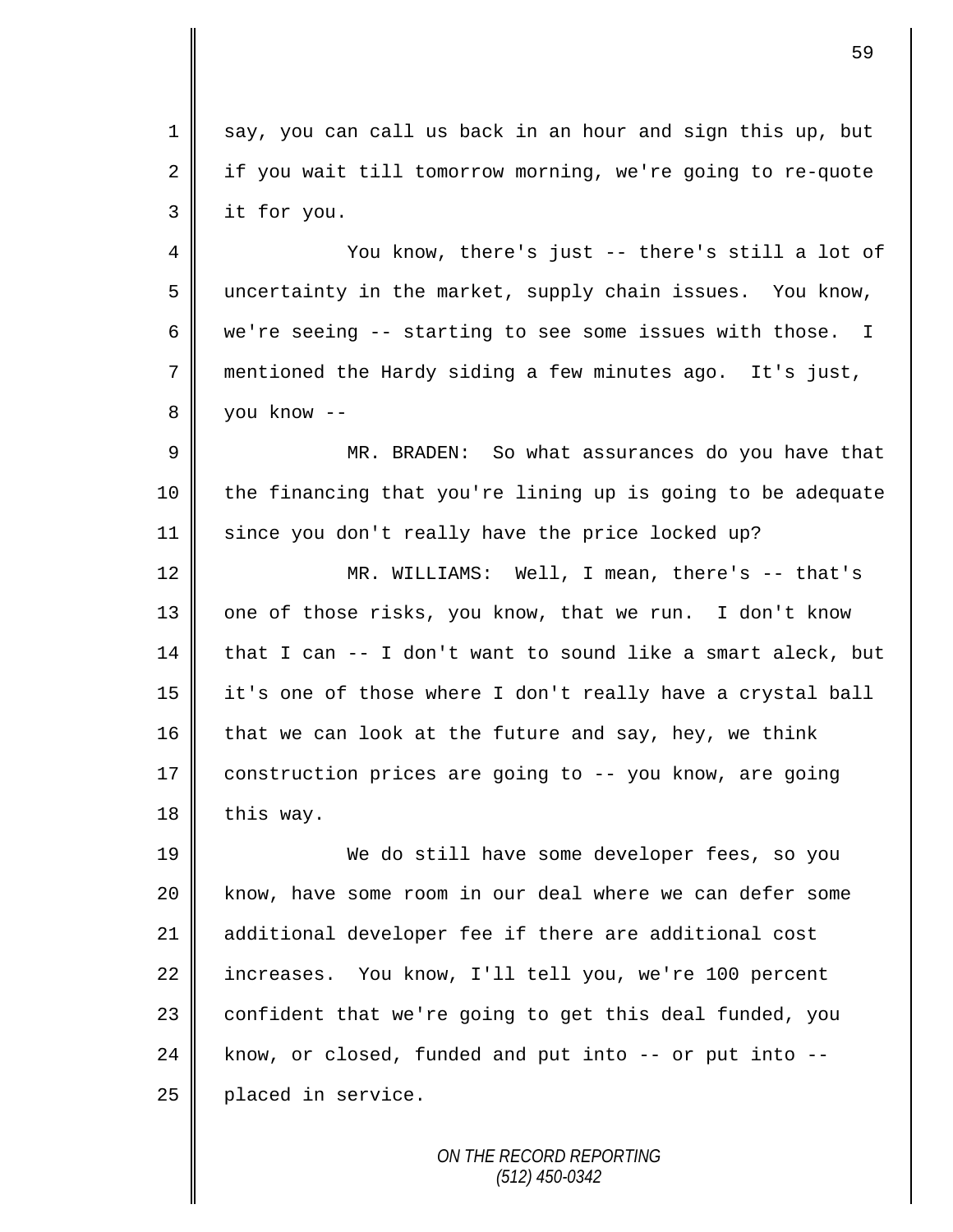say, you can call us back in an hour and sign this up, but if you wait till tomorrow morning, we're going to re-quote it for you.

You know, there's just -- there's still a lot of uncertainty in the market, supply chain issues. You know, we're seeing -- starting to see some issues with those. I mentioned the Hardy siding a few minutes ago. It's just, you know --

MR. BRADEN: So what assurances do you have that the financing that you're lining up is going to be adequate since you don't really have the price locked up?

MR. WILLIAMS: Well, I mean, there's -- that's one of those risks, you know, that we run. I don't know that I can -- I don't want to sound like a smart aleck, but it's one of those where I don't really have a crystal ball that we can look at the future and say, hey, we think construction prices are going to -- you know, are going this way.

We do still have some developer fees, so you know, have some room in our deal where we can defer some additional developer fee if there are additional cost increases. You know, I'll tell you, we're 100 percent confident that we're going to get this deal funded, you know, or closed, funded and put into -- or put into -- placed in service.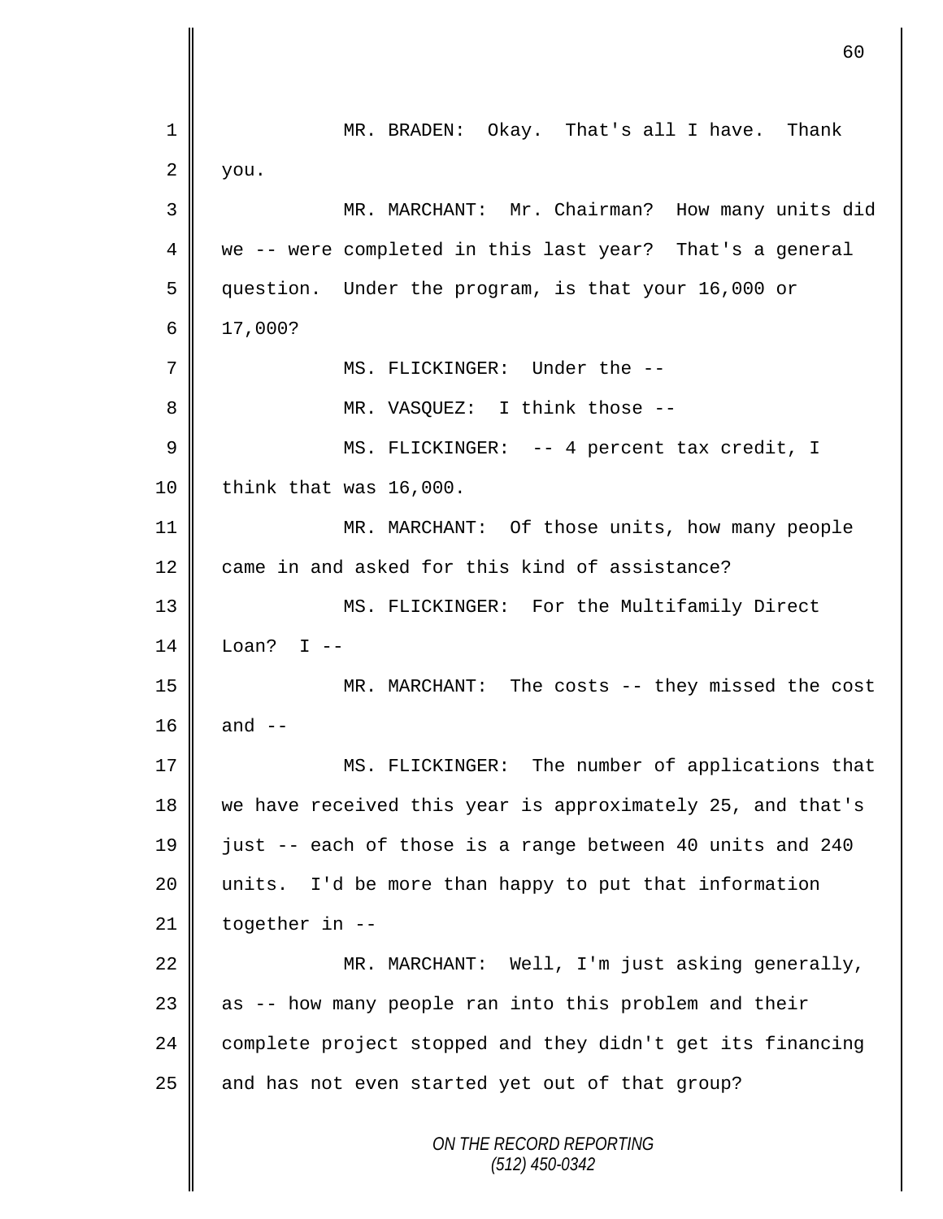1 MR. BRADEN: Okay. That's all I have. Thank
2 you.
3 MR. MARCHANT: Mr. Chairman? How many units did
4 we -- were completed in this last year? That's a general
5 question. Under the program, is that your 16,000 or
6 17,000?
7 MS. FLICKINGER: Under the --
8 MR. VASQUEZ: I think those --
9 MS. FLICKINGER: -- 4 percent tax credit, I
10 think that was 16,000.
11 MR. MARCHANT: Of those units, how many people
12 came in and asked for this kind of assistance?
13 MS. FLICKINGER: For the Multifamily Direct
14 Loan? I --
15 MR. MARCHANT: The costs -- they missed the cost
16 and --
17 MS. FLICKINGER: The number of applications that
18 we have received this year is approximately 25, and that's
19 just -- each of those is a range between 40 units and 240
20 units. I'd be more than happy to put that information
21 together in --
22 MR. MARCHANT: Well, I'm just asking generally,
23 as -- how many people ran into this problem and their
24 complete project stopped and they didn't get its financing
25 and has not even started yet out of that group?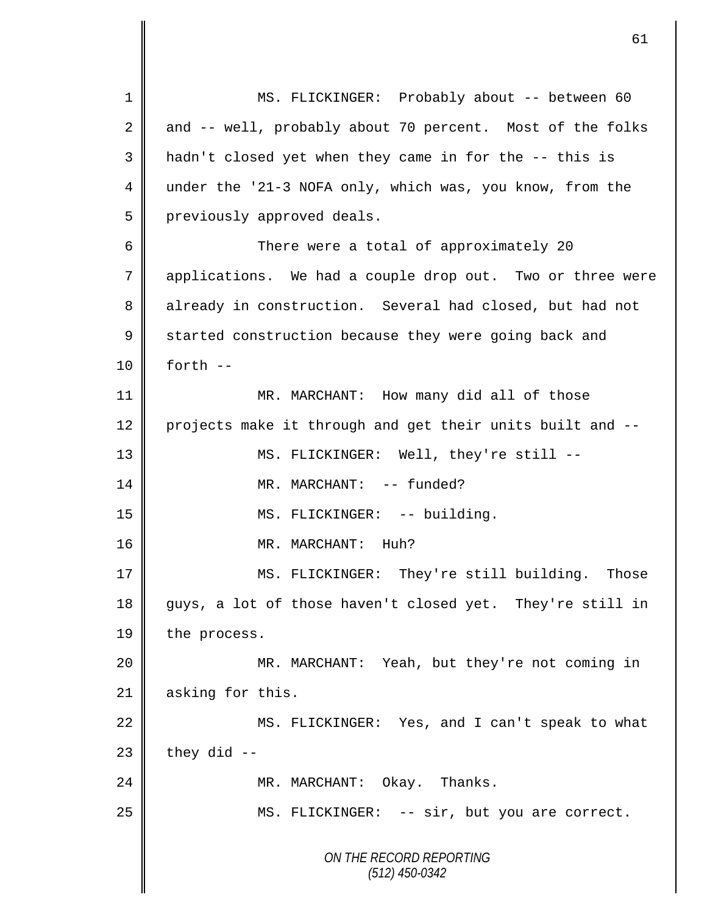MS. FLICKINGER: Probably about -- between 60 and -- well, probably about 70 percent. Most of the folks hadn't closed yet when they came in for the -- this is under the '21-3 NOFA only, which was, you know, from the previously approved deals.

There were a total of approximately 20 applications. We had a couple drop out. Two or three were already in construction. Several had closed, but had not started construction because they were going back and forth --

MR. MARCHANT: How many did all of those projects make it through and get their units built and --

MS. FLICKINGER: Well, they're still --

MR. MARCHANT: -- funded?

MS. FLICKINGER: -- building.

MR. MARCHANT: Huh?

MS. FLICKINGER: They're still building. Those guys, a lot of those haven't closed yet. They're still in the process.

MR. MARCHANT: Yeah, but they're not coming in asking for this.

MS. FLICKINGER: Yes, and I can't speak to what they did --

MR. MARCHANT: Okay. Thanks.

MS. FLICKINGER: -- sir, but you are correct.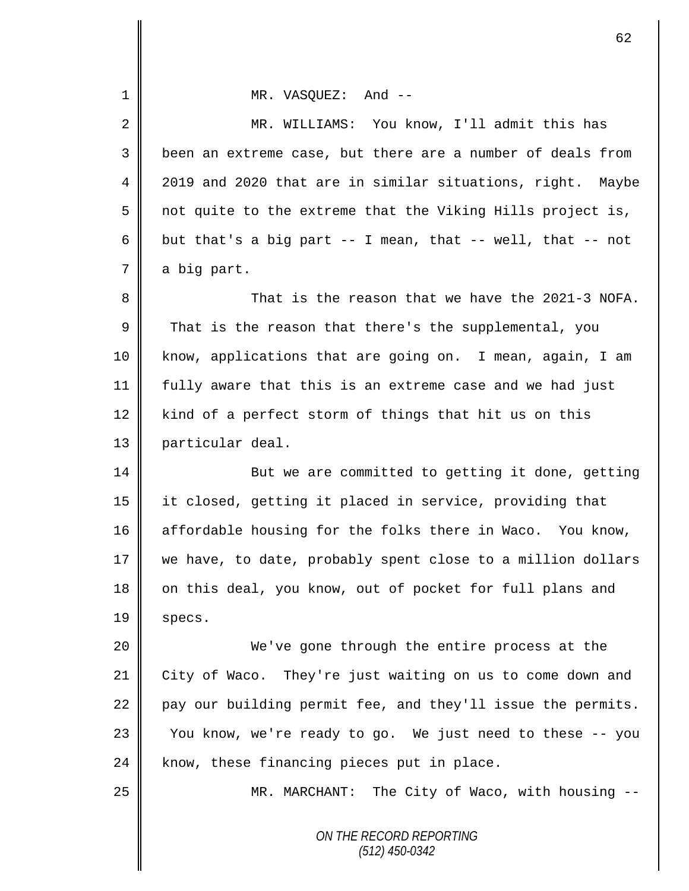MR. VASQUEZ: And --

MR. WILLIAMS: You know, I'll admit this has been an extreme case, but there are a number of deals from 2019 and 2020 that are in similar situations, right. Maybe not quite to the extreme that the Viking Hills project is, but that's a big part -- I mean, that -- well, that -- not a big part.

That is the reason that we have the 2021-3 NOFA. That is the reason that there's the supplemental, you know, applications that are going on. I mean, again, I am fully aware that this is an extreme case and we had just kind of a perfect storm of things that hit us on this particular deal.

But we are committed to getting it done, getting it closed, getting it placed in service, providing that affordable housing for the folks there in Waco. You know, we have, to date, probably spent close to a million dollars on this deal, you know, out of pocket for full plans and specs.

We've gone through the entire process at the City of Waco. They're just waiting on us to come down and pay our building permit fee, and they'll issue the permits. You know, we're ready to go. We just need to these -- you know, these financing pieces put in place.

MR. MARCHANT: The City of Waco, with housing --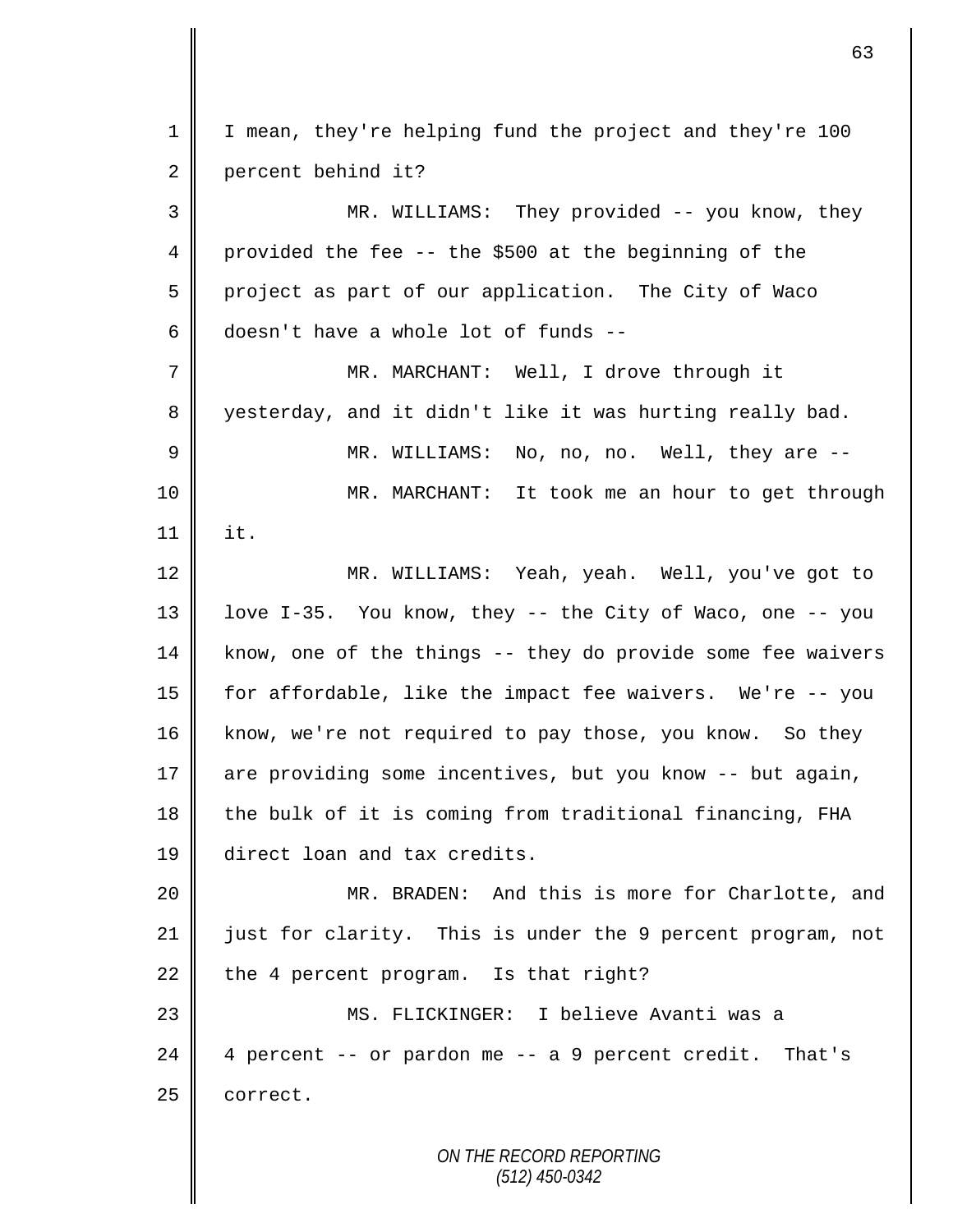I mean, they're helping fund the project and they're 100 percent behind it?

MR. WILLIAMS: They provided -- you know, they provided the fee -- the $500 at the beginning of the project as part of our application. The City of Waco doesn't have a whole lot of funds --

MR. MARCHANT: Well, I drove through it yesterday, and it didn't like it was hurting really bad.

MR. WILLIAMS: No, no, no. Well, they are --

MR. MARCHANT: It took me an hour to get through it.

MR. WILLIAMS: Yeah, yeah. Well, you've got to love I-35. You know, they -- the City of Waco, one -- you know, one of the things -- they do provide some fee waivers for affordable, like the impact fee waivers. We're -- you know, we're not required to pay those, you know. So they are providing some incentives, but you know -- but again, the bulk of it is coming from traditional financing, FHA direct loan and tax credits.

MR. BRADEN: And this is more for Charlotte, and just for clarity. This is under the 9 percent program, not the 4 percent program. Is that right?

MS. FLICKINGER: I believe Avanti was a 4 percent -- or pardon me -- a 9 percent credit. That's correct.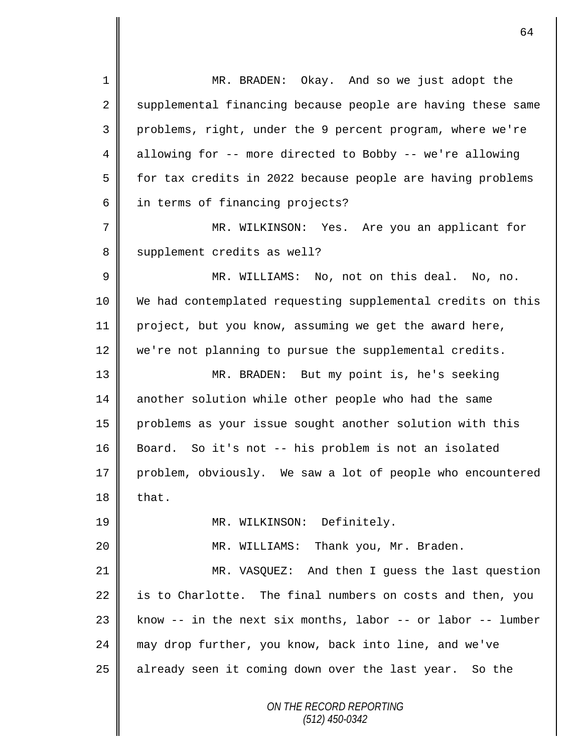MR. BRADEN: Okay. And so we just adopt the supplemental financing because people are having these same problems, right, under the 9 percent program, where we're allowing for -- more directed to Bobby -- we're allowing for tax credits in 2022 because people are having problems in terms of financing projects?

MR. WILKINSON: Yes. Are you an applicant for supplement credits as well?

MR. WILLIAMS: No, not on this deal. No, no. We had contemplated requesting supplemental credits on this project, but you know, assuming we get the award here, we're not planning to pursue the supplemental credits.

MR. BRADEN: But my point is, he's seeking another solution while other people who had the same problems as your issue sought another solution with this Board. So it's not -- his problem is not an isolated problem, obviously. We saw a lot of people who encountered that.

MR. WILKINSON: Definitely.

MR. WILLIAMS: Thank you, Mr. Braden.

MR. VASQUEZ: And then I guess the last question is to Charlotte. The final numbers on costs and then, you know -- in the next six months, labor -- or labor -- lumber may drop further, you know, back into line, and we've already seen it coming down over the last year. So the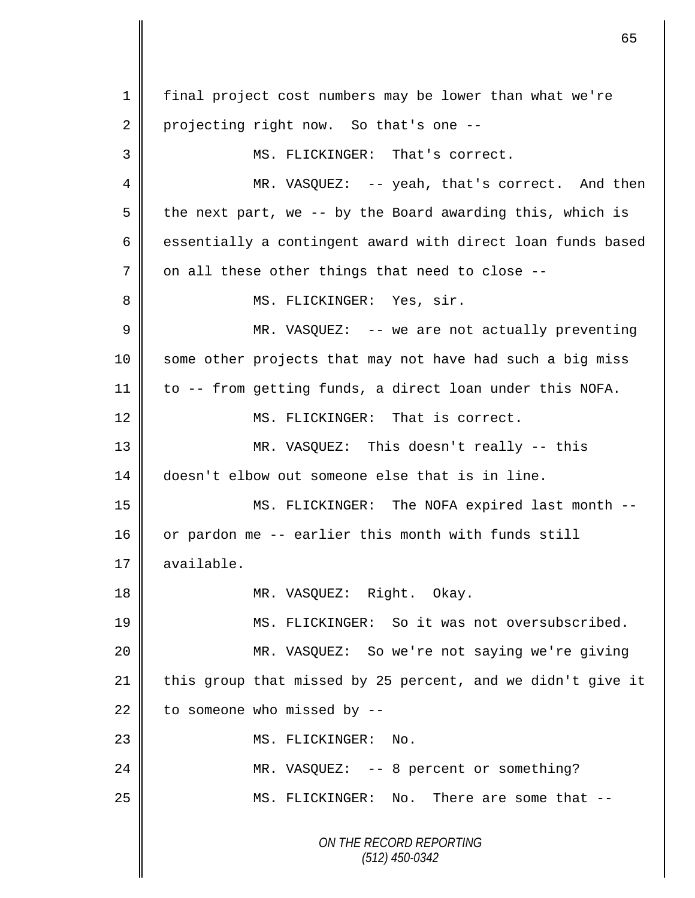final project cost numbers may be lower than what we're projecting right now. So that's one --

MS. FLICKINGER: That's correct.

MR. VASQUEZ: -- yeah, that's correct. And then the next part, we -- by the Board awarding this, which is essentially a contingent award with direct loan funds based on all these other things that need to close --

MS. FLICKINGER: Yes, sir.

MR. VASQUEZ: -- we are not actually preventing some other projects that may not have had such a big miss to -- from getting funds, a direct loan under this NOFA.

MS. FLICKINGER: That is correct.

MR. VASQUEZ: This doesn't really -- this doesn't elbow out someone else that is in line.

MS. FLICKINGER: The NOFA expired last month -- or pardon me -- earlier this month with funds still available.

MR. VASQUEZ: Right. Okay.

MS. FLICKINGER: So it was not oversubscribed.

MR. VASQUEZ: So we're not saying we're giving this group that missed by 25 percent, and we didn't give it to someone who missed by --

MS. FLICKINGER: No.

MR. VASQUEZ: -- 8 percent or something?

MS. FLICKINGER: No. There are some that --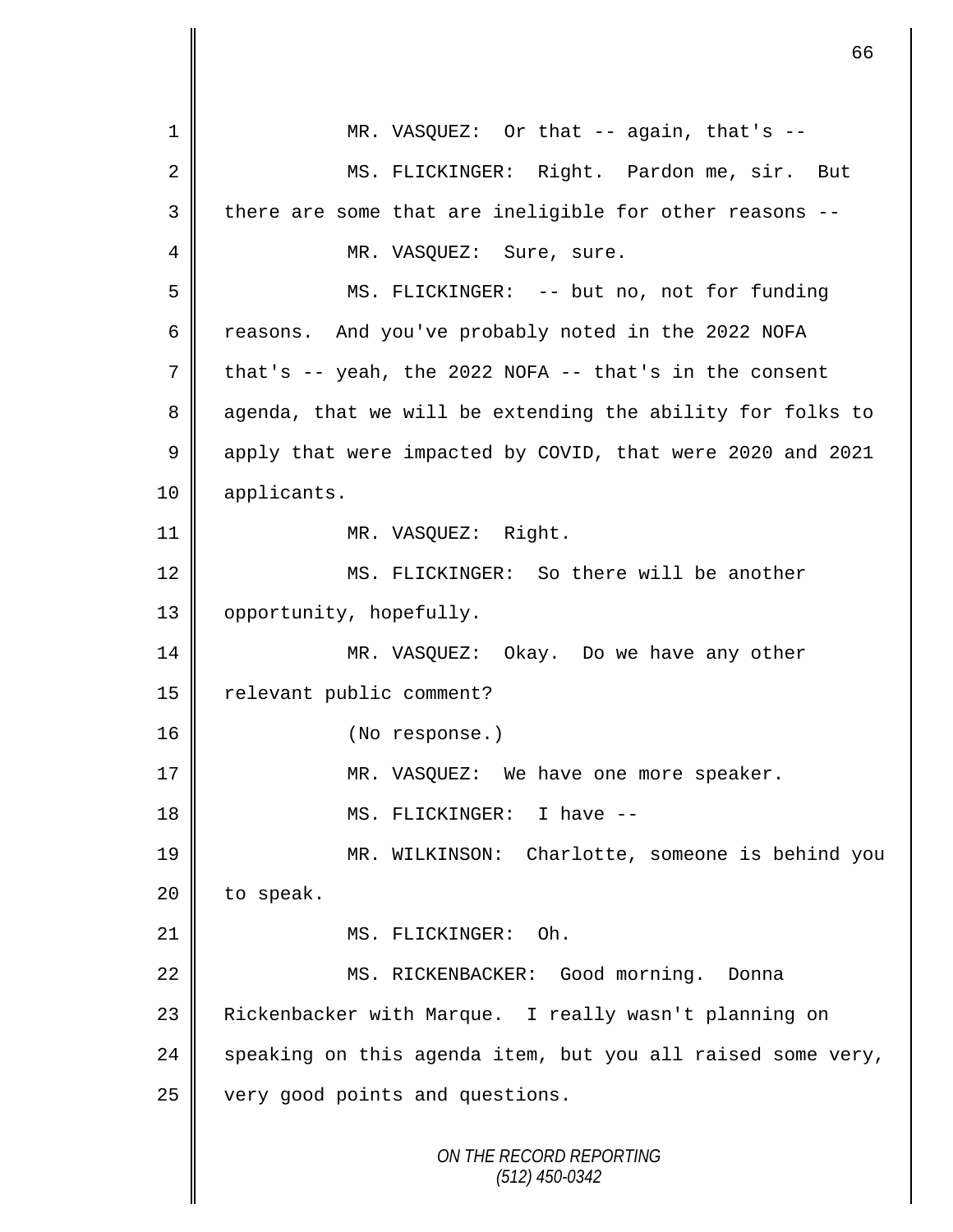MR. VASQUEZ: Or that -- again, that's --

MS. FLICKINGER: Right. Pardon me, sir. But there are some that are ineligible for other reasons --

MR. VASQUEZ: Sure, sure.

MS. FLICKINGER: -- but no, not for funding reasons. And you've probably noted in the 2022 NOFA that's -- yeah, the 2022 NOFA -- that's in the consent agenda, that we will be extending the ability for folks to apply that were impacted by COVID, that were 2020 and 2021 applicants.

MR. VASQUEZ: Right.

MS. FLICKINGER: So there will be another opportunity, hopefully.

MR. VASQUEZ: Okay. Do we have any other relevant public comment?

(No response.)

MR. VASQUEZ: We have one more speaker.

MS. FLICKINGER: I have --

MR. WILKINSON: Charlotte, someone is behind you to speak.

MS. FLICKINGER: Oh.

MS. RICKENBACKER: Good morning. Donna Rickenbacker with Marque. I really wasn't planning on speaking on this agenda item, but you all raised some very, very good points and questions.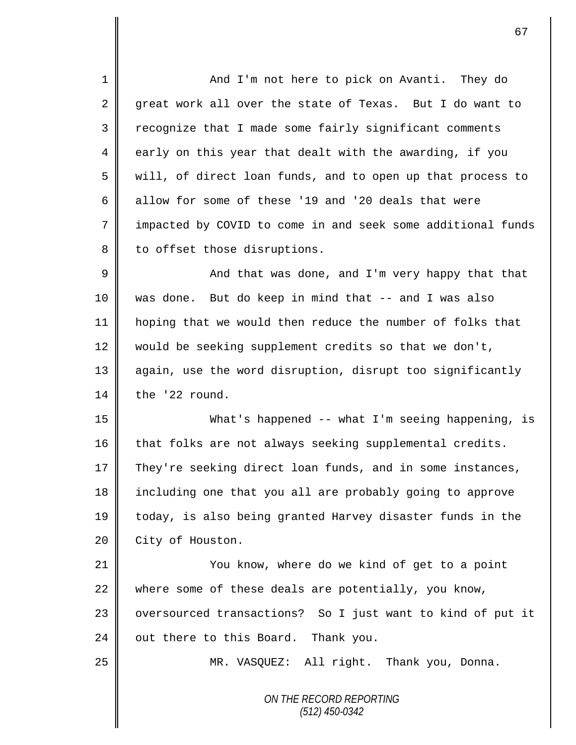And I'm not here to pick on Avanti. They do great work all over the state of Texas. But I do want to recognize that I made some fairly significant comments early on this year that dealt with the awarding, if you will, of direct loan funds, and to open up that process to allow for some of these '19 and '20 deals that were impacted by COVID to come in and seek some additional funds to offset those disruptions.

And that was done, and I'm very happy that that was done. But do keep in mind that -- and I was also hoping that we would then reduce the number of folks that would be seeking supplement credits so that we don't, again, use the word disruption, disrupt too significantly the '22 round.

What's happened -- what I'm seeing happening, is that folks are not always seeking supplemental credits. They're seeking direct loan funds, and in some instances, including one that you all are probably going to approve today, is also being granted Harvey disaster funds in the City of Houston.

You know, where do we kind of get to a point where some of these deals are potentially, you know, oversourced transactions? So I just want to kind of put it out there to this Board. Thank you.

MR. VASQUEZ: All right. Thank you, Donna.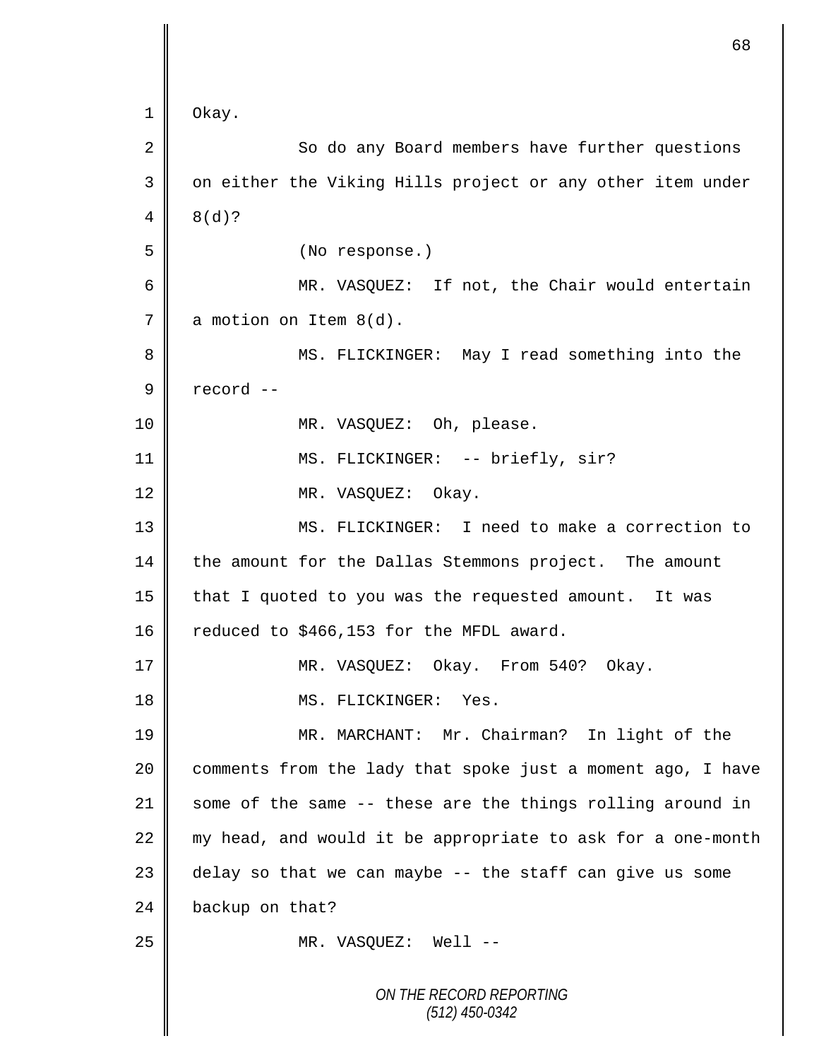Okay.

So do any Board members have further questions on either the Viking Hills project or any other item under 8(d)?

(No response.)

MR. VASQUEZ: If not, the Chair would entertain a motion on Item 8(d).

MS. FLICKINGER: May I read something into the record --

MR. VASQUEZ: Oh, please.

MS. FLICKINGER: -- briefly, sir?

MR. VASQUEZ: Okay.

MS. FLICKINGER: I need to make a correction to the amount for the Dallas Stemmons project. The amount that I quoted to you was the requested amount. It was reduced to $466,153 for the MFDL award.

MR. VASQUEZ: Okay. From 540? Okay.

MS. FLICKINGER: Yes.

MR. MARCHANT: Mr. Chairman? In light of the comments from the lady that spoke just a moment ago, I have some of the same -- these are the things rolling around in my head, and would it be appropriate to ask for a one-month delay so that we can maybe -- the staff can give us some backup on that?

MR. VASQUEZ: Well --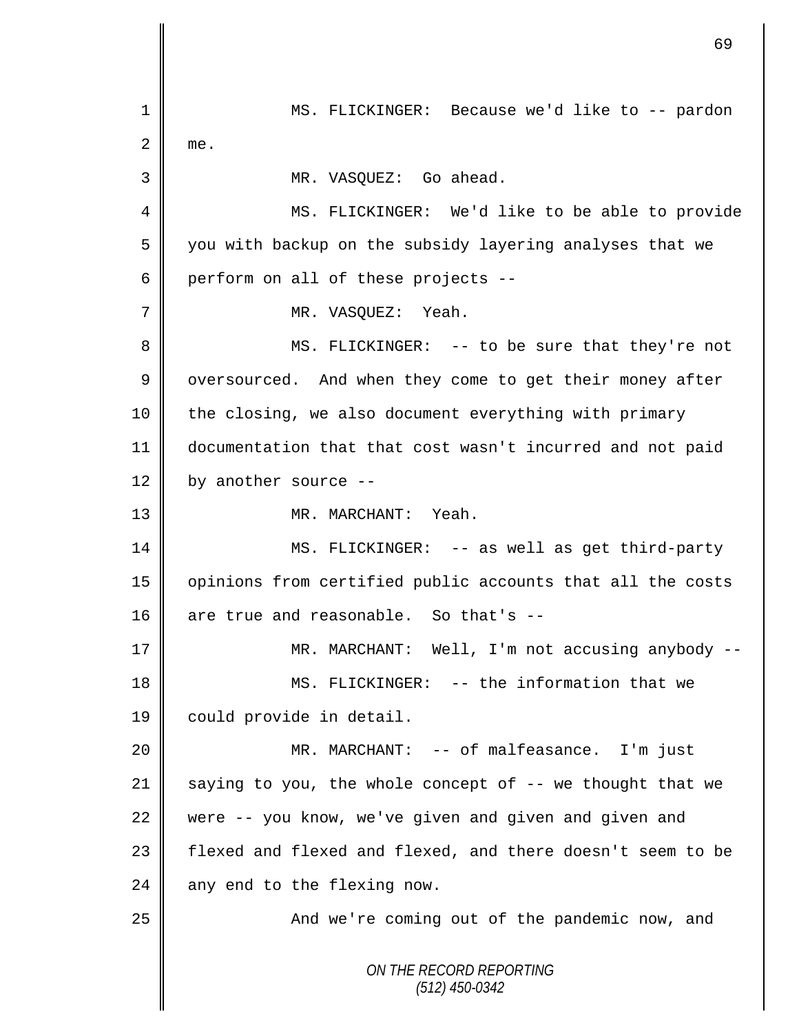MS. FLICKINGER: Because we'd like to -- pardon me.

MR. VASQUEZ: Go ahead.

MS. FLICKINGER: We'd like to be able to provide you with backup on the subsidy layering analyses that we perform on all of these projects --

MR. VASQUEZ: Yeah.

MS. FLICKINGER: -- to be sure that they're not oversourced. And when they come to get their money after the closing, we also document everything with primary documentation that that cost wasn't incurred and not paid by another source --

MR. MARCHANT: Yeah.

MS. FLICKINGER: -- as well as get third-party opinions from certified public accounts that all the costs are true and reasonable. So that's --

MR. MARCHANT: Well, I'm not accusing anybody --

MS. FLICKINGER: -- the information that we could provide in detail.

MR. MARCHANT: -- of malfeasance. I'm just saying to you, the whole concept of -- we thought that we were -- you know, we've given and given and given and flexed and flexed and flexed, and there doesn't seem to be any end to the flexing now.

And we're coming out of the pandemic now, and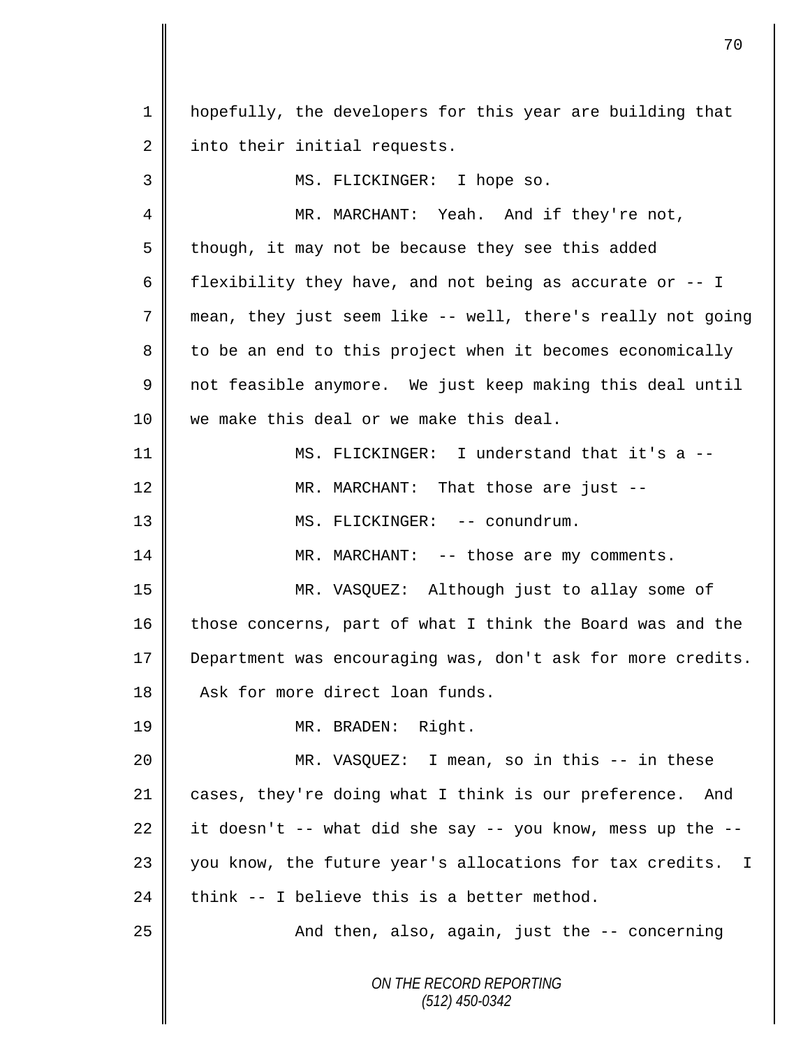hopefully, the developers for this year are building that into their initial requests.

MS. FLICKINGER: I hope so.

MR. MARCHANT: Yeah. And if they're not, though, it may not be because they see this added flexibility they have, and not being as accurate or -- I mean, they just seem like -- well, there's really not going to be an end to this project when it becomes economically not feasible anymore. We just keep making this deal until we make this deal or we make this deal.

MS. FLICKINGER: I understand that it's a --

MR. MARCHANT: That those are just --

MS. FLICKINGER: -- conundrum.

MR. MARCHANT: -- those are my comments.

MR. VASQUEZ: Although just to allay some of those concerns, part of what I think the Board was and the Department was encouraging was, don't ask for more credits. Ask for more direct loan funds.

MR. BRADEN: Right.

MR. VASQUEZ: I mean, so in this -- in these cases, they're doing what I think is our preference. And it doesn't -- what did she say -- you know, mess up the -- you know, the future year's allocations for tax credits. I think -- I believe this is a better method.

And then, also, again, just the -- concerning

*ON THE RECORD REPORTING*
*(512) 450-0342*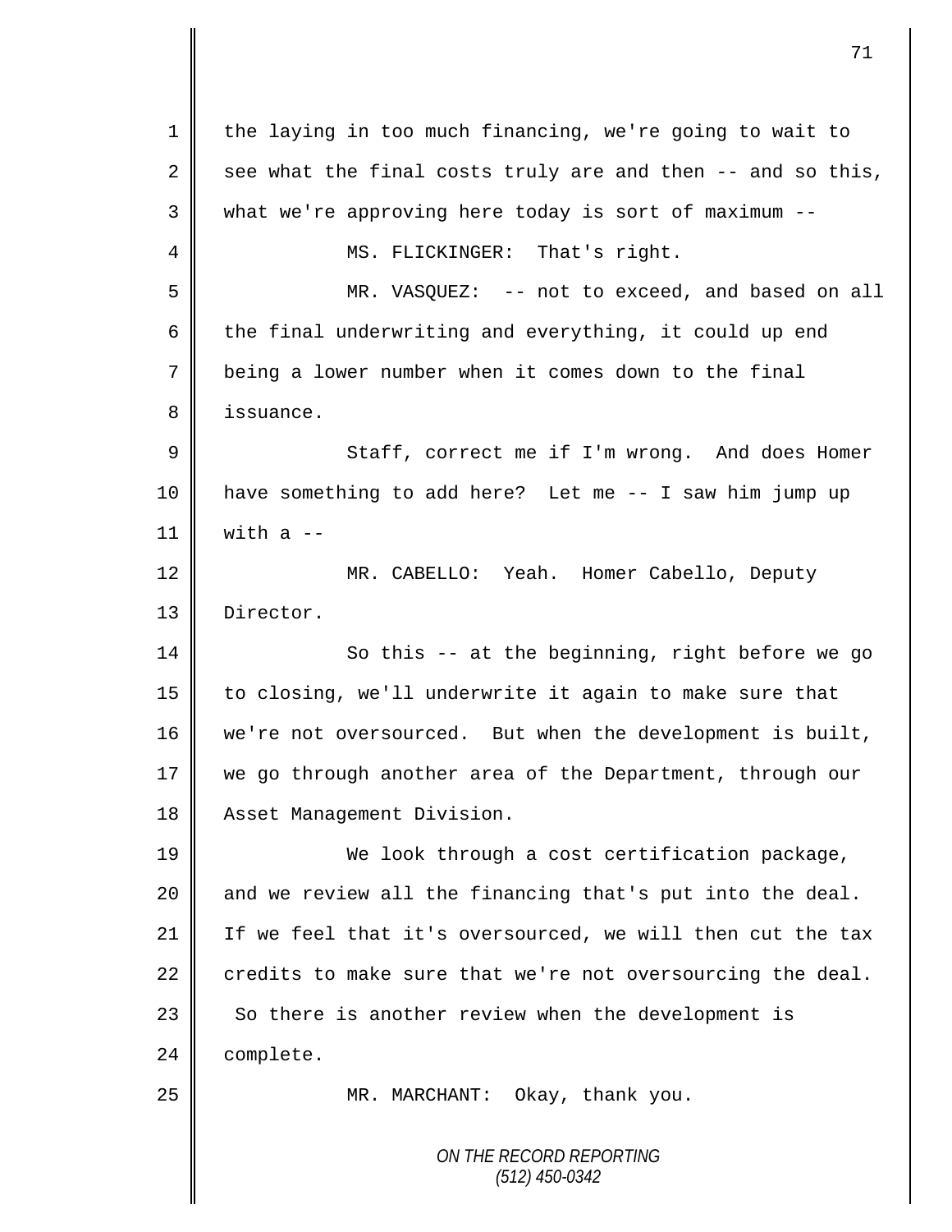the laying in too much financing, we're going to wait to see what the final costs truly are and then -- and so this, what we're approving here today is sort of maximum --

MS. FLICKINGER: That's right.

MR. VASQUEZ: -- not to exceed, and based on all the final underwriting and everything, it could up end being a lower number when it comes down to the final issuance.

Staff, correct me if I'm wrong. And does Homer have something to add here? Let me -- I saw him jump up with a --

MR. CABELLO: Yeah. Homer Cabello, Deputy Director.

So this -- at the beginning, right before we go to closing, we'll underwrite it again to make sure that we're not oversourced. But when the development is built, we go through another area of the Department, through our Asset Management Division.

We look through a cost certification package, and we review all the financing that's put into the deal. If we feel that it's oversourced, we will then cut the tax credits to make sure that we're not oversourcing the deal. So there is another review when the development is complete.

MR. MARCHANT: Okay, thank you.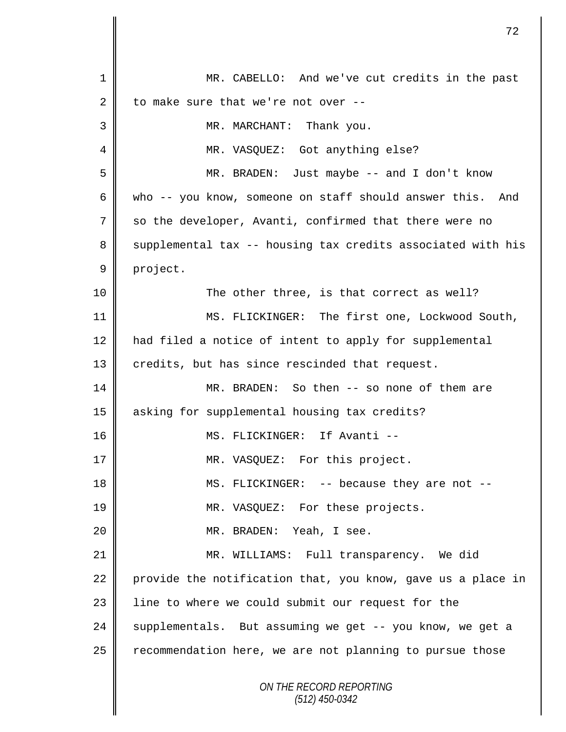MR. CABELLO: And we've cut credits in the past to make sure that we're not over --

MR. MARCHANT: Thank you.

MR. VASQUEZ: Got anything else?

MR. BRADEN: Just maybe -- and I don't know who -- you know, someone on staff should answer this. And so the developer, Avanti, confirmed that there were no supplemental tax -- housing tax credits associated with his project.

The other three, is that correct as well?

MS. FLICKINGER: The first one, Lockwood South, had filed a notice of intent to apply for supplemental credits, but has since rescinded that request.

MR. BRADEN: So then -- so none of them are asking for supplemental housing tax credits?

MS. FLICKINGER: If Avanti --

MR. VASQUEZ: For this project.

MS. FLICKINGER: -- because they are not --

MR. VASQUEZ: For these projects.

MR. BRADEN: Yeah, I see.

MR. WILLIAMS: Full transparency. We did provide the notification that, you know, gave us a place in line to where we could submit our request for the supplementals. But assuming we get -- you know, we get a recommendation here, we are not planning to pursue those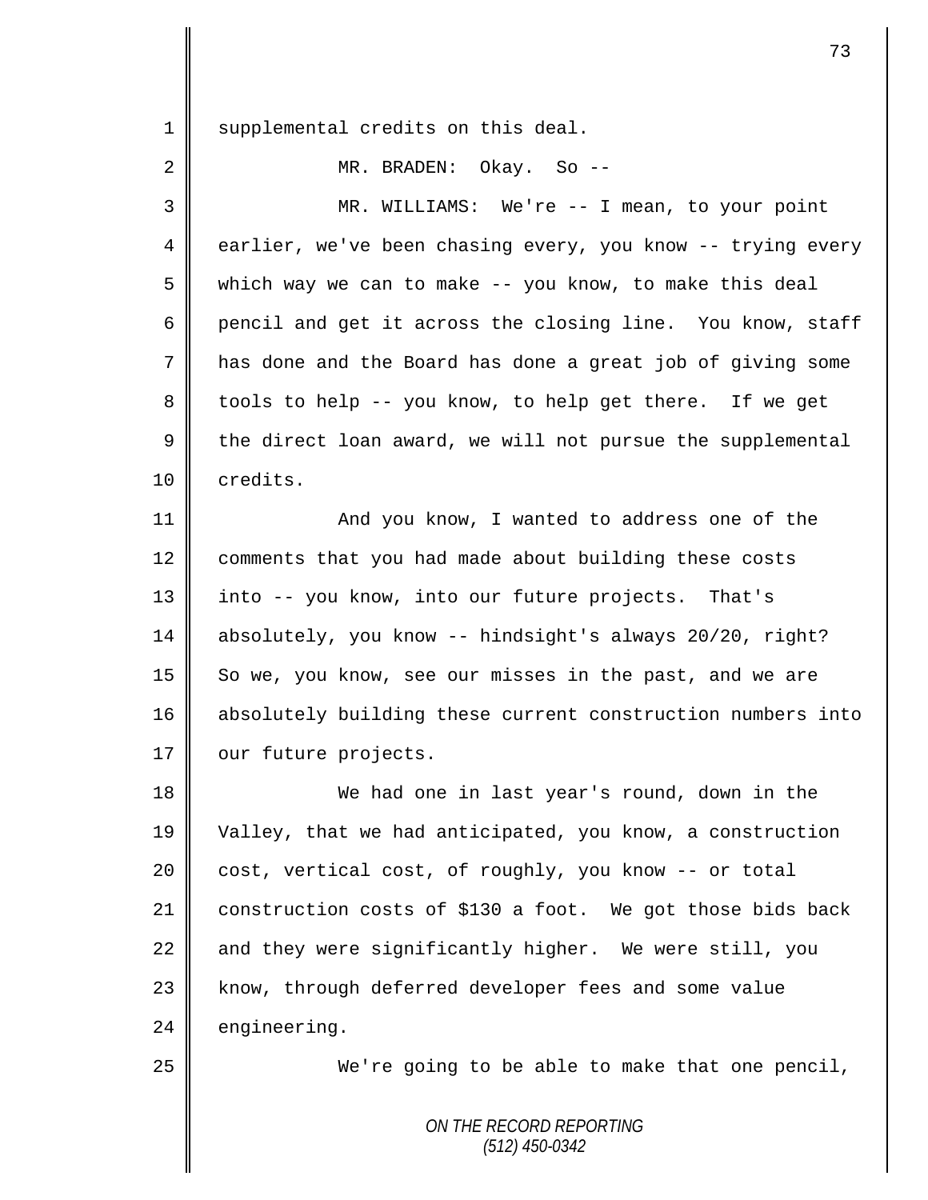supplemental credits on this deal.

MR. BRADEN: Okay. So --

MR. WILLIAMS: We're -- I mean, to your point earlier, we've been chasing every, you know -- trying every which way we can to make -- you know, to make this deal pencil and get it across the closing line. You know, staff has done and the Board has done a great job of giving some tools to help -- you know, to help get there. If we get the direct loan award, we will not pursue the supplemental credits.

And you know, I wanted to address one of the comments that you had made about building these costs into -- you know, into our future projects. That's absolutely, you know -- hindsight's always 20/20, right? So we, you know, see our misses in the past, and we are absolutely building these current construction numbers into our future projects.

We had one in last year's round, down in the Valley, that we had anticipated, you know, a construction cost, vertical cost, of roughly, you know -- or total construction costs of $130 a foot. We got those bids back and they were significantly higher. We were still, you know, through deferred developer fees and some value engineering.

We're going to be able to make that one pencil,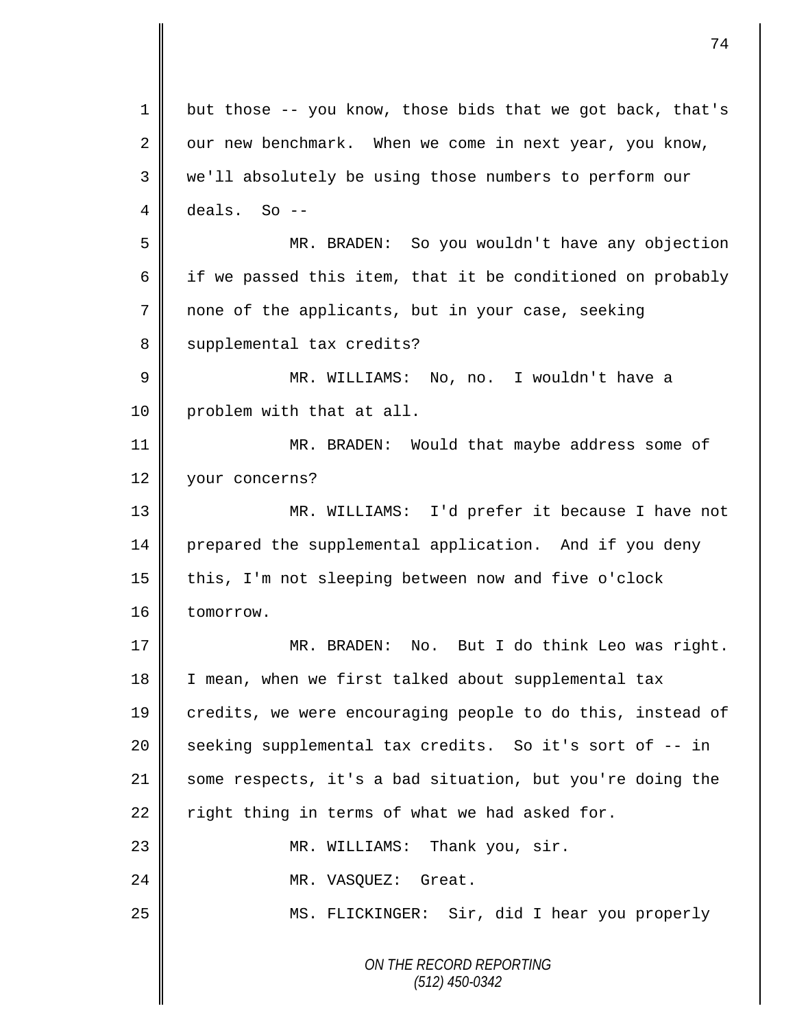but those -- you know, those bids that we got back, that's our new benchmark. When we come in next year, you know, we'll absolutely be using those numbers to perform our deals. So --

MR. BRADEN: So you wouldn't have any objection if we passed this item, that it be conditioned on probably none of the applicants, but in your case, seeking supplemental tax credits?

MR. WILLIAMS: No, no. I wouldn't have a problem with that at all.

MR. BRADEN: Would that maybe address some of your concerns?

MR. WILLIAMS: I'd prefer it because I have not prepared the supplemental application. And if you deny this, I'm not sleeping between now and five o'clock tomorrow.

MR. BRADEN: No. But I do think Leo was right. I mean, when we first talked about supplemental tax credits, we were encouraging people to do this, instead of seeking supplemental tax credits. So it's sort of -- in some respects, it's a bad situation, but you're doing the right thing in terms of what we had asked for.

MR. WILLIAMS: Thank you, sir.

MR. VASQUEZ: Great.

MS. FLICKINGER: Sir, did I hear you properly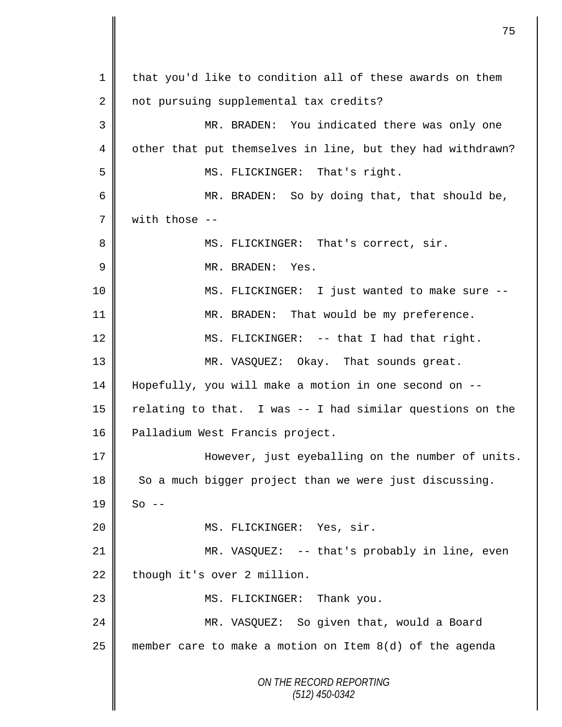1 that you'd like to condition all of these awards on them
2 not pursuing supplemental tax credits?

3 MR. BRADEN: You indicated there was only one
4 other that put themselves in line, but they had withdrawn?

5 MS. FLICKINGER: That's right.

6 MR. BRADEN: So by doing that, that should be,
7 with those --

8 MS. FLICKINGER: That's correct, sir.

9 MR. BRADEN: Yes.

10 MS. FLICKINGER: I just wanted to make sure --

11 MR. BRADEN: That would be my preference.

12 MS. FLICKINGER: -- that I had that right.

13 MR. VASQUEZ: Okay. That sounds great.
14 Hopefully, you will make a motion in one second on --
15 relating to that. I was -- I had similar questions on the
16 Palladium West Francis project.

17 However, just eyeballing on the number of units.
18 So a much bigger project than we were just discussing.
19 So --

20 MS. FLICKINGER: Yes, sir.

21 MR. VASQUEZ: -- that's probably in line, even
22 though it's over 2 million.

23 MS. FLICKINGER: Thank you.

24 MR. VASQUEZ: So given that, would a Board
25 member care to make a motion on Item 8(d) of the agenda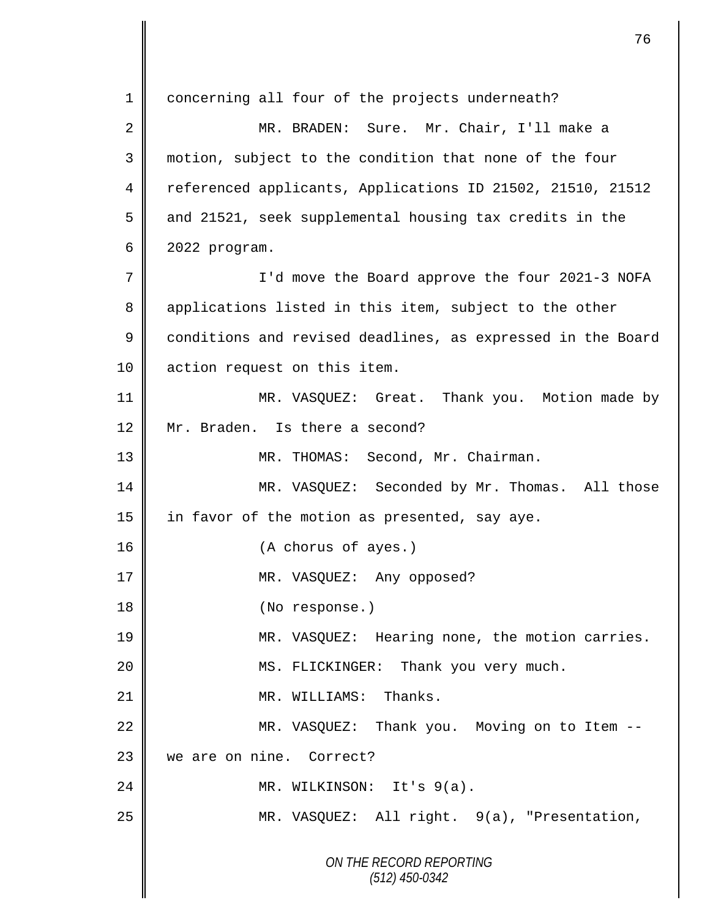concerning all four of the projects underneath?

MR. BRADEN: Sure. Mr. Chair, I'll make a motion, subject to the condition that none of the four referenced applicants, Applications ID 21502, 21510, 21512 and 21521, seek supplemental housing tax credits in the 2022 program.

I'd move the Board approve the four 2021-3 NOFA applications listed in this item, subject to the other conditions and revised deadlines, as expressed in the Board action request on this item.

MR. VASQUEZ: Great. Thank you. Motion made by Mr. Braden. Is there a second?

MR. THOMAS: Second, Mr. Chairman.

MR. VASQUEZ: Seconded by Mr. Thomas. All those in favor of the motion as presented, say aye.

(A chorus of ayes.)

MR. VASQUEZ: Any opposed?

(No response.)

MR. VASQUEZ: Hearing none, the motion carries.

MS. FLICKINGER: Thank you very much.

MR. WILLIAMS: Thanks.

MR. VASQUEZ: Thank you. Moving on to Item -- we are on nine. Correct?

MR. WILKINSON: It's 9(a).

MR. VASQUEZ: All right. 9(a), "Presentation,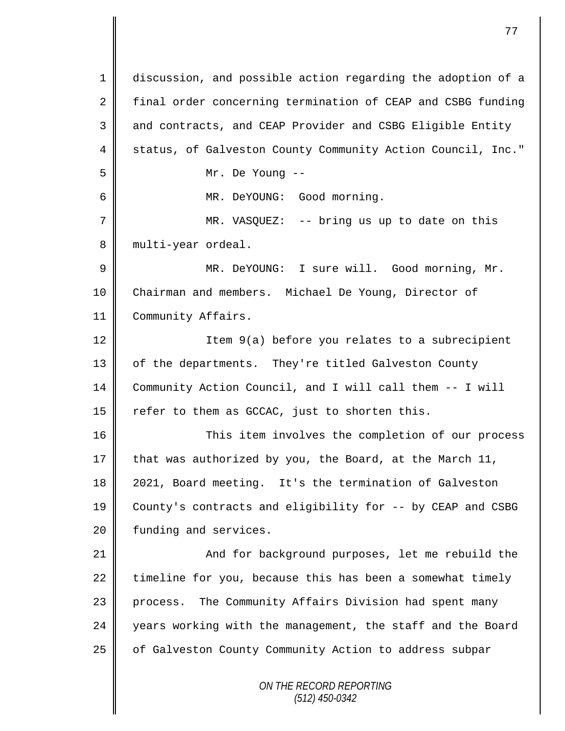discussion, and possible action regarding the adoption of a final order concerning termination of CEAP and CSBG funding and contracts, and CEAP Provider and CSBG Eligible Entity status, of Galveston County Community Action Council, Inc."

Mr. De Young --

MR. DeYOUNG: Good morning.

MR. VASQUEZ: -- bring us up to date on this multi-year ordeal.

MR. DeYOUNG: I sure will. Good morning, Mr. Chairman and members. Michael De Young, Director of Community Affairs.

Item 9(a) before you relates to a subrecipient of the departments. They're titled Galveston County Community Action Council, and I will call them -- I will refer to them as GCCAC, just to shorten this.

This item involves the completion of our process that was authorized by you, the Board, at the March 11, 2021, Board meeting. It's the termination of Galveston County's contracts and eligibility for -- by CEAP and CSBG funding and services.

And for background purposes, let me rebuild the timeline for you, because this has been a somewhat timely process. The Community Affairs Division had spent many years working with the management, the staff and the Board of Galveston County Community Action to address subpar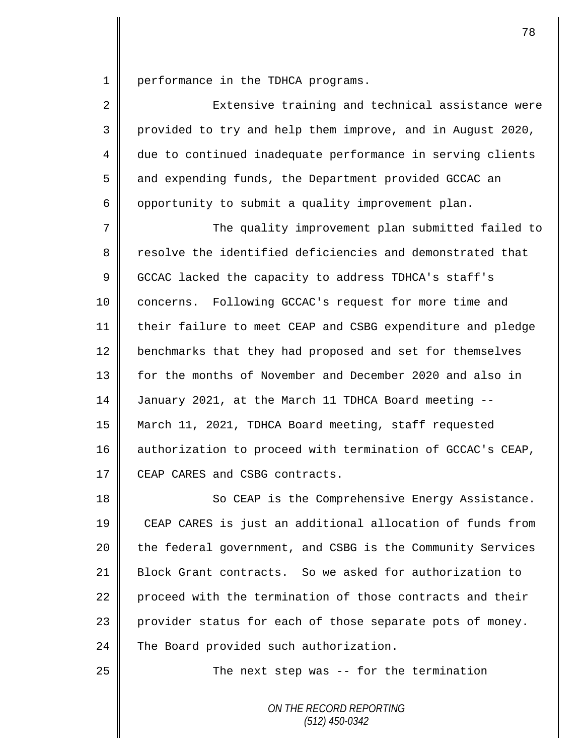performance in the TDHCA programs.

Extensive training and technical assistance were provided to try and help them improve, and in August 2020, due to continued inadequate performance in serving clients and expending funds, the Department provided GCCAC an opportunity to submit a quality improvement plan.

The quality improvement plan submitted failed to resolve the identified deficiencies and demonstrated that GCCAC lacked the capacity to address TDHCA's staff's concerns. Following GCCAC's request for more time and their failure to meet CEAP and CSBG expenditure and pledge benchmarks that they had proposed and set for themselves for the months of November and December 2020 and also in January 2021, at the March 11 TDHCA Board meeting -- March 11, 2021, TDHCA Board meeting, staff requested authorization to proceed with termination of GCCAC's CEAP, CEAP CARES and CSBG contracts.

So CEAP is the Comprehensive Energy Assistance. CEAP CARES is just an additional allocation of funds from the federal government, and CSBG is the Community Services Block Grant contracts. So we asked for authorization to proceed with the termination of those contracts and their provider status for each of those separate pots of money. The Board provided such authorization.

The next step was -- for the termination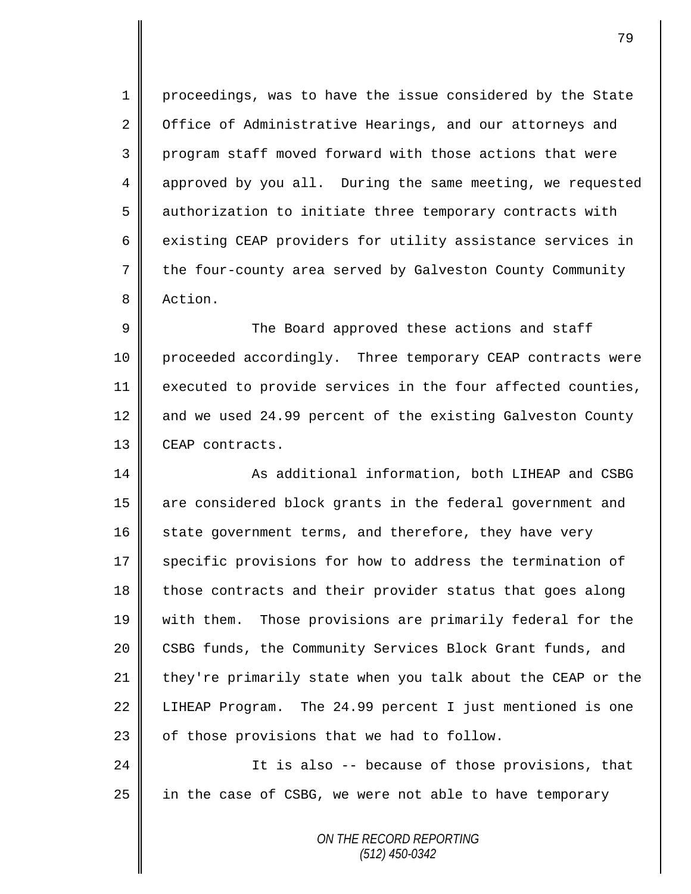proceedings, was to have the issue considered by the State Office of Administrative Hearings, and our attorneys and program staff moved forward with those actions that were approved by you all. During the same meeting, we requested authorization to initiate three temporary contracts with existing CEAP providers for utility assistance services in the four-county area served by Galveston County Community Action.

The Board approved these actions and staff proceeded accordingly. Three temporary CEAP contracts were executed to provide services in the four affected counties, and we used 24.99 percent of the existing Galveston County CEAP contracts.

As additional information, both LIHEAP and CSBG are considered block grants in the federal government and state government terms, and therefore, they have very specific provisions for how to address the termination of those contracts and their provider status that goes along with them. Those provisions are primarily federal for the CSBG funds, the Community Services Block Grant funds, and they're primarily state when you talk about the CEAP or the LIHEAP Program. The 24.99 percent I just mentioned is one of those provisions that we had to follow.

It is also -- because of those provisions, that in the case of CSBG, we were not able to have temporary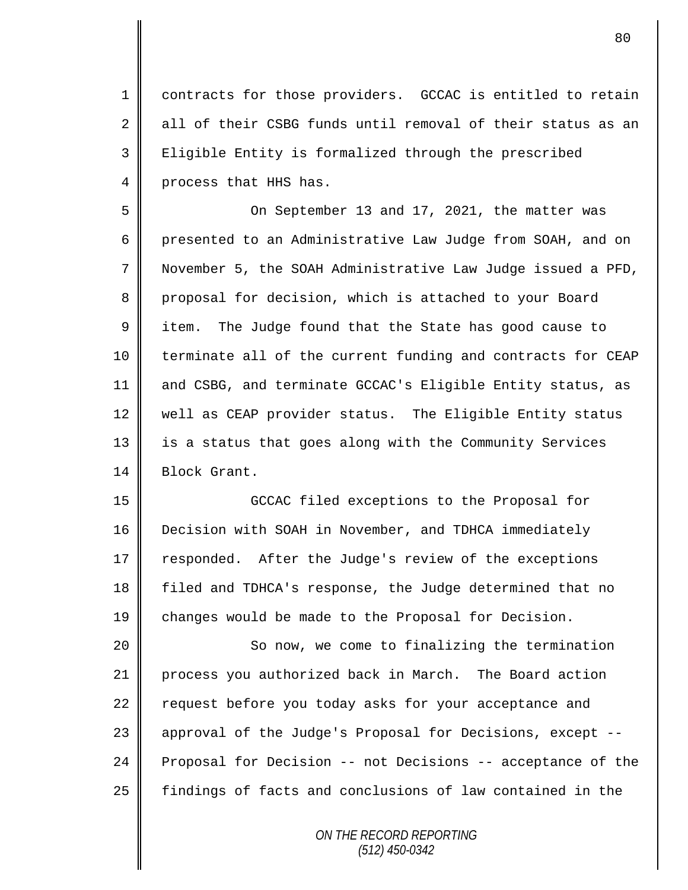contracts for those providers. GCCAC is entitled to retain all of their CSBG funds until removal of their status as an Eligible Entity is formalized through the prescribed process that HHS has.

On September 13 and 17, 2021, the matter was presented to an Administrative Law Judge from SOAH, and on November 5, the SOAH Administrative Law Judge issued a PFD, proposal for decision, which is attached to your Board item. The Judge found that the State has good cause to terminate all of the current funding and contracts for CEAP and CSBG, and terminate GCCAC's Eligible Entity status, as well as CEAP provider status. The Eligible Entity status is a status that goes along with the Community Services Block Grant.

GCCAC filed exceptions to the Proposal for Decision with SOAH in November, and TDHCA immediately responded. After the Judge's review of the exceptions filed and TDHCA's response, the Judge determined that no changes would be made to the Proposal for Decision.

So now, we come to finalizing the termination process you authorized back in March. The Board action request before you today asks for your acceptance and approval of the Judge's Proposal for Decisions, except -- Proposal for Decision -- not Decisions -- acceptance of the findings of facts and conclusions of law contained in the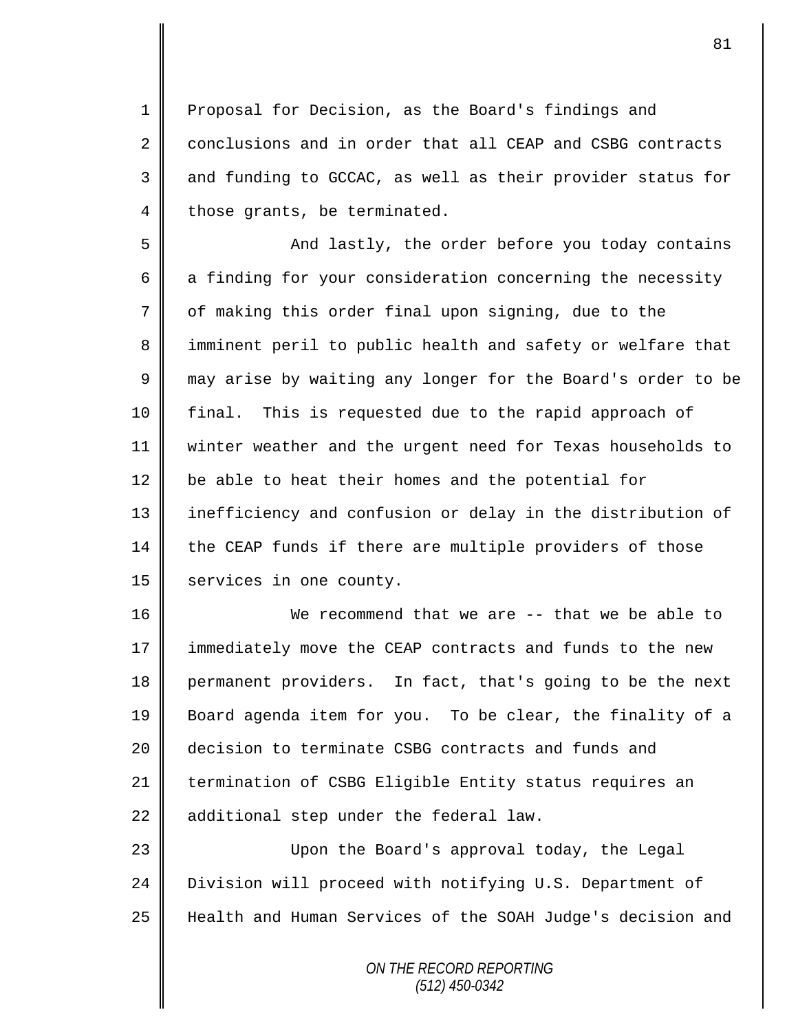Proposal for Decision, as the Board's findings and conclusions and in order that all CEAP and CSBG contracts and funding to GCCAC, as well as their provider status for those grants, be terminated.

And lastly, the order before you today contains a finding for your consideration concerning the necessity of making this order final upon signing, due to the imminent peril to public health and safety or welfare that may arise by waiting any longer for the Board's order to be final. This is requested due to the rapid approach of winter weather and the urgent need for Texas households to be able to heat their homes and the potential for inefficiency and confusion or delay in the distribution of the CEAP funds if there are multiple providers of those services in one county.

We recommend that we are -- that we be able to immediately move the CEAP contracts and funds to the new permanent providers. In fact, that's going to be the next Board agenda item for you. To be clear, the finality of a decision to terminate CSBG contracts and funds and termination of CSBG Eligible Entity status requires an additional step under the federal law.

Upon the Board's approval today, the Legal Division will proceed with notifying U.S. Department of Health and Human Services of the SOAH Judge's decision and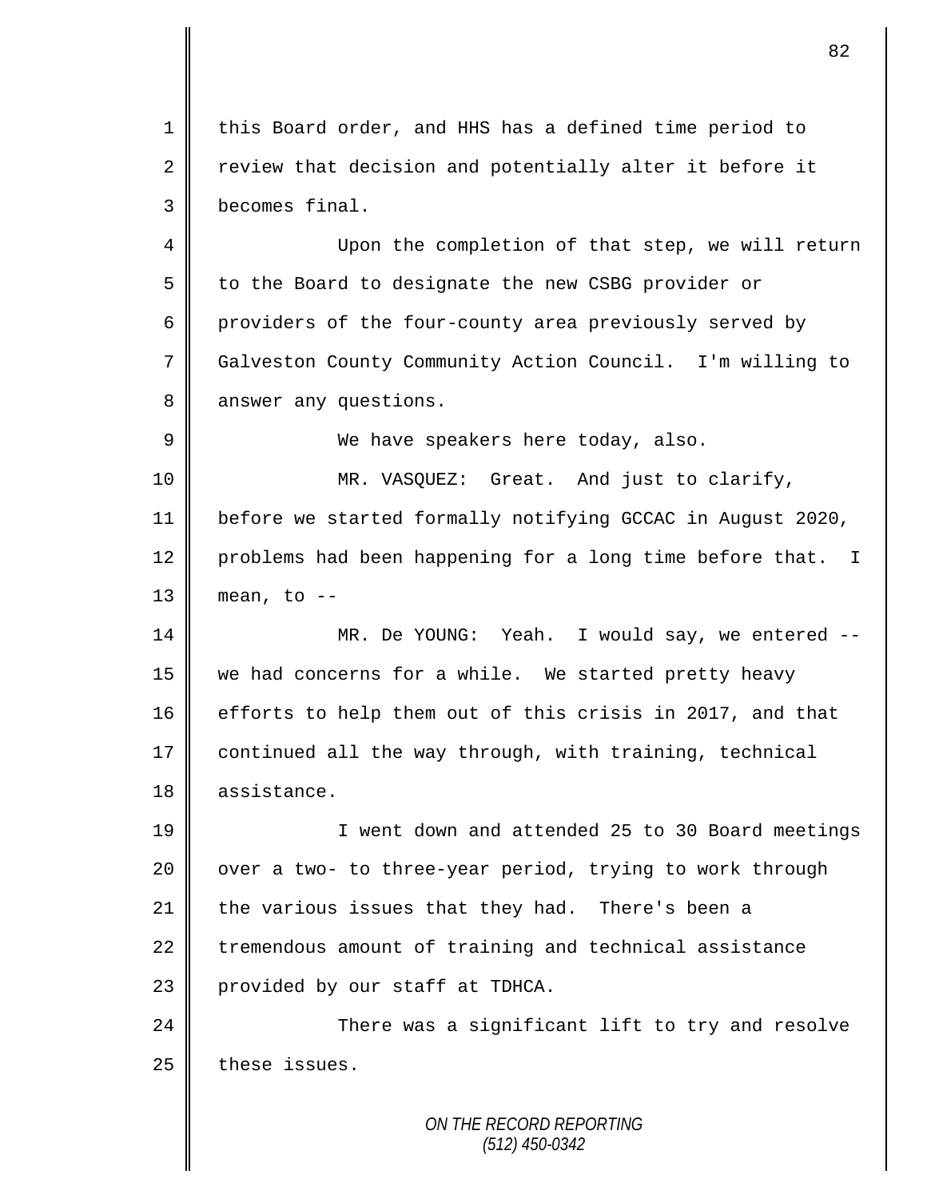this Board order, and HHS has a defined time period to review that decision and potentially alter it before it becomes final.

Upon the completion of that step, we will return to the Board to designate the new CSBG provider or providers of the four-county area previously served by Galveston County Community Action Council. I'm willing to answer any questions.

We have speakers here today, also.

MR. VASQUEZ: Great. And just to clarify, before we started formally notifying GCCAC in August 2020, problems had been happening for a long time before that. I mean, to --

MR. De YOUNG: Yeah. I would say, we entered -- we had concerns for a while. We started pretty heavy efforts to help them out of this crisis in 2017, and that continued all the way through, with training, technical assistance.

I went down and attended 25 to 30 Board meetings over a two- to three-year period, trying to work through the various issues that they had. There's been a tremendous amount of training and technical assistance provided by our staff at TDHCA.

There was a significant lift to try and resolve these issues.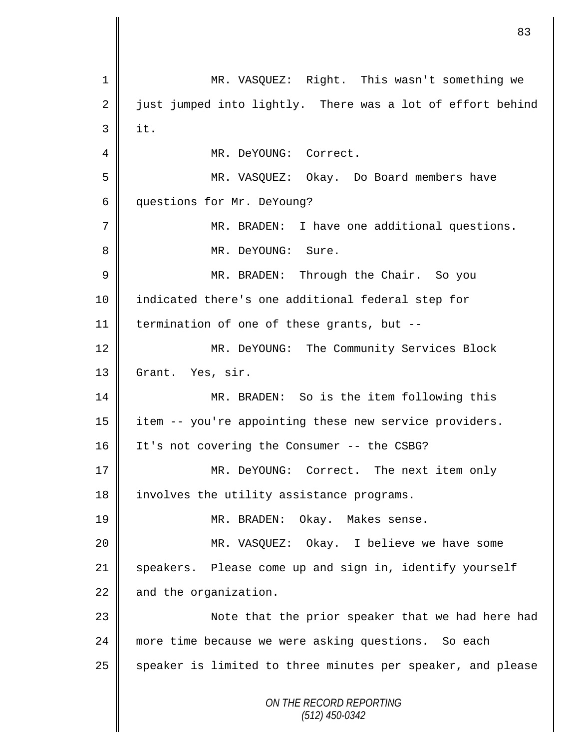MR. VASQUEZ: Right. This wasn't something we just jumped into lightly. There was a lot of effort behind it.

MR. DeYOUNG: Correct.

MR. VASQUEZ: Okay. Do Board members have questions for Mr. DeYoung?

MR. BRADEN: I have one additional questions.

MR. DeYOUNG: Sure.

MR. BRADEN: Through the Chair. So you indicated there's one additional federal step for termination of one of these grants, but --

MR. DeYOUNG: The Community Services Block Grant. Yes, sir.

MR. BRADEN: So is the item following this item -- you're appointing these new service providers. It's not covering the Consumer -- the CSBG?

MR. DeYOUNG: Correct. The next item only involves the utility assistance programs.

MR. BRADEN: Okay. Makes sense.

MR. VASQUEZ: Okay. I believe we have some speakers. Please come up and sign in, identify yourself and the organization.

Note that the prior speaker that we had here had more time because we were asking questions. So each speaker is limited to three minutes per speaker, and please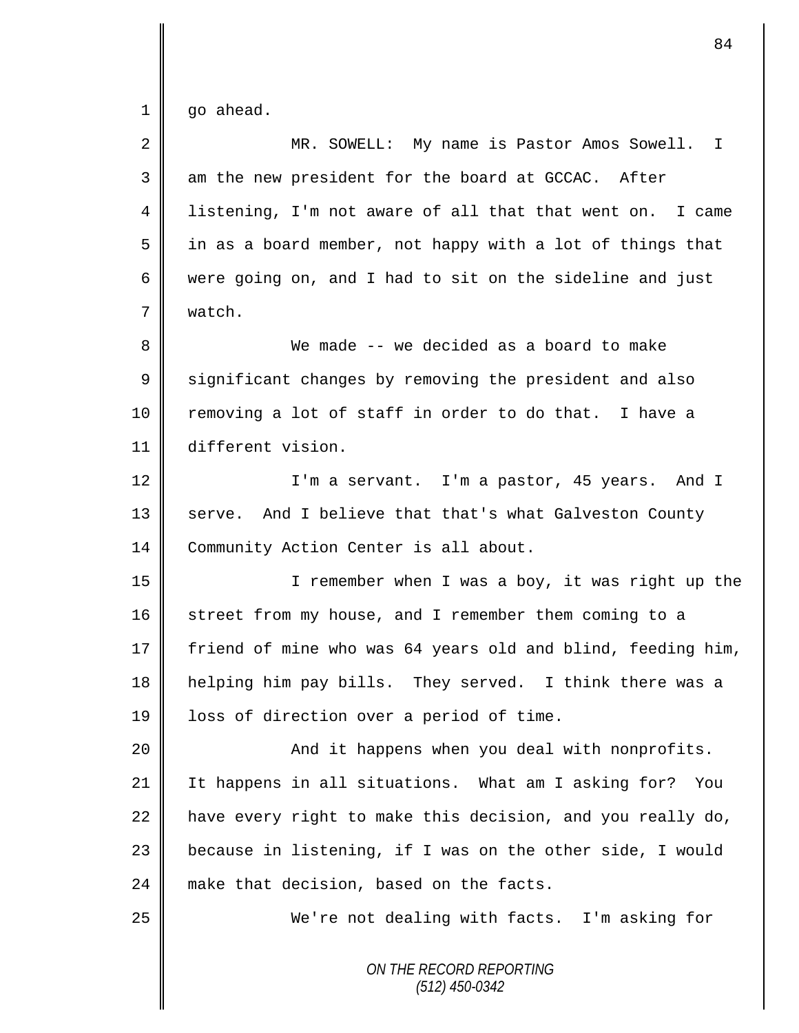go ahead.

MR. SOWELL: My name is Pastor Amos Sowell. I am the new president for the board at GCCAC. After listening, I'm not aware of all that that went on. I came in as a board member, not happy with a lot of things that were going on, and I had to sit on the sideline and just watch.

We made -- we decided as a board to make significant changes by removing the president and also removing a lot of staff in order to do that. I have a different vision.

I'm a servant. I'm a pastor, 45 years. And I serve. And I believe that that's what Galveston County Community Action Center is all about.

I remember when I was a boy, it was right up the street from my house, and I remember them coming to a friend of mine who was 64 years old and blind, feeding him, helping him pay bills. They served. I think there was a loss of direction over a period of time.

And it happens when you deal with nonprofits. It happens in all situations. What am I asking for? You have every right to make this decision, and you really do, because in listening, if I was on the other side, I would make that decision, based on the facts.

We're not dealing with facts. I'm asking for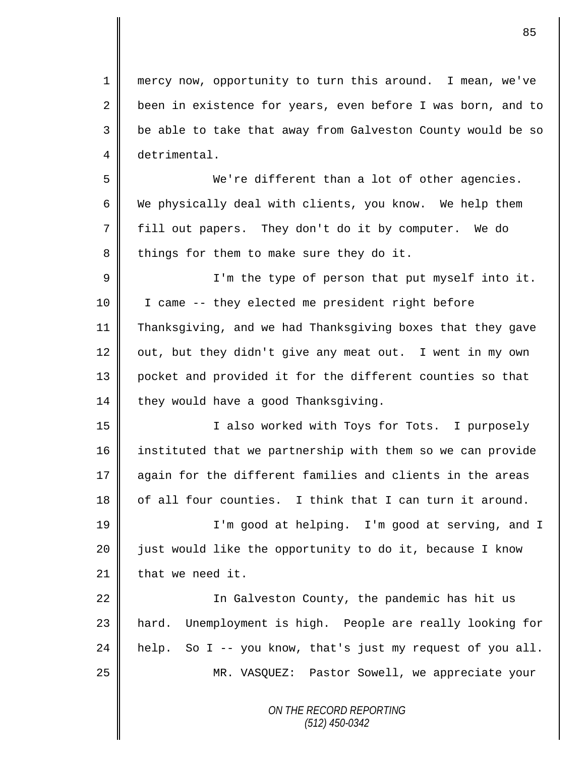mercy now, opportunity to turn this around. I mean, we've been in existence for years, even before I was born, and to be able to take that away from Galveston County would be so detrimental.

We're different than a lot of other agencies. We physically deal with clients, you know. We help them fill out papers. They don't do it by computer. We do things for them to make sure they do it.

I'm the type of person that put myself into it. I came -- they elected me president right before Thanksgiving, and we had Thanksgiving boxes that they gave out, but they didn't give any meat out. I went in my own pocket and provided it for the different counties so that they would have a good Thanksgiving.

I also worked with Toys for Tots. I purposely instituted that we partnership with them so we can provide again for the different families and clients in the areas of all four counties. I think that I can turn it around.

I'm good at helping. I'm good at serving, and I just would like the opportunity to do it, because I know that we need it.

In Galveston County, the pandemic has hit us hard. Unemployment is high. People are really looking for help. So I -- you know, that's just my request of you all.

MR. VASQUEZ: Pastor Sowell, we appreciate your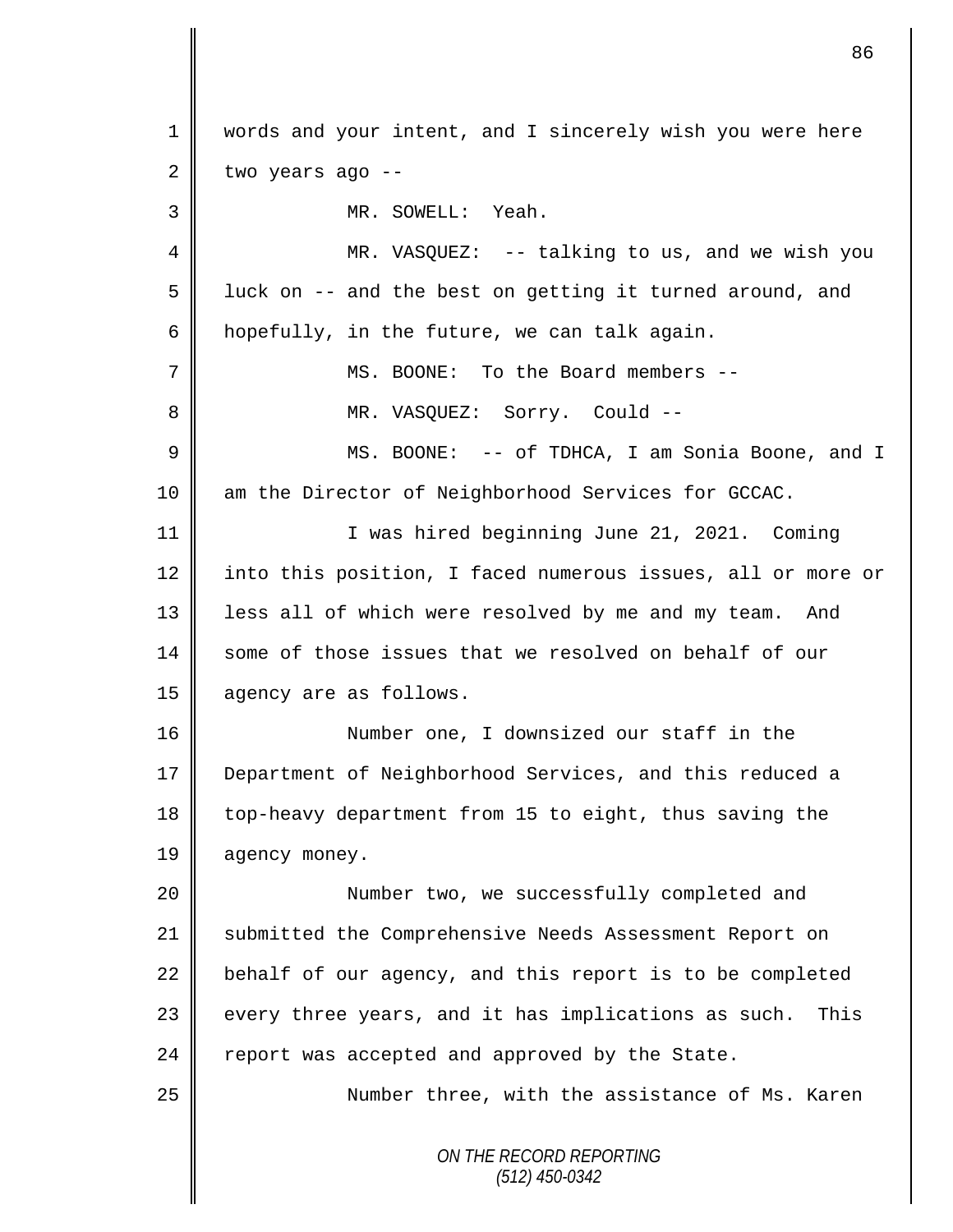words and your intent, and I sincerely wish you were here two years ago --

MR. SOWELL: Yeah.

MR. VASQUEZ: -- talking to us, and we wish you luck on -- and the best on getting it turned around, and hopefully, in the future, we can talk again.

MS. BOONE: To the Board members --

MR. VASQUEZ: Sorry. Could --

MS. BOONE: -- of TDHCA, I am Sonia Boone, and I am the Director of Neighborhood Services for GCCAC.

I was hired beginning June 21, 2021. Coming into this position, I faced numerous issues, all or more or less all of which were resolved by me and my team. And some of those issues that we resolved on behalf of our agency are as follows.

Number one, I downsized our staff in the Department of Neighborhood Services, and this reduced a top-heavy department from 15 to eight, thus saving the agency money.

Number two, we successfully completed and submitted the Comprehensive Needs Assessment Report on behalf of our agency, and this report is to be completed every three years, and it has implications as such. This report was accepted and approved by the State.

Number three, with the assistance of Ms. Karen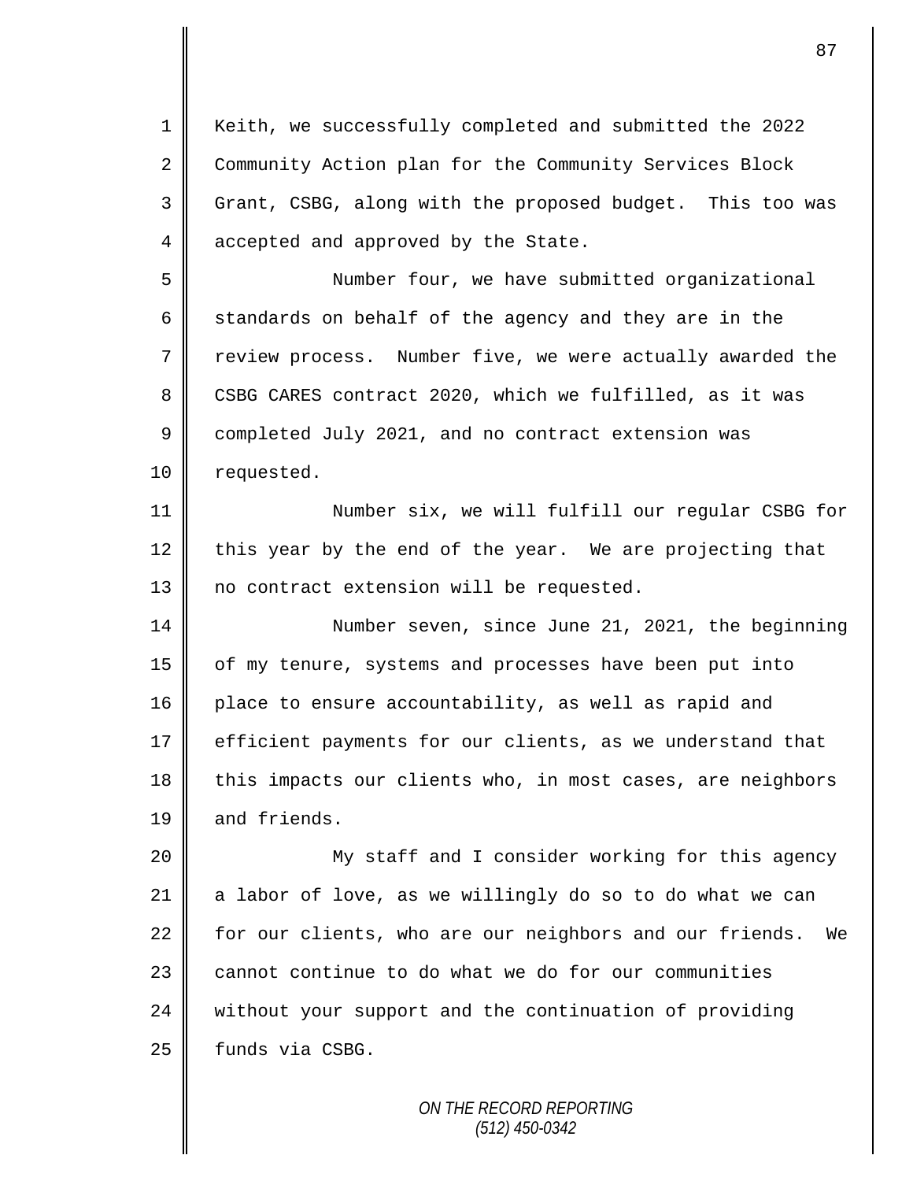Keith, we successfully completed and submitted the 2022 Community Action plan for the Community Services Block Grant, CSBG, along with the proposed budget. This too was accepted and approved by the State.

Number four, we have submitted organizational standards on behalf of the agency and they are in the review process. Number five, we were actually awarded the CSBG CARES contract 2020, which we fulfilled, as it was completed July 2021, and no contract extension was requested.

Number six, we will fulfill our regular CSBG for this year by the end of the year. We are projecting that no contract extension will be requested.

Number seven, since June 21, 2021, the beginning of my tenure, systems and processes have been put into place to ensure accountability, as well as rapid and efficient payments for our clients, as we understand that this impacts our clients who, in most cases, are neighbors and friends.

My staff and I consider working for this agency a labor of love, as we willingly do so to do what we can for our clients, who are our neighbors and our friends. We cannot continue to do what we do for our communities without your support and the continuation of providing funds via CSBG.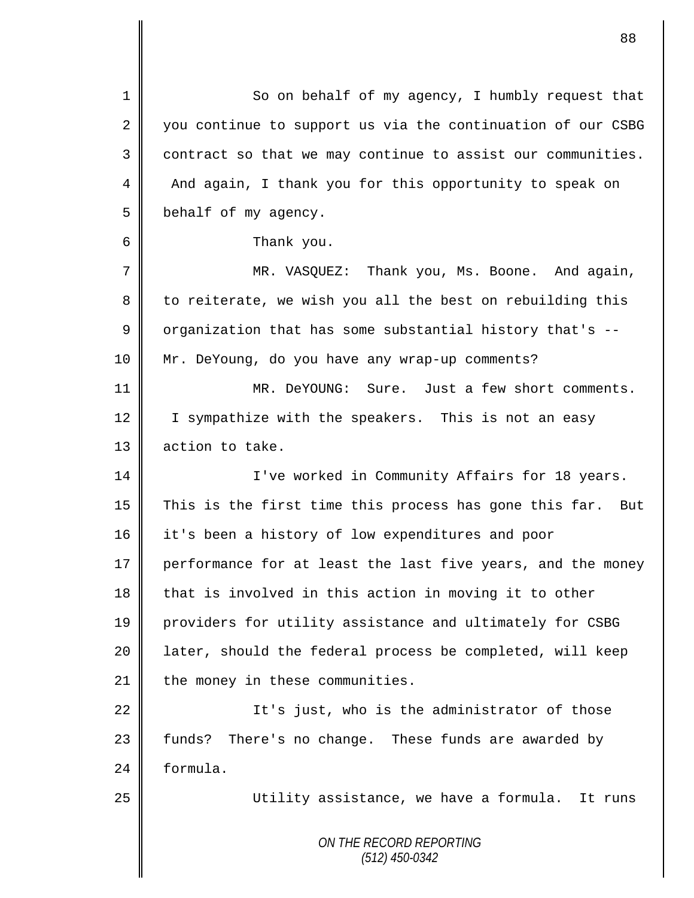So on behalf of my agency, I humbly request that you continue to support us via the continuation of our CSBG contract so that we may continue to assist our communities. And again, I thank you for this opportunity to speak on behalf of my agency.

Thank you.

MR. VASQUEZ: Thank you, Ms. Boone. And again, to reiterate, we wish you all the best on rebuilding this organization that has some substantial history that's -- Mr. DeYoung, do you have any wrap-up comments?

MR. DeYOUNG: Sure. Just a few short comments. I sympathize with the speakers. This is not an easy action to take.

I've worked in Community Affairs for 18 years. This is the first time this process has gone this far. But it's been a history of low expenditures and poor performance for at least the last five years, and the money that is involved in this action in moving it to other providers for utility assistance and ultimately for CSBG later, should the federal process be completed, will keep the money in these communities.

It's just, who is the administrator of those funds? There's no change. These funds are awarded by formula.

Utility assistance, we have a formula. It runs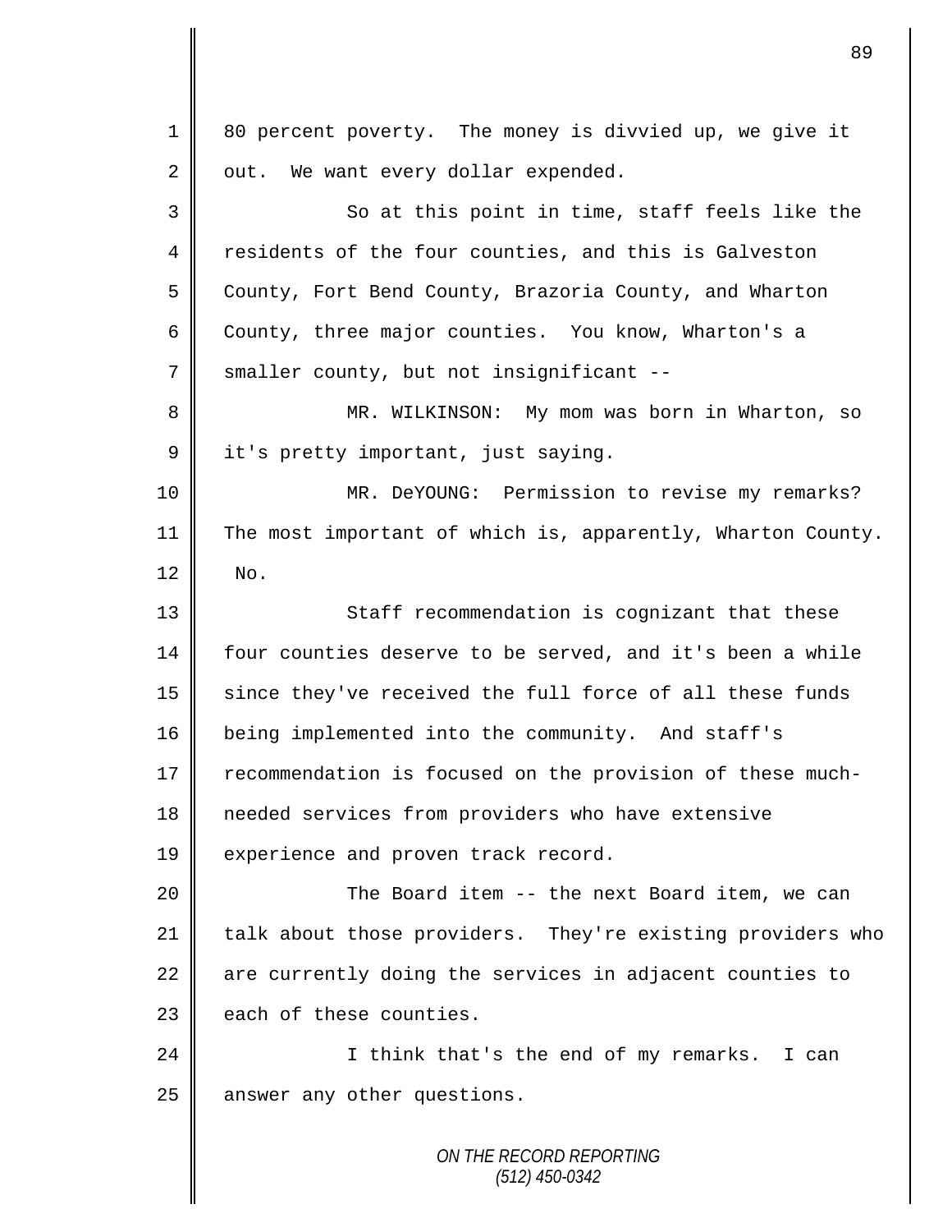80 percent poverty. The money is divvied up, we give it out. We want every dollar expended.

So at this point in time, staff feels like the residents of the four counties, and this is Galveston County, Fort Bend County, Brazoria County, and Wharton County, three major counties. You know, Wharton's a smaller county, but not insignificant --

MR. WILKINSON: My mom was born in Wharton, so it's pretty important, just saying.

MR. DeYOUNG: Permission to revise my remarks? The most important of which is, apparently, Wharton County. No.

Staff recommendation is cognizant that these four counties deserve to be served, and it's been a while since they've received the full force of all these funds being implemented into the community. And staff's recommendation is focused on the provision of these much-needed services from providers who have extensive experience and proven track record.

The Board item -- the next Board item, we can talk about those providers. They're existing providers who are currently doing the services in adjacent counties to each of these counties.

I think that's the end of my remarks. I can answer any other questions.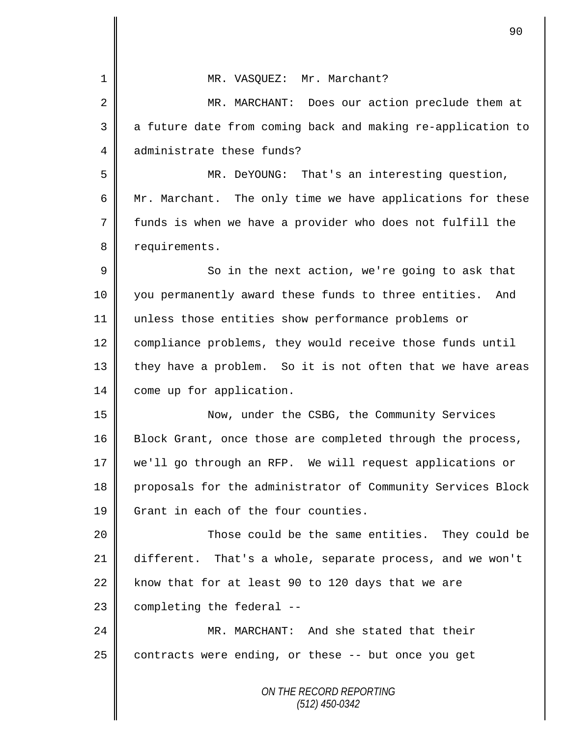MR. VASQUEZ: Mr. Marchant?

MR. MARCHANT: Does our action preclude them at a future date from coming back and making re-application to administrate these funds?

MR. DeYOUNG: That's an interesting question, Mr. Marchant. The only time we have applications for these funds is when we have a provider who does not fulfill the requirements.

So in the next action, we're going to ask that you permanently award these funds to three entities. And unless those entities show performance problems or compliance problems, they would receive those funds until they have a problem. So it is not often that we have areas come up for application.

Now, under the CSBG, the Community Services Block Grant, once those are completed through the process, we'll go through an RFP. We will request applications or proposals for the administrator of Community Services Block Grant in each of the four counties.

Those could be the same entities. They could be different. That's a whole, separate process, and we won't know that for at least 90 to 120 days that we are completing the federal --

MR. MARCHANT: And she stated that their contracts were ending, or these -- but once you get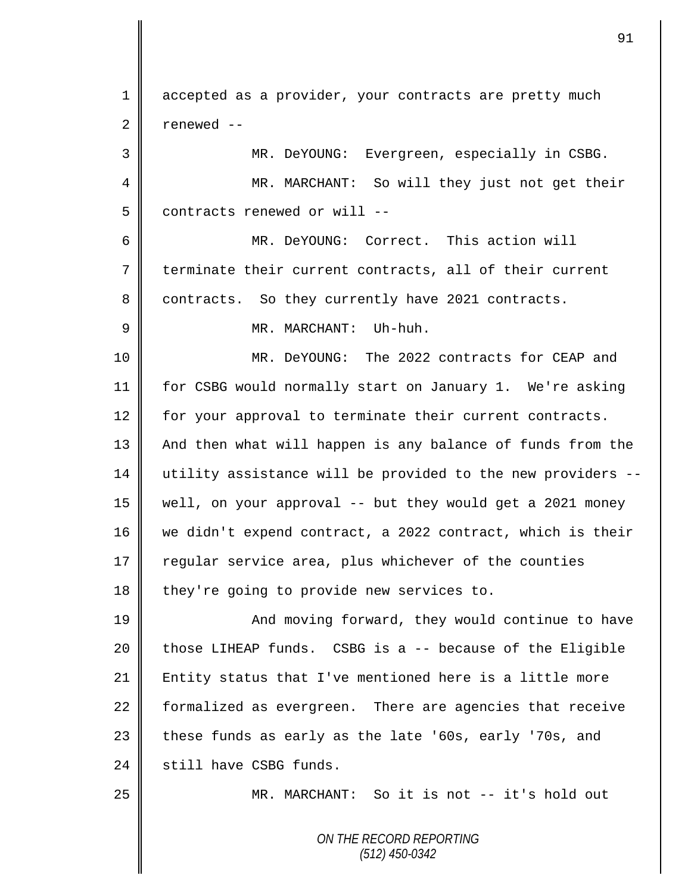accepted as a provider, your contracts are pretty much renewed --

MR. DeYOUNG: Evergreen, especially in CSBG.

MR. MARCHANT: So will they just not get their contracts renewed or will --

MR. DeYOUNG: Correct. This action will terminate their current contracts, all of their current contracts. So they currently have 2021 contracts.

MR. MARCHANT: Uh-huh.

MR. DeYOUNG: The 2022 contracts for CEAP and for CSBG would normally start on January 1. We're asking for your approval to terminate their current contracts. And then what will happen is any balance of funds from the utility assistance will be provided to the new providers -- well, on your approval -- but they would get a 2021 money we didn't expend contract, a 2022 contract, which is their regular service area, plus whichever of the counties they're going to provide new services to.

And moving forward, they would continue to have those LIHEAP funds. CSBG is a -- because of the Eligible Entity status that I've mentioned here is a little more formalized as evergreen. There are agencies that receive these funds as early as the late '60s, early '70s, and still have CSBG funds.

MR. MARCHANT: So it is not -- it's hold out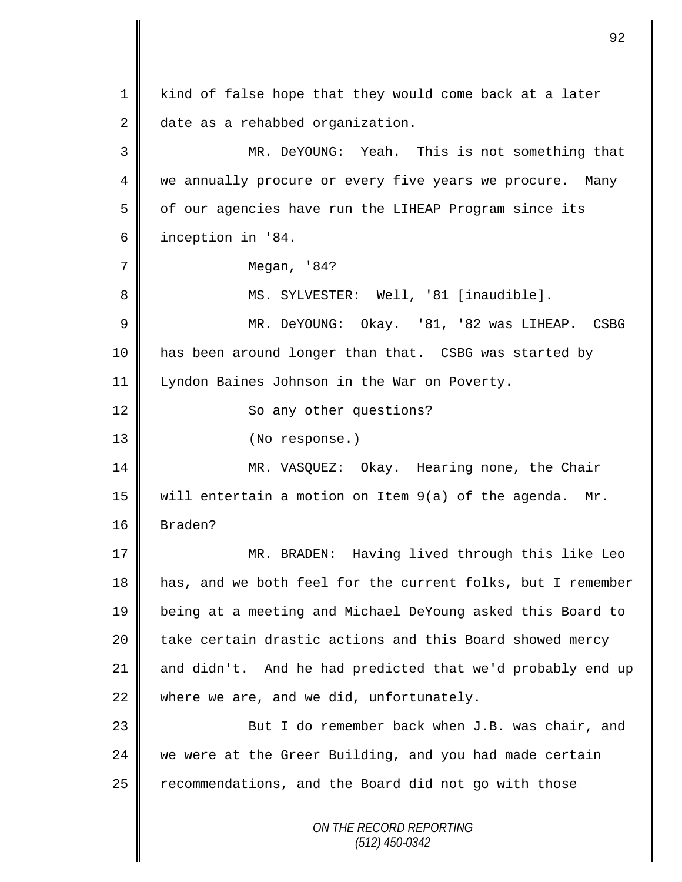kind of false hope that they would come back at a later date as a rehabbed organization.

MR. DeYOUNG: Yeah. This is not something that we annually procure or every five years we procure. Many of our agencies have run the LIHEAP Program since its inception in '84.

Megan, '84?

MS. SYLVESTER: Well, '81 [inaudible].

MR. DeYOUNG: Okay. '81, '82 was LIHEAP. CSBG has been around longer than that. CSBG was started by Lyndon Baines Johnson in the War on Poverty.

So any other questions?

(No response.)

MR. VASQUEZ: Okay. Hearing none, the Chair will entertain a motion on Item 9(a) of the agenda. Mr. Braden?

MR. BRADEN: Having lived through this like Leo has, and we both feel for the current folks, but I remember being at a meeting and Michael DeYoung asked this Board to take certain drastic actions and this Board showed mercy and didn't. And he had predicted that we'd probably end up where we are, and we did, unfortunately.

But I do remember back when J.B. was chair, and we were at the Greer Building, and you had made certain recommendations, and the Board did not go with those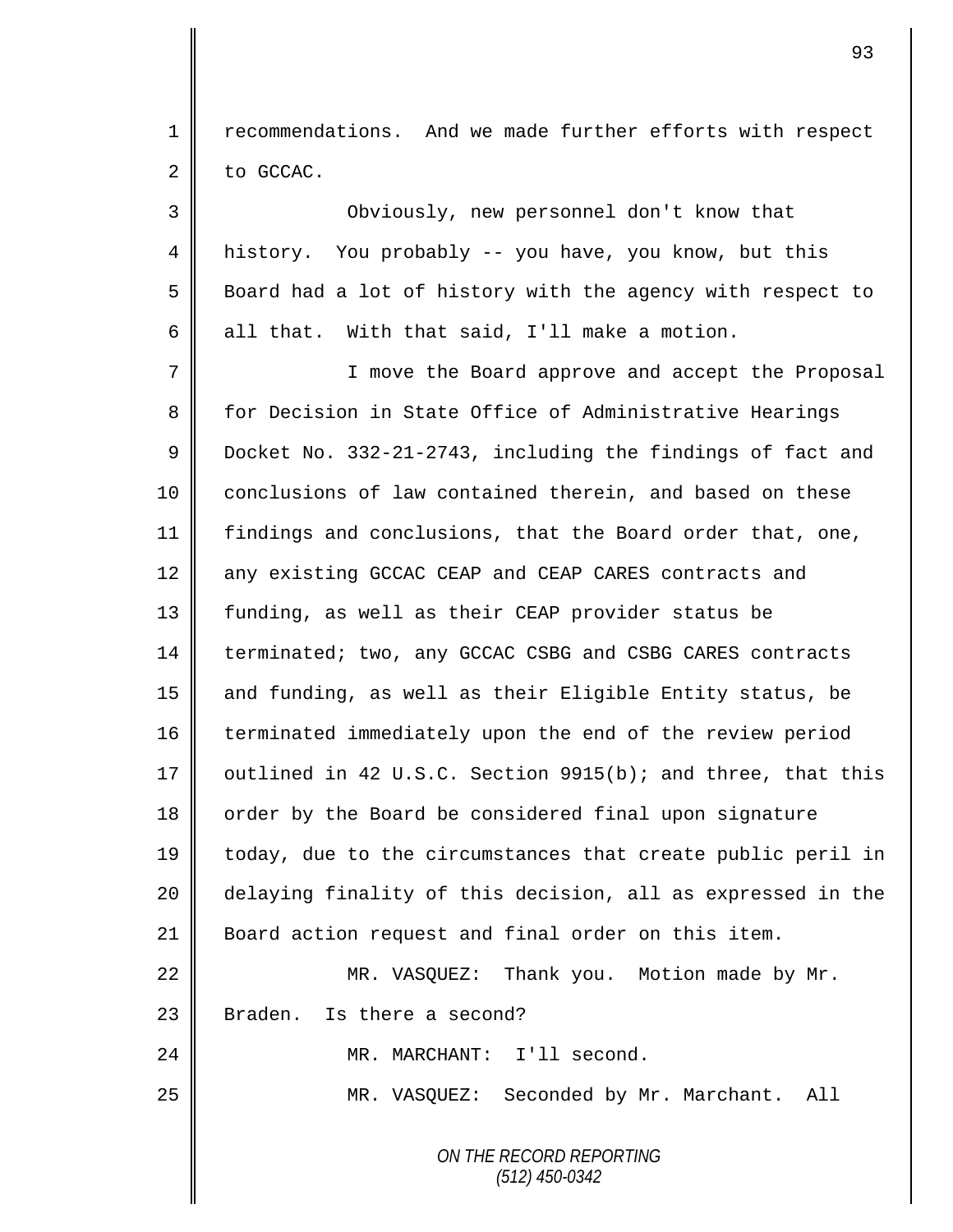recommendations. And we made further efforts with respect to GCCAC.

Obviously, new personnel don't know that history. You probably -- you have, you know, but this Board had a lot of history with the agency with respect to all that. With that said, I'll make a motion.

I move the Board approve and accept the Proposal for Decision in State Office of Administrative Hearings Docket No. 332-21-2743, including the findings of fact and conclusions of law contained therein, and based on these findings and conclusions, that the Board order that, one, any existing GCCAC CEAP and CEAP CARES contracts and funding, as well as their CEAP provider status be terminated; two, any GCCAC CSBG and CSBG CARES contracts and funding, as well as their Eligible Entity status, be terminated immediately upon the end of the review period outlined in 42 U.S.C. Section 9915(b); and three, that this order by the Board be considered final upon signature today, due to the circumstances that create public peril in delaying finality of this decision, all as expressed in the Board action request and final order on this item.

MR. VASQUEZ: Thank you. Motion made by Mr. Braden. Is there a second?

MR. MARCHANT: I'll second.

MR. VASQUEZ: Seconded by Mr. Marchant. All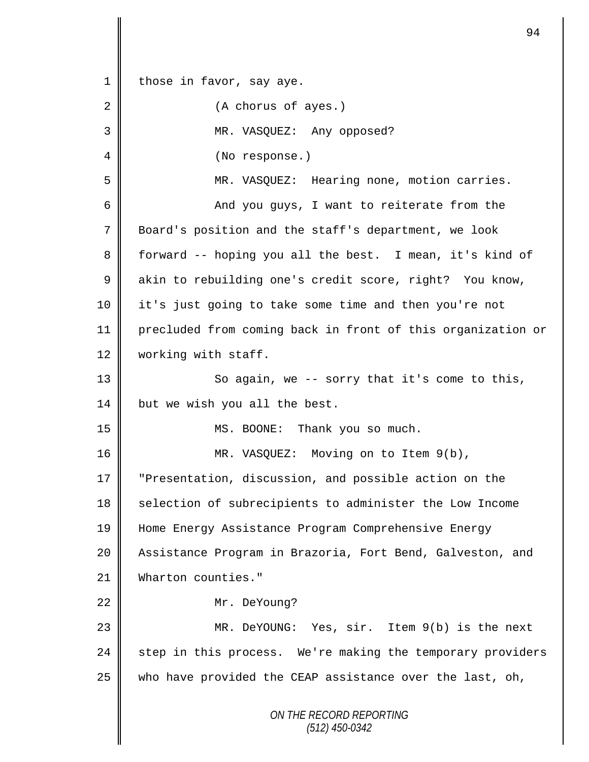those in favor, say aye.

(A chorus of ayes.)

MR. VASQUEZ: Any opposed?

(No response.)

MR. VASQUEZ: Hearing none, motion carries.

And you guys, I want to reiterate from the Board's position and the staff's department, we look forward -- hoping you all the best. I mean, it's kind of akin to rebuilding one's credit score, right? You know, it's just going to take some time and then you're not precluded from coming back in front of this organization or working with staff.

So again, we -- sorry that it's come to this, but we wish you all the best.

MS. BOONE: Thank you so much.

MR. VASQUEZ: Moving on to Item 9(b), "Presentation, discussion, and possible action on the selection of subrecipients to administer the Low Income Home Energy Assistance Program Comprehensive Energy Assistance Program in Brazoria, Fort Bend, Galveston, and Wharton counties."

Mr. DeYoung?

MR. DeYOUNG: Yes, sir. Item 9(b) is the next step in this process. We're making the temporary providers who have provided the CEAP assistance over the last, oh,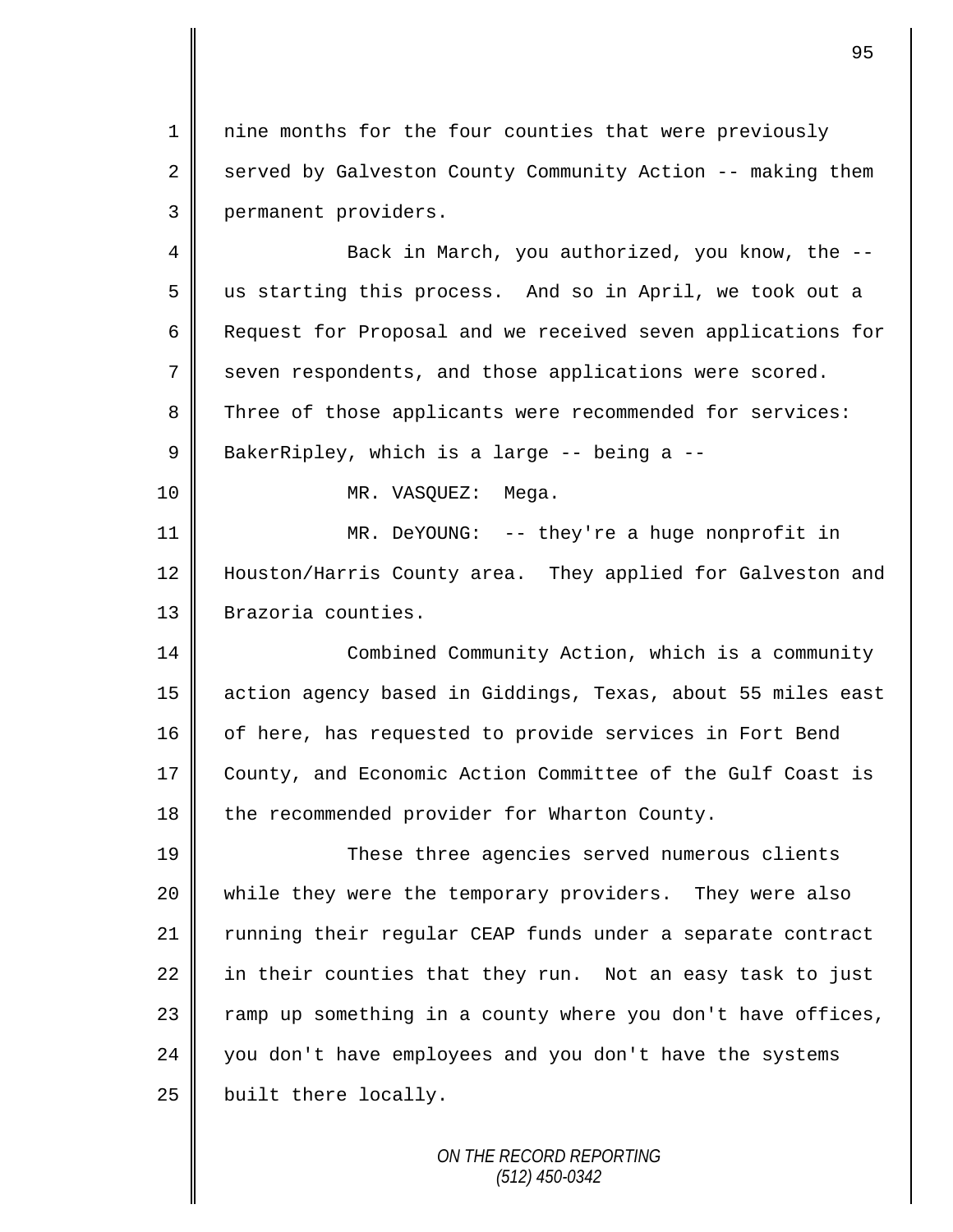nine months for the four counties that were previously served by Galveston County Community Action -- making them permanent providers.

Back in March, you authorized, you know, the -- us starting this process. And so in April, we took out a Request for Proposal and we received seven applications for seven respondents, and those applications were scored. Three of those applicants were recommended for services: BakerRipley, which is a large -- being a --

MR. VASQUEZ: Mega.

MR. DeYOUNG: -- they're a huge nonprofit in Houston/Harris County area. They applied for Galveston and Brazoria counties.

Combined Community Action, which is a community action agency based in Giddings, Texas, about 55 miles east of here, has requested to provide services in Fort Bend County, and Economic Action Committee of the Gulf Coast is the recommended provider for Wharton County.

These three agencies served numerous clients while they were the temporary providers. They were also running their regular CEAP funds under a separate contract in their counties that they run. Not an easy task to just ramp up something in a county where you don't have offices, you don't have employees and you don't have the systems built there locally.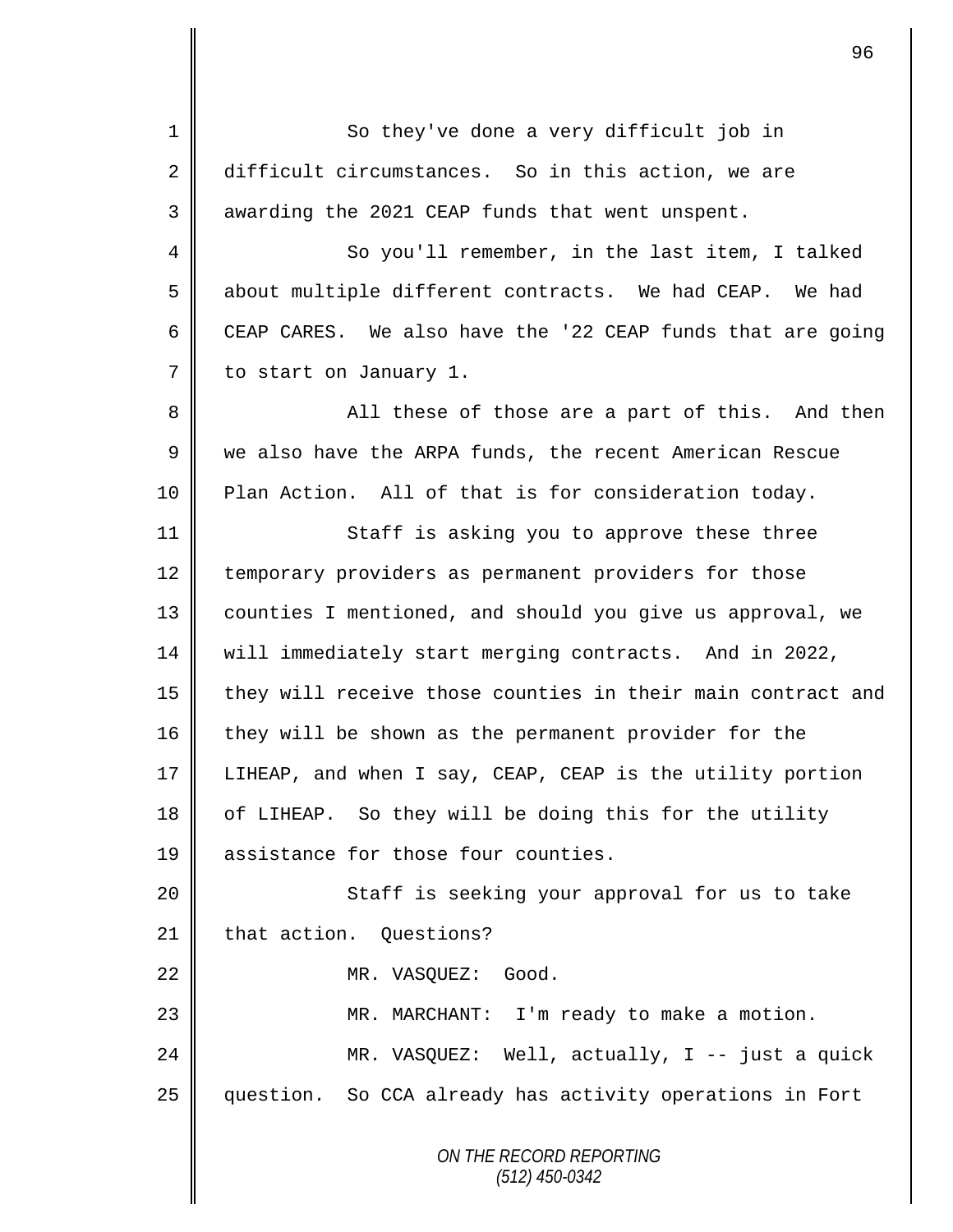So they've done a very difficult job in difficult circumstances. So in this action, we are awarding the 2021 CEAP funds that went unspent.

So you'll remember, in the last item, I talked about multiple different contracts. We had CEAP. We had CEAP CARES. We also have the '22 CEAP funds that are going to start on January 1.

All these of those are a part of this. And then we also have the ARPA funds, the recent American Rescue Plan Action. All of that is for consideration today.

Staff is asking you to approve these three temporary providers as permanent providers for those counties I mentioned, and should you give us approval, we will immediately start merging contracts. And in 2022, they will receive those counties in their main contract and they will be shown as the permanent provider for the LIHEAP, and when I say, CEAP, CEAP is the utility portion of LIHEAP. So they will be doing this for the utility assistance for those four counties.

Staff is seeking your approval for us to take that action. Questions?

MR. VASQUEZ: Good.

MR. MARCHANT: I'm ready to make a motion.

MR. VASQUEZ: Well, actually, I -- just a quick question. So CCA already has activity operations in Fort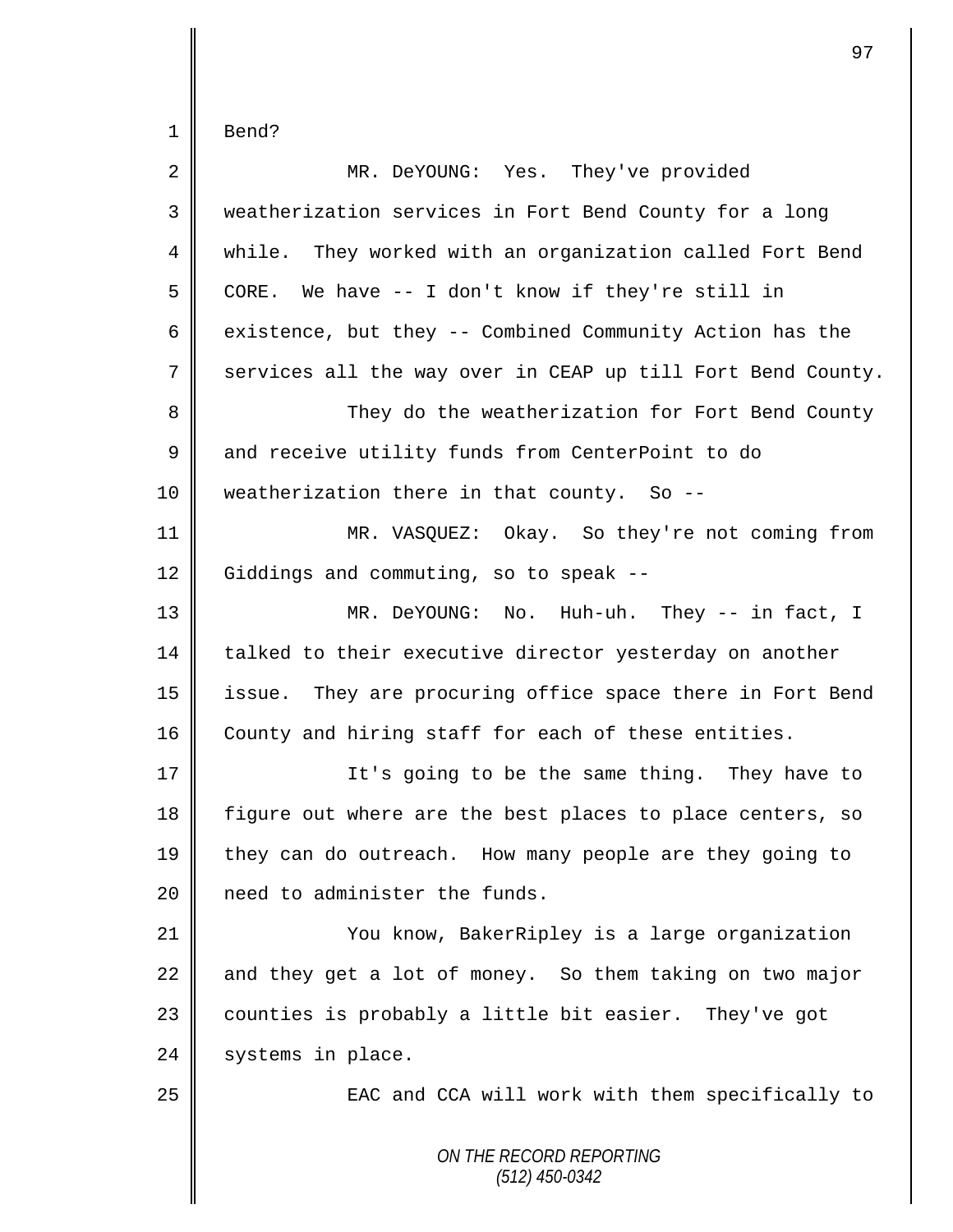Bend?

MR. DeYOUNG: Yes. They've provided weatherization services in Fort Bend County for a long while. They worked with an organization called Fort Bend CORE. We have -- I don't know if they're still in existence, but they -- Combined Community Action has the services all the way over in CEAP up till Fort Bend County.

They do the weatherization for Fort Bend County and receive utility funds from CenterPoint to do weatherization there in that county. So --

MR. VASQUEZ: Okay. So they're not coming from Giddings and commuting, so to speak --

MR. DeYOUNG: No. Huh-uh. They -- in fact, I talked to their executive director yesterday on another issue. They are procuring office space there in Fort Bend County and hiring staff for each of these entities.

It's going to be the same thing. They have to figure out where are the best places to place centers, so they can do outreach. How many people are they going to need to administer the funds.

You know, BakerRipley is a large organization and they get a lot of money. So them taking on two major counties is probably a little bit easier. They've got systems in place.

EAC and CCA will work with them specifically to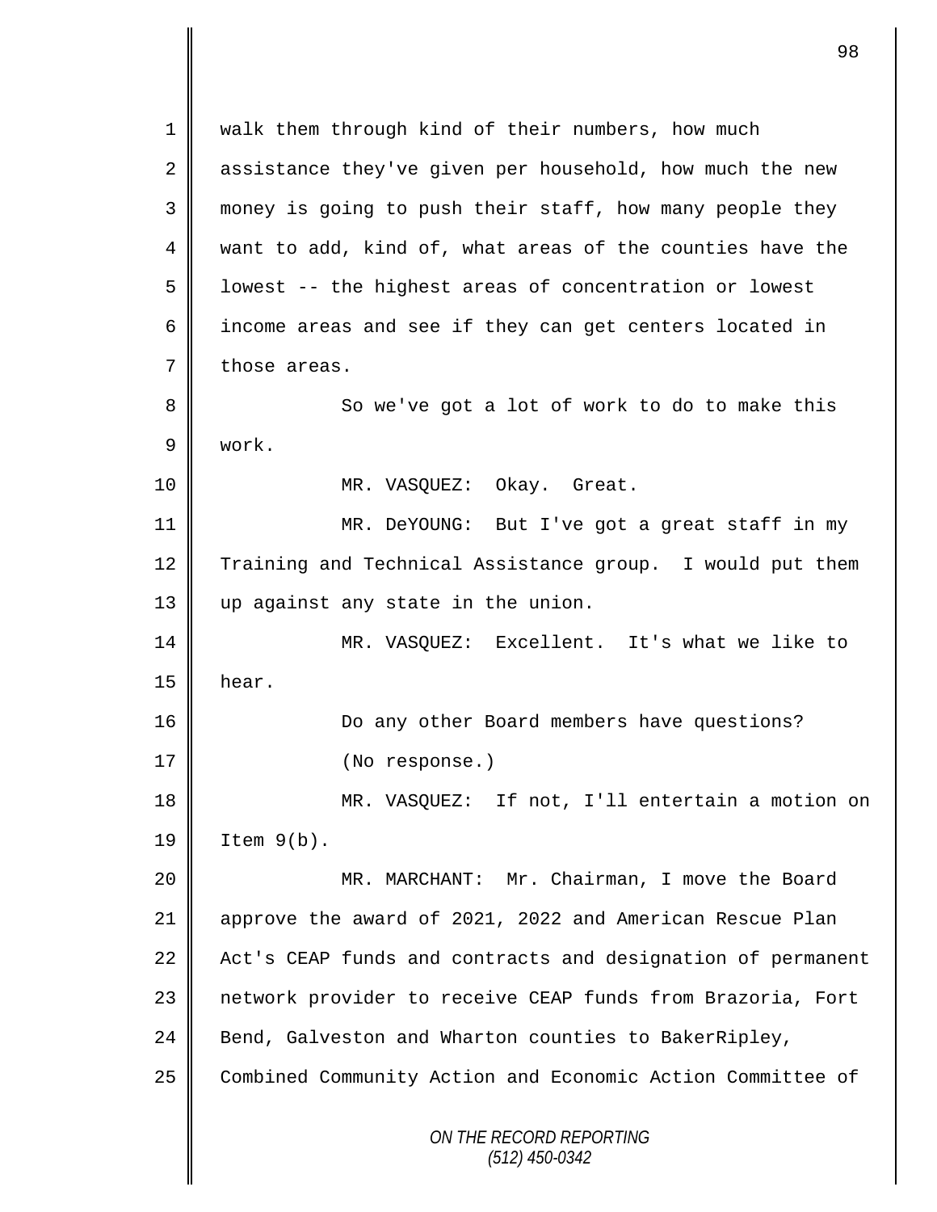walk them through kind of their numbers, how much assistance they've given per household, how much the new money is going to push their staff, how many people they want to add, kind of, what areas of the counties have the lowest -- the highest areas of concentration or lowest income areas and see if they can get centers located in those areas.

So we've got a lot of work to do to make this work.

MR. VASQUEZ: Okay. Great.

MR. DeYOUNG: But I've got a great staff in my Training and Technical Assistance group. I would put them up against any state in the union.

MR. VASQUEZ: Excellent. It's what we like to hear.

Do any other Board members have questions?

(No response.)

MR. VASQUEZ: If not, I'll entertain a motion on Item 9(b).

MR. MARCHANT: Mr. Chairman, I move the Board approve the award of 2021, 2022 and American Rescue Plan Act's CEAP funds and contracts and designation of permanent network provider to receive CEAP funds from Brazoria, Fort Bend, Galveston and Wharton counties to BakerRipley, Combined Community Action and Economic Action Committee of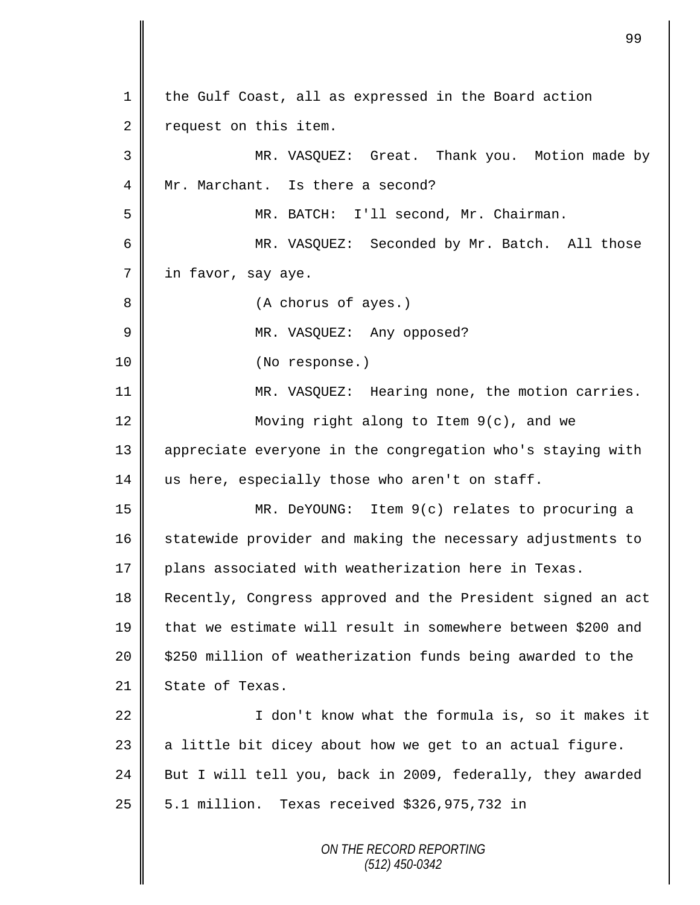1 the Gulf Coast, all as expressed in the Board action
2 request on this item.
3 MR. VASQUEZ: Great. Thank you. Motion made by
4 Mr. Marchant. Is there a second?
5 MR. BATCH: I'll second, Mr. Chairman.
6 MR. VASQUEZ: Seconded by Mr. Batch. All those
7 in favor, say aye.
8 (A chorus of ayes.)
9 MR. VASQUEZ: Any opposed?
10 (No response.)
11 MR. VASQUEZ: Hearing none, the motion carries.
12 Moving right along to Item 9(c), and we
13 appreciate everyone in the congregation who's staying with
14 us here, especially those who aren't on staff.
15 MR. DeYOUNG: Item 9(c) relates to procuring a
16 statewide provider and making the necessary adjustments to
17 plans associated with weatherization here in Texas.
18 Recently, Congress approved and the President signed an act
19 that we estimate will result in somewhere between $200 and
20 $250 million of weatherization funds being awarded to the
21 State of Texas.
22 I don't know what the formula is, so it makes it
23 a little bit dicey about how we get to an actual figure.
24 But I will tell you, back in 2009, federally, they awarded
25 5.1 million. Texas received $326,975,732 in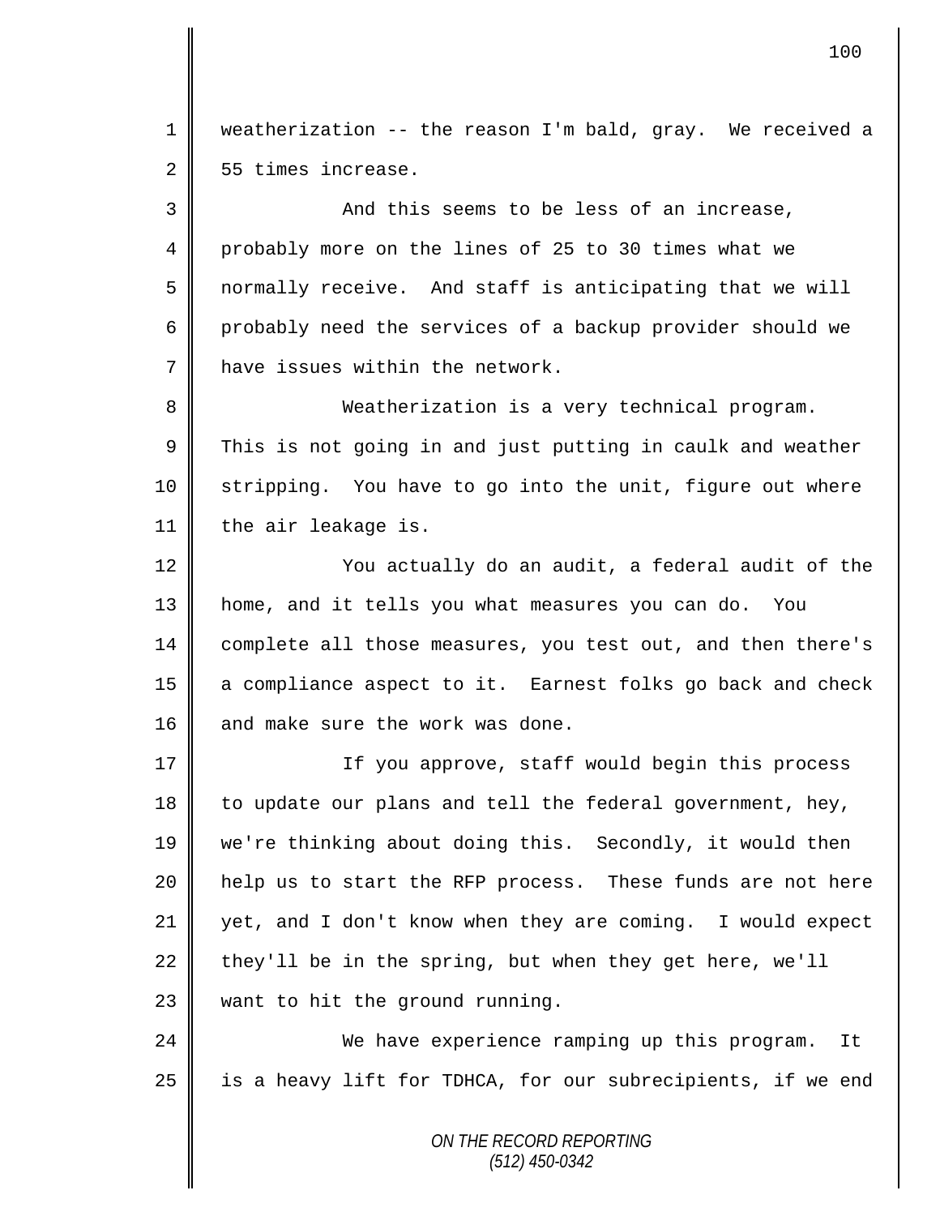weatherization -- the reason I'm bald, gray. We received a 55 times increase.

And this seems to be less of an increase, probably more on the lines of 25 to 30 times what we normally receive. And staff is anticipating that we will probably need the services of a backup provider should we have issues within the network.

Weatherization is a very technical program. This is not going in and just putting in caulk and weather stripping. You have to go into the unit, figure out where the air leakage is.

You actually do an audit, a federal audit of the home, and it tells you what measures you can do. You complete all those measures, you test out, and then there's a compliance aspect to it. Earnest folks go back and check and make sure the work was done.

If you approve, staff would begin this process to update our plans and tell the federal government, hey, we're thinking about doing this. Secondly, it would then help us to start the RFP process. These funds are not here yet, and I don't know when they are coming. I would expect they'll be in the spring, but when they get here, we'll want to hit the ground running.

We have experience ramping up this program. It is a heavy lift for TDHCA, for our subrecipients, if we end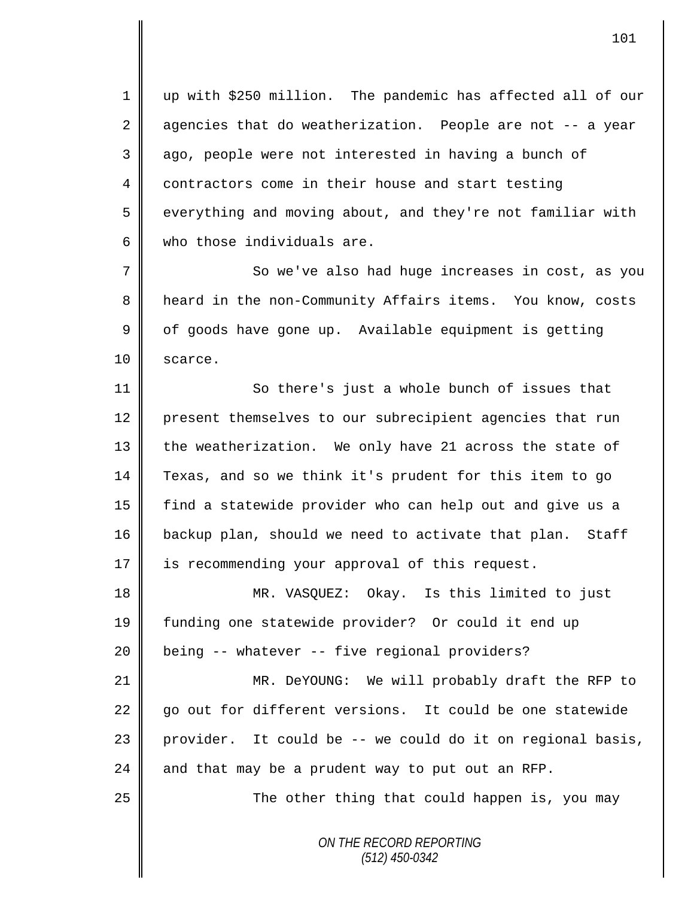up with $250 million. The pandemic has affected all of our agencies that do weatherization. People are not -- a year ago, people were not interested in having a bunch of contractors come in their house and start testing everything and moving about, and they're not familiar with who those individuals are.

So we've also had huge increases in cost, as you heard in the non-Community Affairs items. You know, costs of goods have gone up. Available equipment is getting scarce.

So there's just a whole bunch of issues that present themselves to our subrecipient agencies that run the weatherization. We only have 21 across the state of Texas, and so we think it's prudent for this item to go find a statewide provider who can help out and give us a backup plan, should we need to activate that plan. Staff is recommending your approval of this request.

MR. VASQUEZ: Okay. Is this limited to just funding one statewide provider? Or could it end up being -- whatever -- five regional providers?

MR. DeYOUNG: We will probably draft the RFP to go out for different versions. It could be one statewide provider. It could be -- we could do it on regional basis, and that may be a prudent way to put out an RFP.

The other thing that could happen is, you may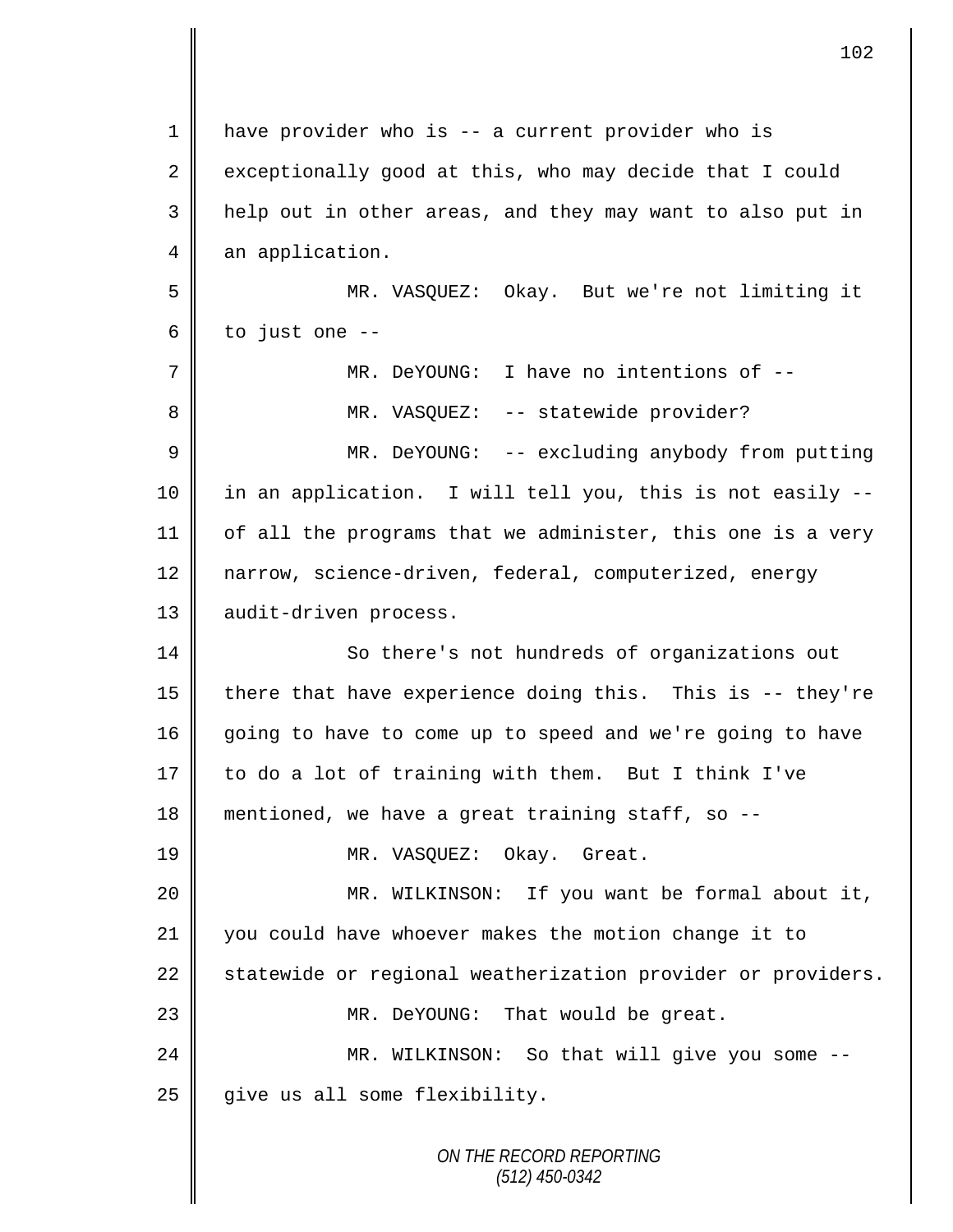have provider who is -- a current provider who is exceptionally good at this, who may decide that I could help out in other areas, and they may want to also put in an application.

MR. VASQUEZ: Okay. But we're not limiting it to just one --

MR. DeYOUNG: I have no intentions of --

MR. VASQUEZ: -- statewide provider?

MR. DeYOUNG: -- excluding anybody from putting in an application. I will tell you, this is not easily -- of all the programs that we administer, this one is a very narrow, science-driven, federal, computerized, energy audit-driven process.

So there's not hundreds of organizations out there that have experience doing this. This is -- they're going to have to come up to speed and we're going to have to do a lot of training with them. But I think I've mentioned, we have a great training staff, so --

MR. VASQUEZ: Okay. Great.

MR. WILKINSON: If you want be formal about it, you could have whoever makes the motion change it to statewide or regional weatherization provider or providers.

MR. DeYOUNG: That would be great.

MR. WILKINSON: So that will give you some -- give us all some flexibility.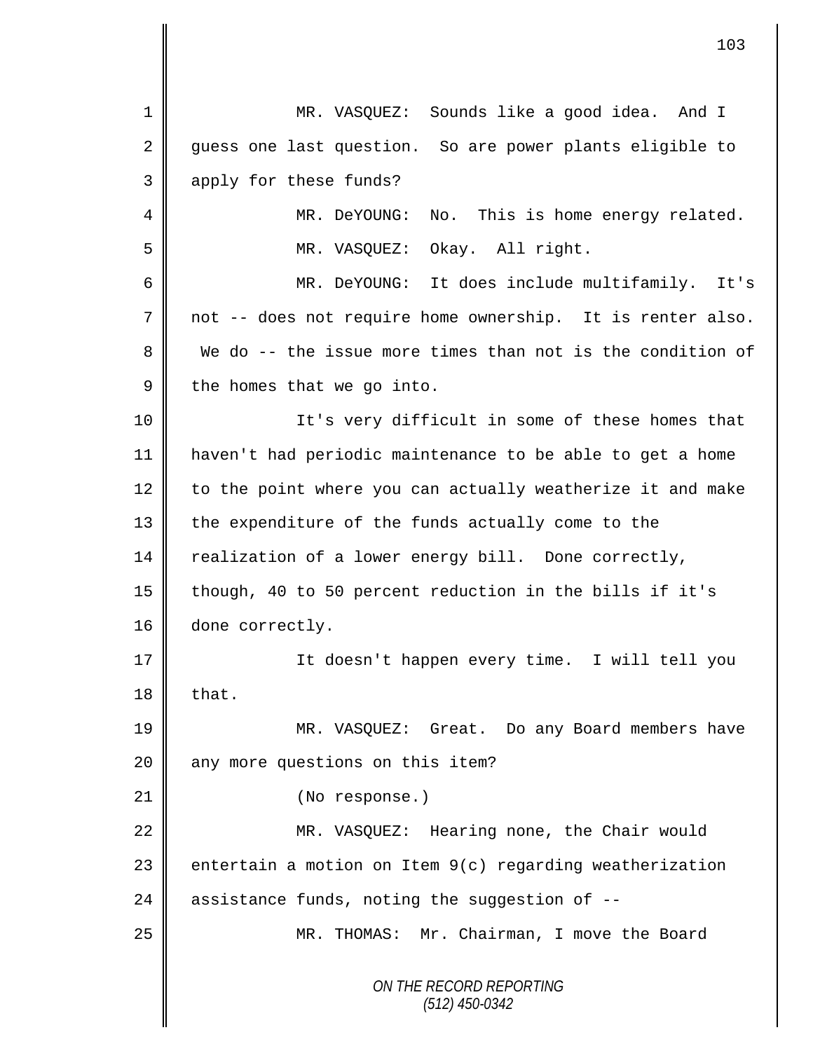MR. VASQUEZ: Sounds like a good idea. And I guess one last question. So are power plants eligible to apply for these funds?

MR. DeYOUNG: No. This is home energy related.

MR. VASQUEZ: Okay. All right.

MR. DeYOUNG: It does include multifamily. It's not -- does not require home ownership. It is renter also. We do -- the issue more times than not is the condition of the homes that we go into.

It's very difficult in some of these homes that haven't had periodic maintenance to be able to get a home to the point where you can actually weatherize it and make the expenditure of the funds actually come to the realization of a lower energy bill. Done correctly, though, 40 to 50 percent reduction in the bills if it's done correctly.

It doesn't happen every time. I will tell you that.

MR. VASQUEZ: Great. Do any Board members have any more questions on this item?

(No response.)

MR. VASQUEZ: Hearing none, the Chair would entertain a motion on Item 9(c) regarding weatherization assistance funds, noting the suggestion of --

MR. THOMAS: Mr. Chairman, I move the Board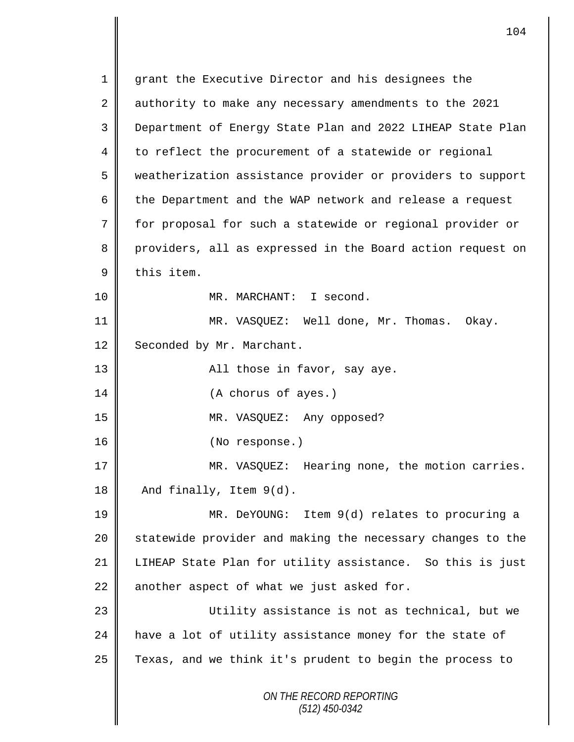grant the Executive Director and his designees the authority to make any necessary amendments to the 2021 Department of Energy State Plan and 2022 LIHEAP State Plan to reflect the procurement of a statewide or regional weatherization assistance provider or providers to support the Department and the WAP network and release a request for proposal for such a statewide or regional provider or providers, all as expressed in the Board action request on this item.

MR. MARCHANT: I second.

MR. VASQUEZ: Well done, Mr. Thomas. Okay. Seconded by Mr. Marchant.

All those in favor, say aye.

(A chorus of ayes.)

MR. VASQUEZ: Any opposed?

(No response.)

MR. VASQUEZ: Hearing none, the motion carries. And finally, Item 9(d).

MR. DeYOUNG: Item 9(d) relates to procuring a statewide provider and making the necessary changes to the LIHEAP State Plan for utility assistance. So this is just another aspect of what we just asked for.

Utility assistance is not as technical, but we have a lot of utility assistance money for the state of Texas, and we think it's prudent to begin the process to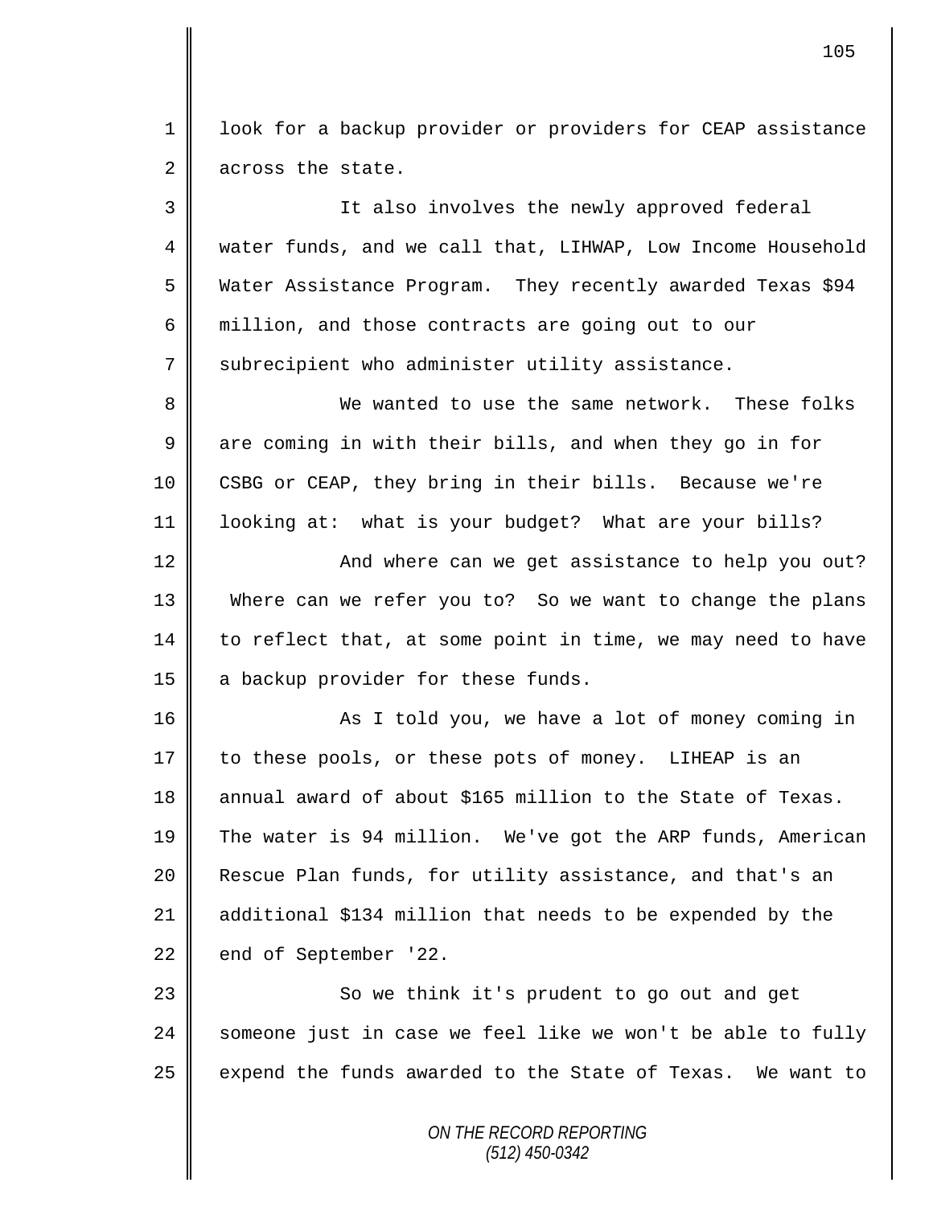look for a backup provider or providers for CEAP assistance across the state.

It also involves the newly approved federal water funds, and we call that, LIHWAP, Low Income Household Water Assistance Program. They recently awarded Texas $94 million, and those contracts are going out to our subrecipient who administer utility assistance.

We wanted to use the same network. These folks are coming in with their bills, and when they go in for CSBG or CEAP, they bring in their bills. Because we're looking at: what is your budget? What are your bills?

And where can we get assistance to help you out? Where can we refer you to? So we want to change the plans to reflect that, at some point in time, we may need to have a backup provider for these funds.

As I told you, we have a lot of money coming in to these pools, or these pots of money. LIHEAP is an annual award of about $165 million to the State of Texas. The water is 94 million. We've got the ARP funds, American Rescue Plan funds, for utility assistance, and that's an additional $134 million that needs to be expended by the end of September '22.

So we think it's prudent to go out and get someone just in case we feel like we won't be able to fully expend the funds awarded to the State of Texas. We want to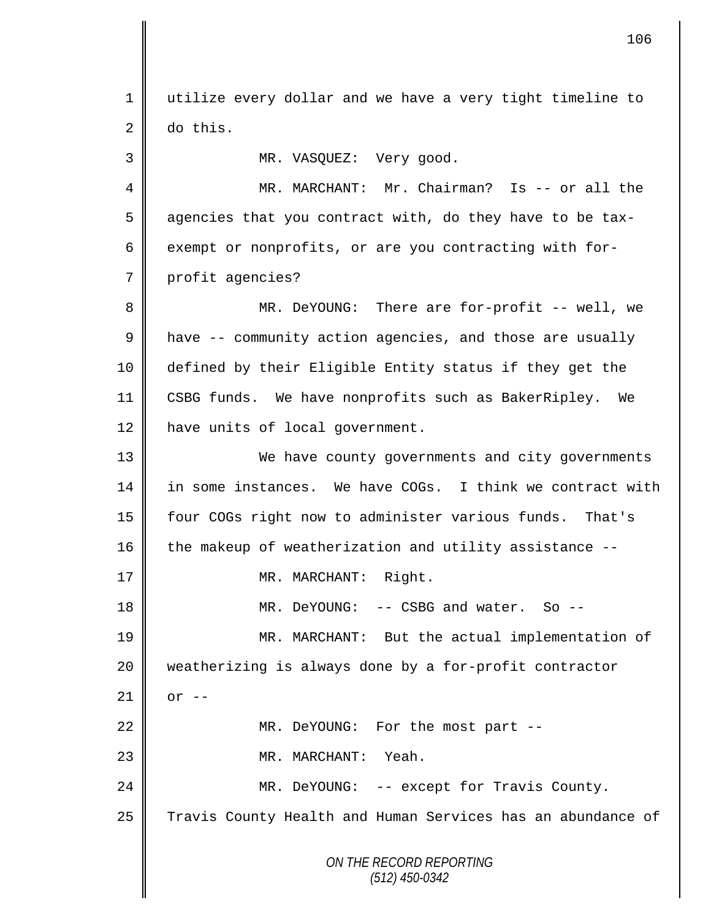utilize every dollar and we have a very tight timeline to do this.

MR. VASQUEZ: Very good.

MR. MARCHANT: Mr. Chairman? Is -- or all the agencies that you contract with, do they have to be tax-exempt or nonprofits, or are you contracting with for-profit agencies?

MR. DeYOUNG: There are for-profit -- well, we have -- community action agencies, and those are usually defined by their Eligible Entity status if they get the CSBG funds. We have nonprofits such as BakerRipley. We have units of local government.

We have county governments and city governments in some instances. We have COGs. I think we contract with four COGs right now to administer various funds. That's the makeup of weatherization and utility assistance --

MR. MARCHANT: Right.

MR. DeYOUNG: -- CSBG and water. So --

MR. MARCHANT: But the actual implementation of weatherizing is always done by a for-profit contractor or --

MR. DeYOUNG: For the most part --

MR. MARCHANT: Yeah.

MR. DeYOUNG: -- except for Travis County. Travis County Health and Human Services has an abundance of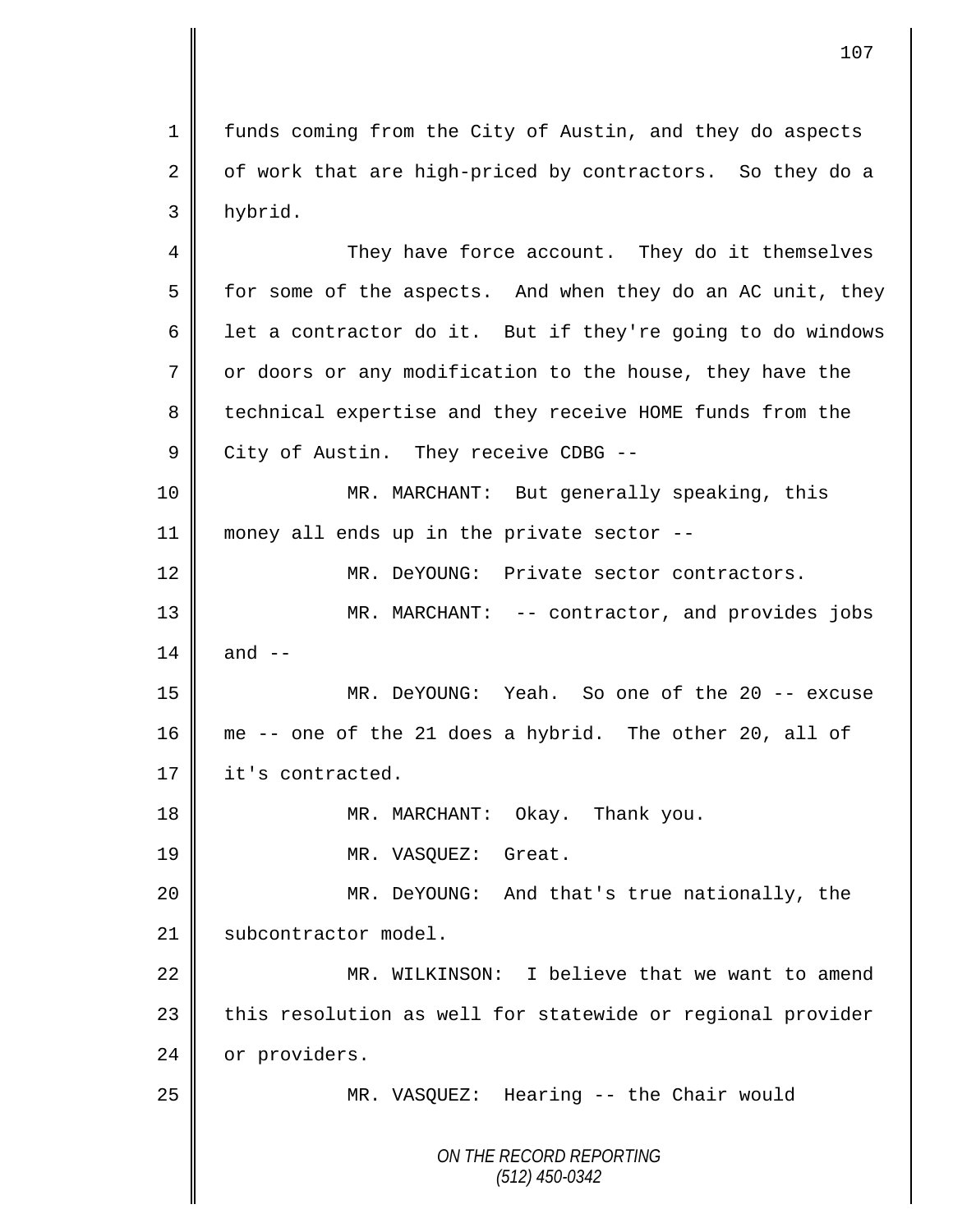funds coming from the City of Austin, and they do aspects of work that are high-priced by contractors. So they do a hybrid.

They have force account. They do it themselves for some of the aspects. And when they do an AC unit, they let a contractor do it. But if they're going to do windows or doors or any modification to the house, they have the technical expertise and they receive HOME funds from the City of Austin. They receive CDBG --

MR. MARCHANT: But generally speaking, this money all ends up in the private sector --

MR. DeYOUNG: Private sector contractors.

MR. MARCHANT: -- contractor, and provides jobs and --

MR. DeYOUNG: Yeah. So one of the 20 -- excuse me -- one of the 21 does a hybrid. The other 20, all of it's contracted.

MR. MARCHANT: Okay. Thank you.

MR. VASQUEZ: Great.

MR. DeYOUNG: And that's true nationally, the subcontractor model.

MR. WILKINSON: I believe that we want to amend this resolution as well for statewide or regional provider or providers.

MR. VASQUEZ: Hearing -- the Chair would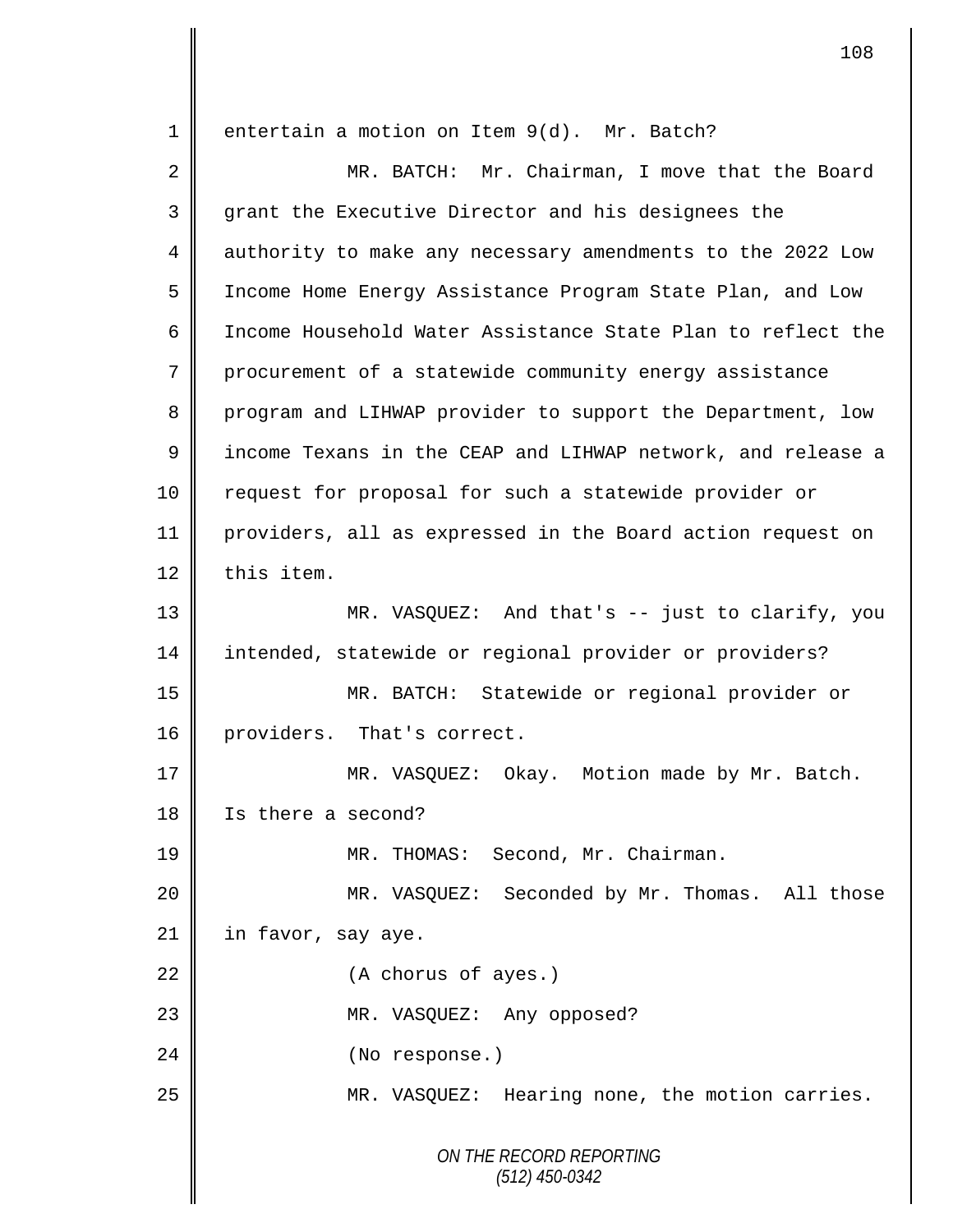1 entertain a motion on Item 9(d). Mr. Batch?

2 MR. BATCH: Mr. Chairman, I move that the Board

3 grant the Executive Director and his designees the

4 authority to make any necessary amendments to the 2022 Low

5 Income Home Energy Assistance Program State Plan, and Low

6 Income Household Water Assistance State Plan to reflect the

7 procurement of a statewide community energy assistance

8 program and LIHWAP provider to support the Department, low

9 income Texans in the CEAP and LIHWAP network, and release a

10 request for proposal for such a statewide provider or

11 providers, all as expressed in the Board action request on

12 this item.

13 MR. VASQUEZ: And that's -- just to clarify, you

14 intended, statewide or regional provider or providers?

15 MR. BATCH: Statewide or regional provider or

16 providers. That's correct.

17 MR. VASQUEZ: Okay. Motion made by Mr. Batch.

18 Is there a second?

19 MR. THOMAS: Second, Mr. Chairman.

20 MR. VASQUEZ: Seconded by Mr. Thomas. All those

21 in favor, say aye.

22 (A chorus of ayes.)

23 MR. VASQUEZ: Any opposed?

24 (No response.)

25 MR. VASQUEZ: Hearing none, the motion carries.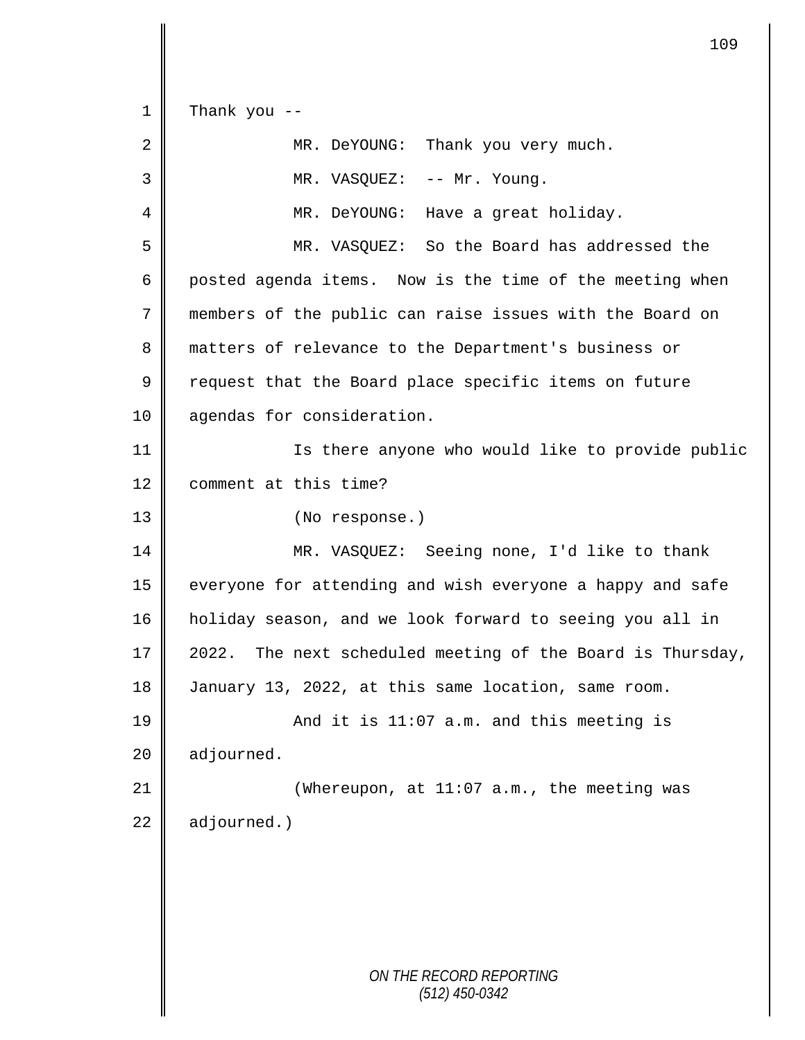Thank you --

MR. DeYOUNG: Thank you very much.

MR. VASQUEZ: -- Mr. Young.

MR. DeYOUNG: Have a great holiday.

MR. VASQUEZ: So the Board has addressed the posted agenda items. Now is the time of the meeting when members of the public can raise issues with the Board on matters of relevance to the Department's business or request that the Board place specific items on future agendas for consideration.

Is there anyone who would like to provide public comment at this time?

(No response.)

MR. VASQUEZ: Seeing none, I'd like to thank everyone for attending and wish everyone a happy and safe holiday season, and we look forward to seeing you all in 2022. The next scheduled meeting of the Board is Thursday, January 13, 2022, at this same location, same room.

And it is 11:07 a.m. and this meeting is adjourned.

(Whereupon, at 11:07 a.m., the meeting was adjourned.)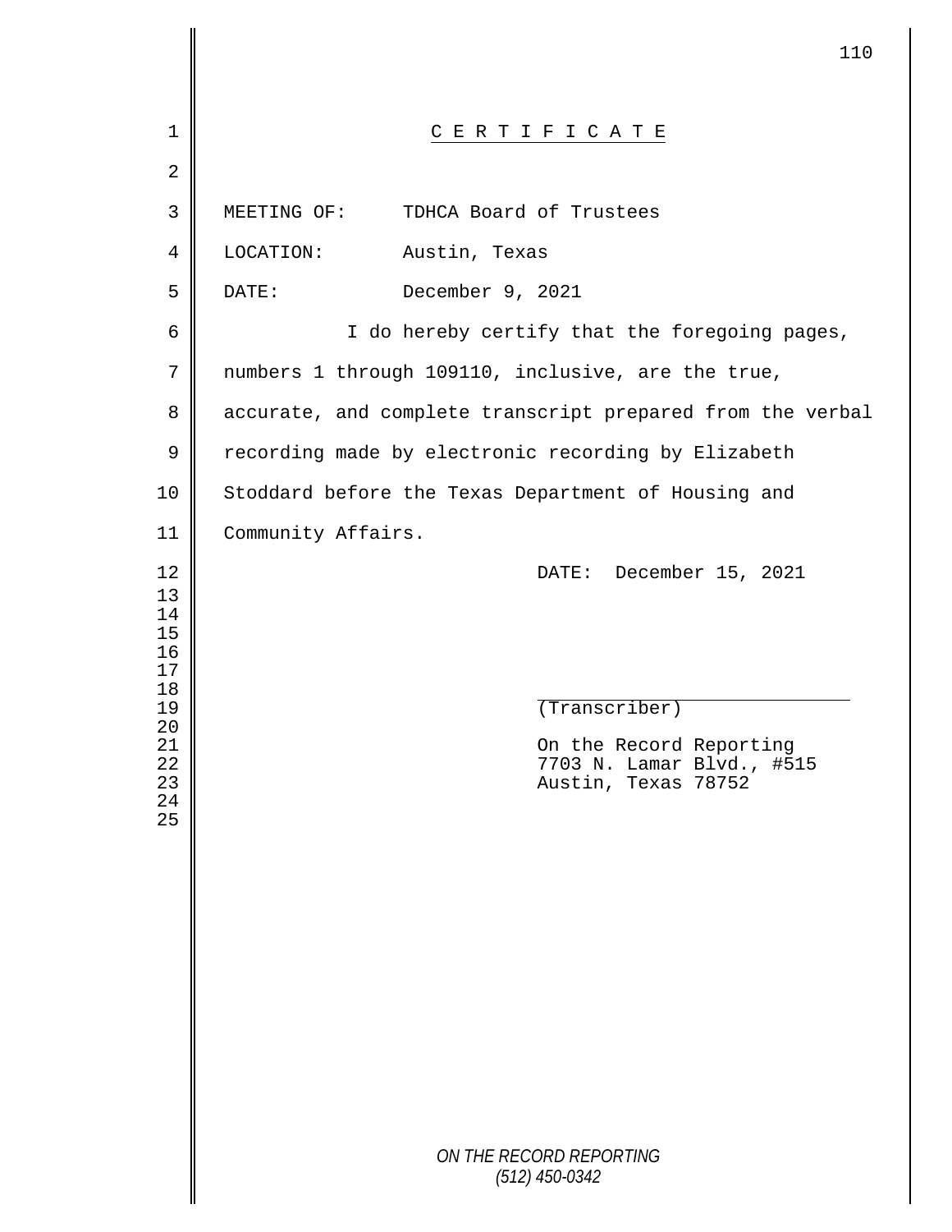# C E R T I F I C A T E

MEETING OF: TDHCA Board of Trustees

LOCATION: Austin, Texas

DATE: December 9, 2021

I do hereby certify that the foregoing pages, numbers 1 through 109110, inclusive, are the true, accurate, and complete transcript prepared from the verbal recording made by electronic recording by Elizabeth Stoddard before the Texas Department of Housing and Community Affairs.

DATE: December 15, 2021

(Transcriber)

On the Record Reporting
7703 N. Lamar Blvd., #515
Austin, Texas 78752